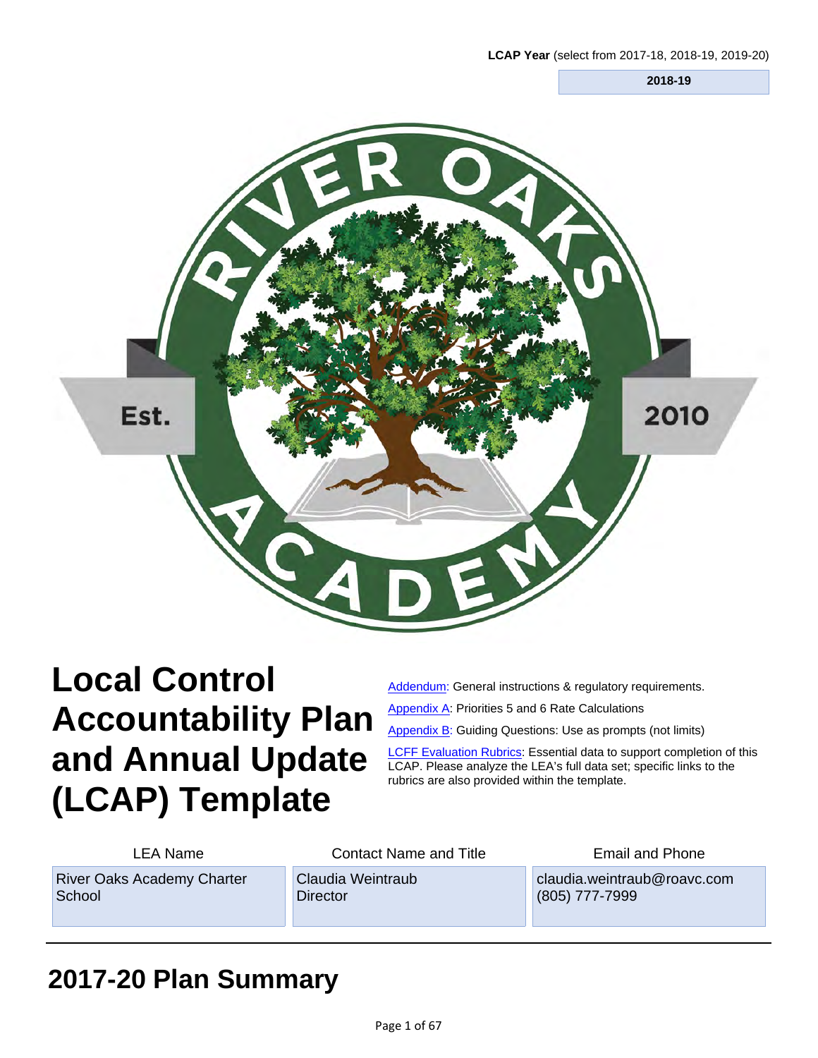**LCAP Year** (select from 2017-18, 2018-19, 2019-20)

**2018-19**

# Local Control Accountability Plan and Annual Update (LCAP) Template

Addendum: General instructions & regulatory requirements.

Appendix A: Priorities 5 and 6 Rate Calculations

Appendix B: Guiding Questions: Use as prompts (not limits)

LCFF Evaluation Rubrics: Essential data to support completion of this LCAP. Please analyze the LEA's full data set; specific links to the rubrics are also provided within the template.

| LEA Name | Contact Name and Title | Email and Phone |
|---|---|---|
| River Oaks Academy Charter School | Claudia Weintraub<br>Director | claudia.weintraub@roavc.com<br>(805) 777-7999 |

# 2017-20 Plan Summary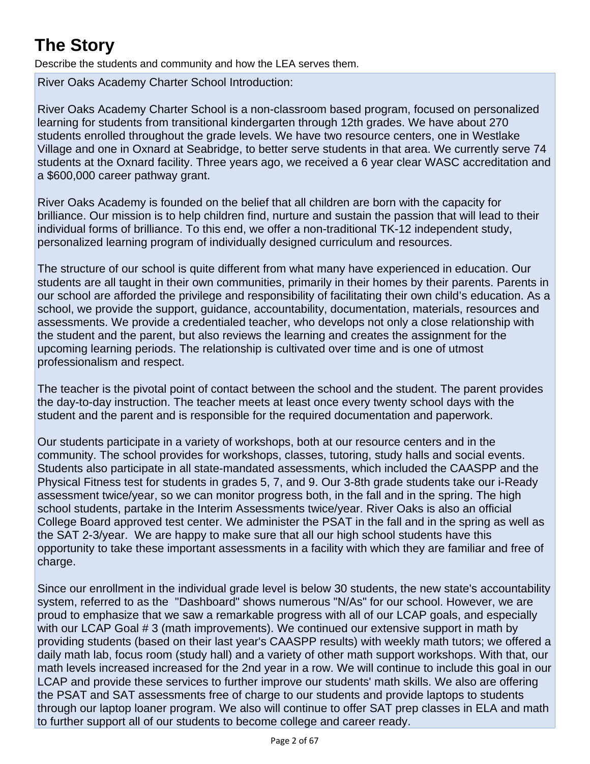# The Story

Describe the students and community and how the LEA serves them.

River Oaks Academy Charter School Introduction:

River Oaks Academy Charter School is a non-classroom based program, focused on personalized learning for students from transitional kindergarten through 12th grades. We have about 270 students enrolled throughout the grade levels. We have two resource centers, one in Westlake Village and one in Oxnard at Seabridge, to better serve students in that area. We currently serve 74 students at the Oxnard facility. Three years ago, we received a 6 year clear WASC accreditation and a $600,000 career pathway grant.

River Oaks Academy is founded on the belief that all children are born with the capacity for brilliance. Our mission is to help children find, nurture and sustain the passion that will lead to their individual forms of brilliance. To this end, we offer a non-traditional TK-12 independent study, personalized learning program of individually designed curriculum and resources.

The structure of our school is quite different from what many have experienced in education. Our students are all taught in their own communities, primarily in their homes by their parents. Parents in our school are afforded the privilege and responsibility of facilitating their own child's education. As a school, we provide the support, guidance, accountability, documentation, materials, resources and assessments. We provide a credentialed teacher, who develops not only a close relationship with the student and the parent, but also reviews the learning and creates the assignment for the upcoming learning periods. The relationship is cultivated over time and is one of utmost professionalism and respect.

The teacher is the pivotal point of contact between the school and the student. The parent provides the day-to-day instruction. The teacher meets at least once every twenty school days with the student and the parent and is responsible for the required documentation and paperwork.

Our students participate in a variety of workshops, both at our resource centers and in the community. The school provides for workshops, classes, tutoring, study halls and social events. Students also participate in all state-mandated assessments, which included the CAASPP and the Physical Fitness test for students in grades 5, 7, and 9. Our 3-8th grade students take our i-Ready assessment twice/year, so we can monitor progress both, in the fall and in the spring. The high school students, partake in the Interim Assessments twice/year. River Oaks is also an official College Board approved test center. We administer the PSAT in the fall and in the spring as well as the SAT 2-3/year. We are happy to make sure that all our high school students have this opportunity to take these important assessments in a facility with which they are familiar and free of charge.

Since our enrollment in the individual grade level is below 30 students, the new state's accountability system, referred to as the "Dashboard" shows numerous "N/As" for our school. However, we are proud to emphasize that we saw a remarkable progress with all of our LCAP goals, and especially with our LCAP Goal # 3 (math improvements). We continued our extensive support in math by providing students (based on their last year's CAASPP results) with weekly math tutors; we offered a daily math lab, focus room (study hall) and a variety of other math support workshops. With that, our math levels increased increased for the 2nd year in a row. We will continue to include this goal in our LCAP and provide these services to further improve our students' math skills. We also are offering the PSAT and SAT assessments free of charge to our students and provide laptops to students through our laptop loaner program. We also will continue to offer SAT prep classes in ELA and math to further support all of our students to become college and career ready.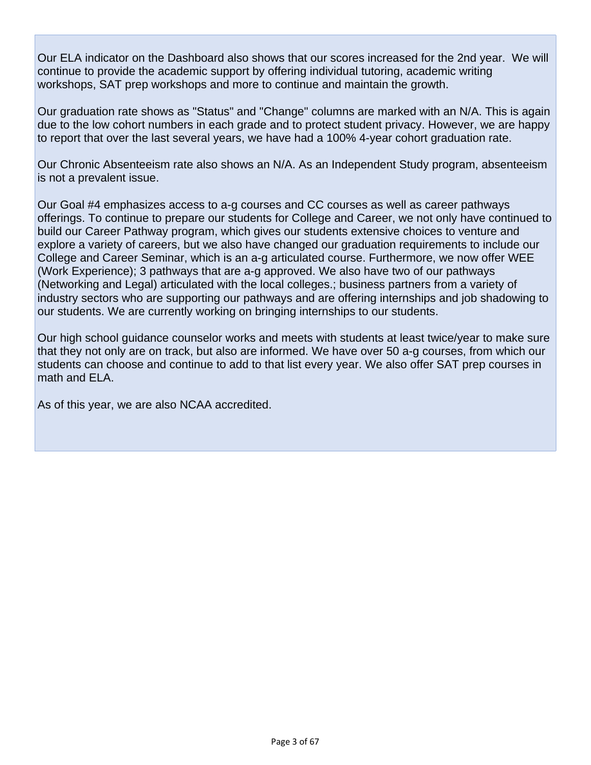Our ELA indicator on the Dashboard also shows that our scores increased for the 2nd year. We will continue to provide the academic support by offering individual tutoring, academic writing workshops, SAT prep workshops and more to continue and maintain the growth.

Our graduation rate shows as "Status" and "Change" columns are marked with an N/A. This is again due to the low cohort numbers in each grade and to protect student privacy. However, we are happy to report that over the last several years, we have had a 100% 4-year cohort graduation rate.

Our Chronic Absenteeism rate also shows an N/A. As an Independent Study program, absenteeism is not a prevalent issue.

Our Goal #4 emphasizes access to a-g courses and CC courses as well as career pathways offerings. To continue to prepare our students for College and Career, we not only have continued to build our Career Pathway program, which gives our students extensive choices to venture and explore a variety of careers, but we also have changed our graduation requirements to include our College and Career Seminar, which is an a-g articulated course. Furthermore, we now offer WEE (Work Experience); 3 pathways that are a-g approved. We also have two of our pathways (Networking and Legal) articulated with the local colleges.; business partners from a variety of industry sectors who are supporting our pathways and are offering internships and job shadowing to our students. We are currently working on bringing internships to our students.

Our high school guidance counselor works and meets with students at least twice/year to make sure that they not only are on track, but also are informed. We have over 50 a-g courses, from which our students can choose and continue to add to that list every year. We also offer SAT prep courses in math and ELA.

As of this year, we are also NCAA accredited.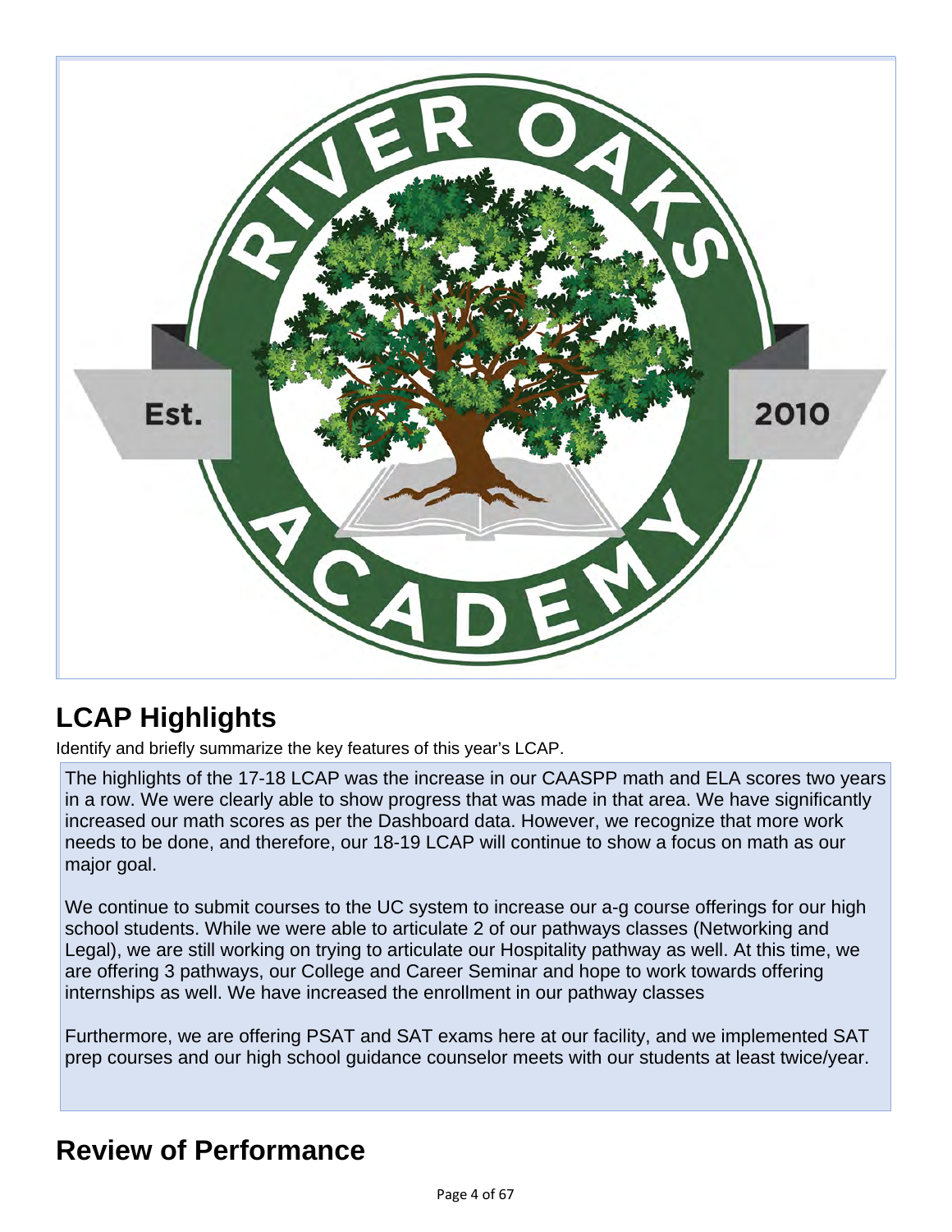## LCAP Highlights

Identify and briefly summarize the key features of this year's LCAP.

The highlights of the 17-18 LCAP was the increase in our CAASPP math and ELA scores two years in a row. We were clearly able to show progress that was made in that area. We have significantly increased our math scores as per the Dashboard data. However, we recognize that more work needs to be done, and therefore, our 18-19 LCAP will continue to show a focus on math as our major goal.

We continue to submit courses to the UC system to increase our a-g course offerings for our high school students. While we were able to articulate 2 of our pathways classes (Networking and Legal), we are still working on trying to articulate our Hospitality pathway as well. At this time, we are offering 3 pathways, our College and Career Seminar and hope to work towards offering internships as well. We have increased the enrollment in our pathway classes

Furthermore, we are offering PSAT and SAT exams here at our facility, and we implemented SAT prep courses and our high school guidance counselor meets with our students at least twice/year.

## Review of Performance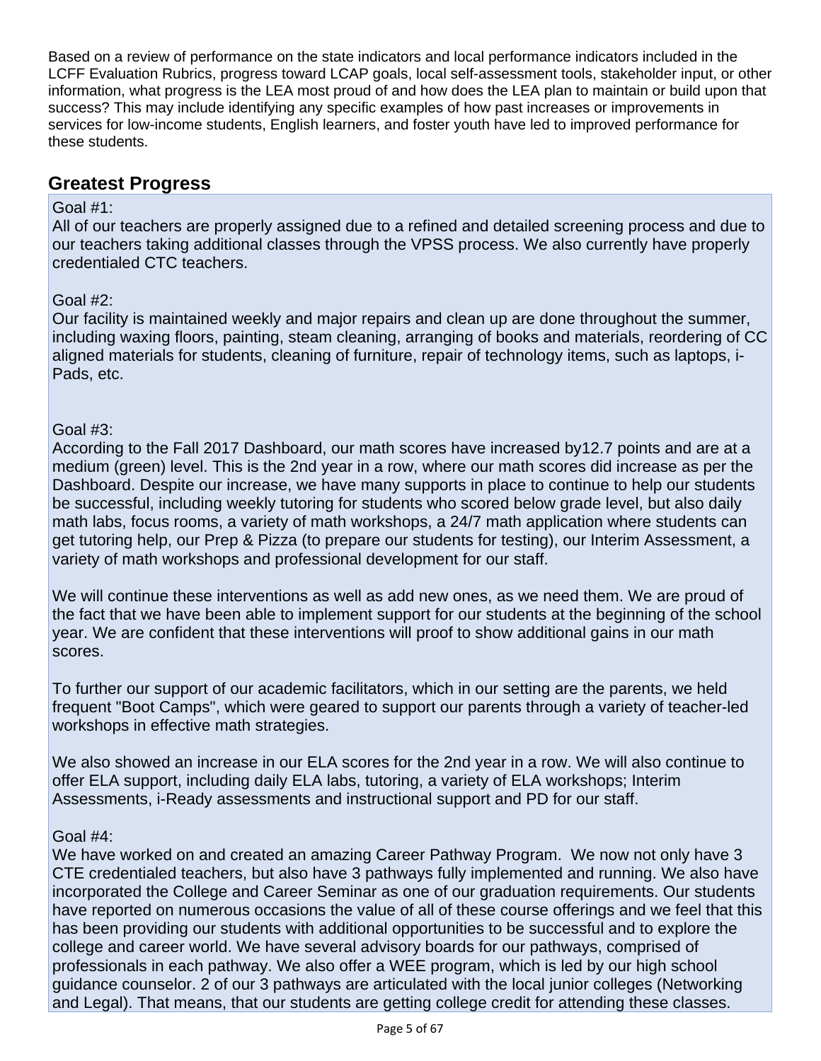Based on a review of performance on the state indicators and local performance indicators included in the LCFF Evaluation Rubrics, progress toward LCAP goals, local self-assessment tools, stakeholder input, or other information, what progress is the LEA most proud of and how does the LEA plan to maintain or build upon that success? This may include identifying any specific examples of how past increases or improvements in services for low-income students, English learners, and foster youth have led to improved performance for these students.

## Greatest Progress

Goal #1:
All of our teachers are properly assigned due to a refined and detailed screening process and due to our teachers taking additional classes through the VPSS process. We also currently have properly credentialed CTC teachers.

Goal #2:
Our facility is maintained weekly and major repairs and clean up are done throughout the summer, including waxing floors, painting, steam cleaning, arranging of books and materials, reordering of CC aligned materials for students, cleaning of furniture, repair of technology items, such as laptops, i-Pads, etc.

Goal #3:
According to the Fall 2017 Dashboard, our math scores have increased by12.7 points and are at a medium (green) level. This is the 2nd year in a row, where our math scores did increase as per the Dashboard. Despite our increase, we have many supports in place to continue to help our students be successful, including weekly tutoring for students who scored below grade level, but also daily math labs, focus rooms, a variety of math workshops, a 24/7 math application where students can get tutoring help, our Prep & Pizza (to prepare our students for testing), our Interim Assessment, a variety of math workshops and professional development for our staff.

We will continue these interventions as well as add new ones, as we need them. We are proud of the fact that we have been able to implement support for our students at the beginning of the school year. We are confident that these interventions will proof to show additional gains in our math scores.

To further our support of our academic facilitators, which in our setting are the parents, we held frequent "Boot Camps", which were geared to support our parents through a variety of teacher-led workshops in effective math strategies.

We also showed an increase in our ELA scores for the 2nd year in a row. We will also continue to offer ELA support, including daily ELA labs, tutoring, a variety of ELA workshops; Interim Assessments, i-Ready assessments and instructional support and PD for our staff.

Goal #4:
We have worked on and created an amazing Career Pathway Program. We now not only have 3 CTE credentialed teachers, but also have 3 pathways fully implemented and running. We also have incorporated the College and Career Seminar as one of our graduation requirements. Our students have reported on numerous occasions the value of all of these course offerings and we feel that this has been providing our students with additional opportunities to be successful and to explore the college and career world. We have several advisory boards for our pathways, comprised of professionals in each pathway. We also offer a WEE program, which is led by our high school guidance counselor. 2 of our 3 pathways are articulated with the local junior colleges (Networking and Legal). That means, that our students are getting college credit for attending these classes.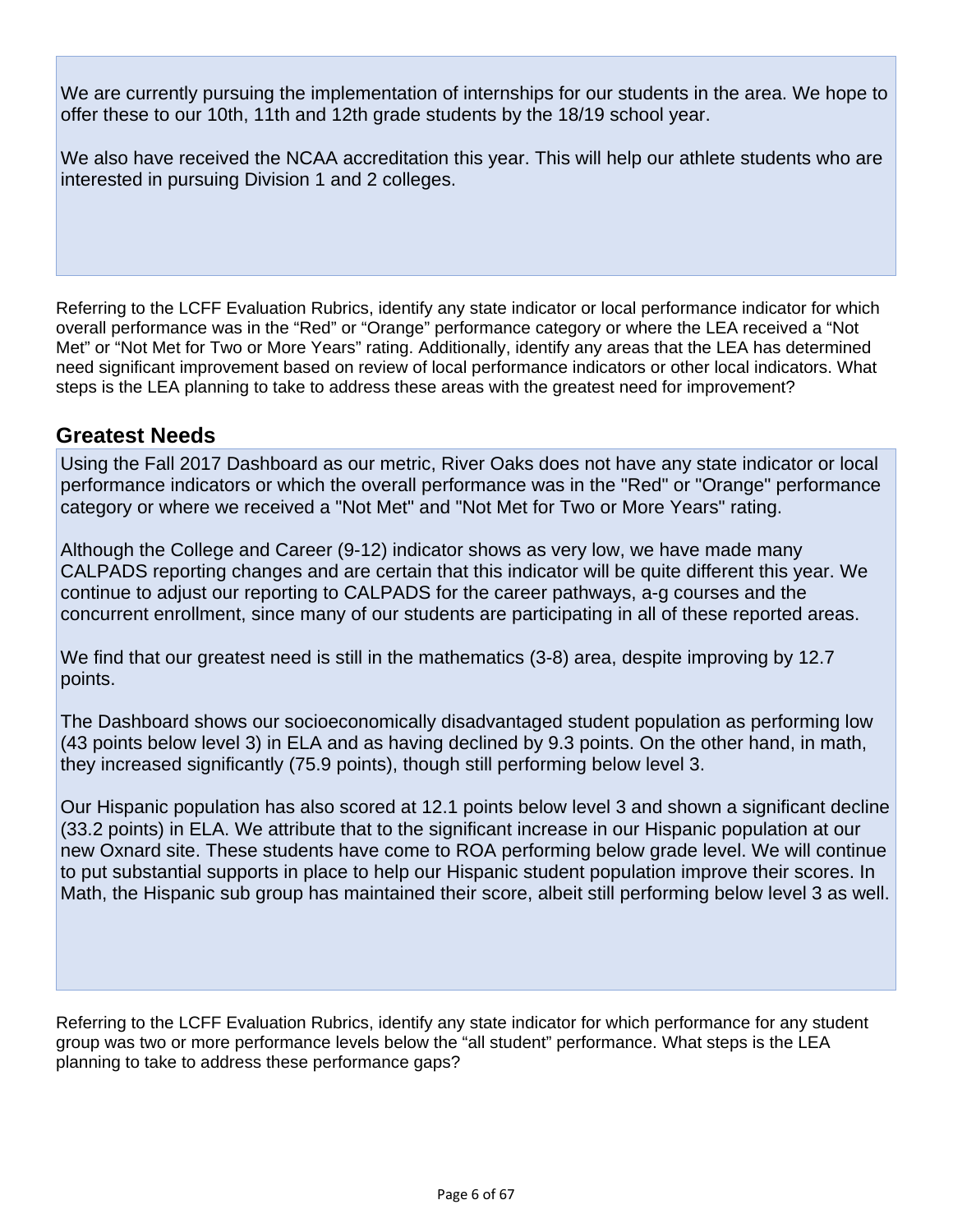We are currently pursuing the implementation of internships for our students in the area. We hope to offer these to our 10th, 11th and 12th grade students by the 18/19 school year.

We also have received the NCAA accreditation this year. This will help our athlete students who are interested in pursuing Division 1 and 2 colleges.

Referring to the LCFF Evaluation Rubrics, identify any state indicator or local performance indicator for which overall performance was in the "Red" or "Orange" performance category or where the LEA received a "Not Met" or "Not Met for Two or More Years" rating. Additionally, identify any areas that the LEA has determined need significant improvement based on review of local performance indicators or other local indicators. What steps is the LEA planning to take to address these areas with the greatest need for improvement?

## Greatest Needs

Using the Fall 2017 Dashboard as our metric, River Oaks does not have any state indicator or local performance indicators or which the overall performance was in the "Red" or "Orange" performance category or where we received a "Not Met" and "Not Met for Two or More Years" rating.

Although the College and Career (9-12) indicator shows as very low, we have made many CALPADS reporting changes and are certain that this indicator will be quite different this year. We continue to adjust our reporting to CALPADS for the career pathways, a-g courses and the concurrent enrollment, since many of our students are participating in all of these reported areas.

We find that our greatest need is still in the mathematics (3-8) area, despite improving by 12.7 points.

The Dashboard shows our socioeconomically disadvantaged student population as performing low (43 points below level 3) in ELA and as having declined by 9.3 points. On the other hand, in math, they increased significantly (75.9 points), though still performing below level 3.

Our Hispanic population has also scored at 12.1 points below level 3 and shown a significant decline (33.2 points) in ELA. We attribute that to the significant increase in our Hispanic population at our new Oxnard site. These students have come to ROA performing below grade level. We will continue to put substantial supports in place to help our Hispanic student population improve their scores. In Math, the Hispanic sub group has maintained their score, albeit still performing below level 3 as well.

Referring to the LCFF Evaluation Rubrics, identify any state indicator for which performance for any student group was two or more performance levels below the "all student" performance. What steps is the LEA planning to take to address these performance gaps?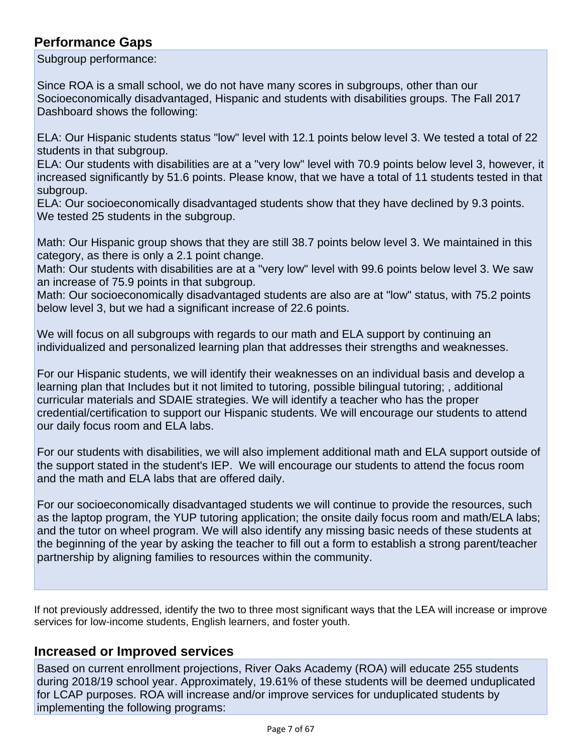## Performance Gaps

Subgroup performance:

Since ROA is a small school, we do not have many scores in subgroups, other than our Socioeconomically disadvantaged, Hispanic and students with disabilities groups. The Fall 2017 Dashboard shows the following:

ELA: Our Hispanic students status "low" level with 12.1 points below level 3. We tested a total of 22 students in that subgroup.
ELA: Our students with disabilities are at a "very low" level with 70.9 points below level 3, however, it increased significantly by 51.6 points. Please know, that we have a total of 11 students tested in that subgroup.
ELA: Our socioeconomically disadvantaged students show that they have declined by 9.3 points. We tested 25 students in the subgroup.

Math: Our Hispanic group shows that they are still 38.7 points below level 3. We maintained in this category, as there is only a 2.1 point change.
Math: Our students with disabilities are at a "very low" level with 99.6 points below level 3. We saw an increase of 75.9 points in that subgroup.
Math: Our socioeconomically disadvantaged students are also are at "low" status, with 75.2 points below level 3, but we had a significant increase of 22.6 points.

We will focus on all subgroups with regards to our math and ELA support by continuing an individualized and personalized learning plan that addresses their strengths and weaknesses.

For our Hispanic students, we will identify their weaknesses on an individual basis and develop a learning plan that Includes but it not limited to tutoring, possible bilingual tutoring; , additional curricular materials and SDAIE strategies. We will identify a teacher who has the proper credential/certification to support our Hispanic students. We will encourage our students to attend our daily focus room and ELA labs.

For our students with disabilities, we will also implement additional math and ELA support outside of the support stated in the student's IEP. We will encourage our students to attend the focus room and the math and ELA labs that are offered daily.

For our socioeconomically disadvantaged students we will continue to provide the resources, such as the laptop program, the YUP tutoring application; the onsite daily focus room and math/ELA labs; and the tutor on wheel program. We will also identify any missing basic needs of these students at the beginning of the year by asking the teacher to fill out a form to establish a strong parent/teacher partnership by aligning families to resources within the community.

If not previously addressed, identify the two to three most significant ways that the LEA will increase or improve services for low-income students, English learners, and foster youth.

## Increased or Improved services

Based on current enrollment projections, River Oaks Academy (ROA) will educate 255 students during 2018/19 school year. Approximately, 19.61% of these students will be deemed unduplicated for LCAP purposes. ROA will increase and/or improve services for unduplicated students by implementing the following programs: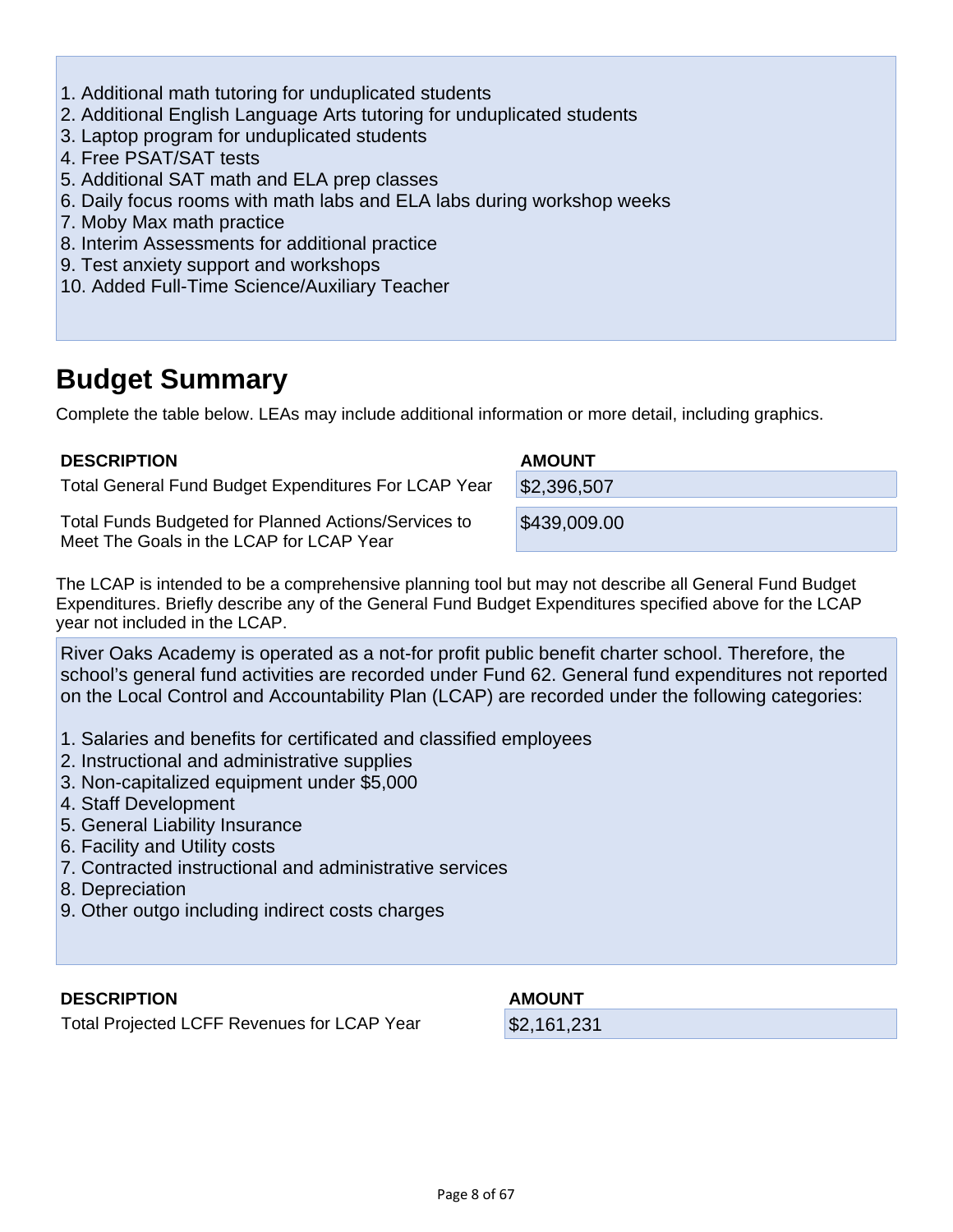1. Additional math tutoring for unduplicated students
2. Additional English Language Arts tutoring for unduplicated students
3. Laptop program for unduplicated students
4. Free PSAT/SAT tests
5. Additional SAT math and ELA prep classes
6. Daily focus rooms with math labs and ELA labs during workshop weeks
7. Moby Max math practice
8. Interim Assessments for additional practice
9. Test anxiety support and workshops
10. Added Full-Time Science/Auxiliary Teacher

## Budget Summary

Complete the table below. LEAs may include additional information or more detail, including graphics.

| DESCRIPTION | AMOUNT |
|---|---|
| Total General Fund Budget Expenditures For LCAP Year | $2,396,507 |
| Total Funds Budgeted for Planned Actions/Services to Meet The Goals in the LCAP for LCAP Year | $439,009.00 |

The LCAP is intended to be a comprehensive planning tool but may not describe all General Fund Budget Expenditures. Briefly describe any of the General Fund Budget Expenditures specified above for the LCAP year not included in the LCAP.

River Oaks Academy is operated as a not-for profit public benefit charter school. Therefore, the school's general fund activities are recorded under Fund 62. General fund expenditures not reported on the Local Control and Accountability Plan (LCAP) are recorded under the following categories:

1. Salaries and benefits for certificated and classified employees
2. Instructional and administrative supplies
3. Non-capitalized equipment under $5,000
4. Staff Development
5. General Liability Insurance
6. Facility and Utility costs
7. Contracted instructional and administrative services
8. Depreciation
9. Other outgo including indirect costs charges

| DESCRIPTION | AMOUNT |
|---|---|
| Total Projected LCFF Revenues for LCAP Year | $2,161,231 |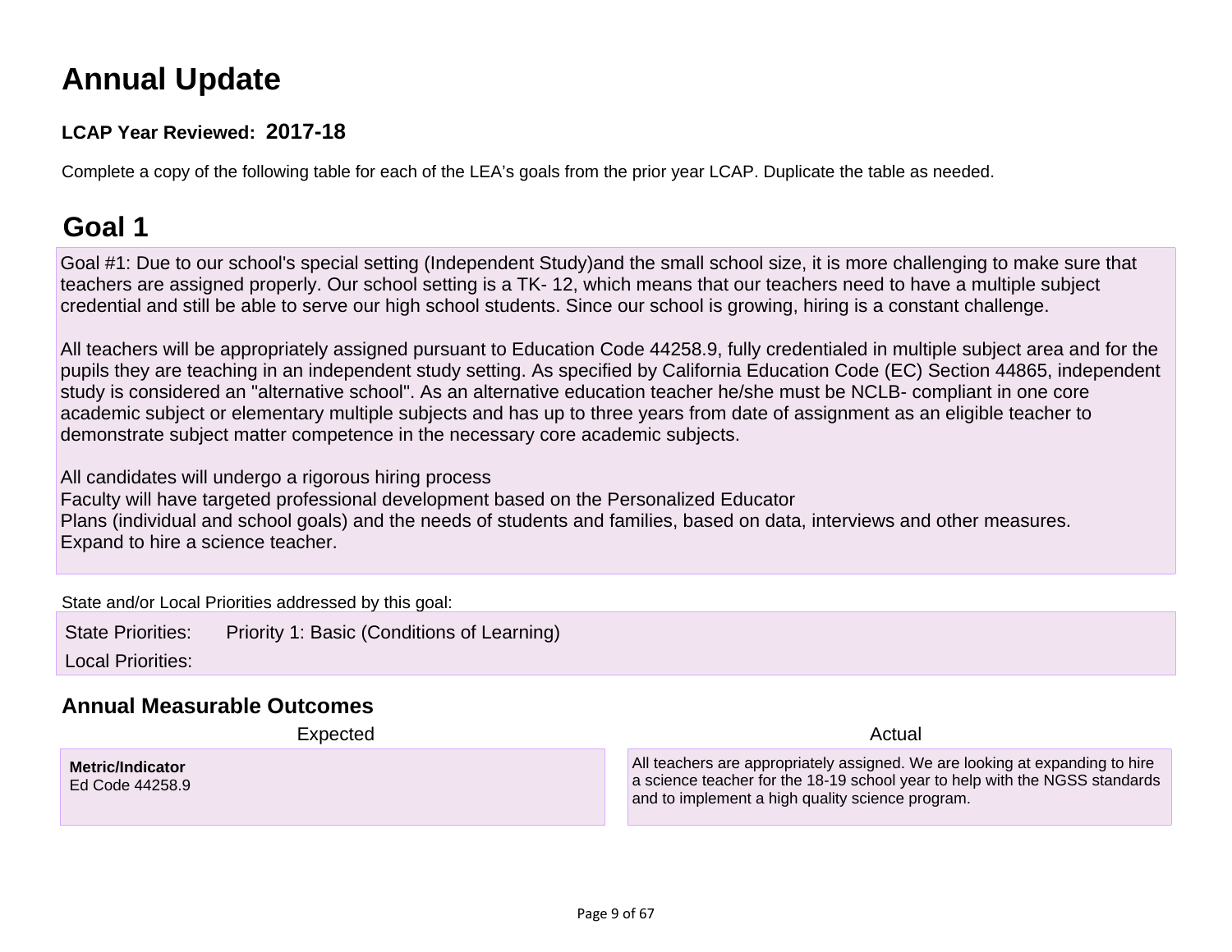# Annual Update

**LCAP Year Reviewed: 2017-18**

Complete a copy of the following table for each of the LEA's goals from the prior year LCAP. Duplicate the table as needed.

## Goal 1

Goal #1: Due to our school's special setting (Independent Study)and the small school size, it is more challenging to make sure that teachers are assigned properly. Our school setting is a TK- 12, which means that our teachers need to have a multiple subject credential and still be able to serve our high school students. Since our school is growing, hiring is a constant challenge.

All teachers will be appropriately assigned pursuant to Education Code 44258.9, fully credentialed in multiple subject area and for the pupils they are teaching in an independent study setting. As specified by California Education Code (EC) Section 44865, independent study is considered an "alternative school". As an alternative education teacher he/she must be NCLB- compliant in one core academic subject or elementary multiple subjects and has up to three years from date of assignment as an eligible teacher to demonstrate subject matter competence in the necessary core academic subjects.

All candidates will undergo a rigorous hiring process
Faculty will have targeted professional development based on the Personalized Educator
Plans (individual and school goals) and the needs of students and families, based on data, interviews and other measures.
Expand to hire a science teacher.

State and/or Local Priorities addressed by this goal:

State Priorities: Priority 1: Basic (Conditions of Learning)

Local Priorities:

### Annual Measurable Outcomes

| Expected | Actual |
|---|---|
| **Metric/Indicator**<br>Ed Code 44258.9 | All teachers are appropriately assigned. We are looking at expanding to hire a science teacher for the 18-19 school year to help with the NGSS standards and to implement a high quality science program. |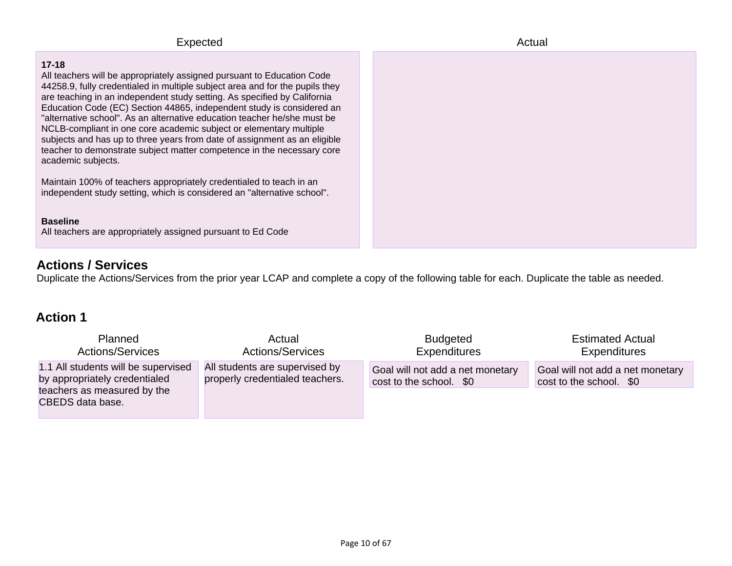| Expected | Actual |
| --- | --- |
| **17-18**<br>All teachers will be appropriately assigned pursuant to Education Code 44258.9, fully credentialed in multiple subject area and for the pupils they are teaching in an independent study setting. As specified by California Education Code (EC) Section 44865, independent study is considered an "alternative school". As an alternative education teacher he/she must be NCLB-compliant in one core academic subject or elementary multiple subjects and has up to three years from date of assignment as an eligible teacher to demonstrate subject matter competence in the necessary core academic subjects.<br><br>Maintain 100% of teachers appropriately credentialed to teach in an independent study setting, which is considered an "alternative school".<br><br>**Baseline**<br>All teachers are appropriately assigned pursuant to Ed Code | |

## Actions / Services

Duplicate the Actions/Services from the prior year LCAP and complete a copy of the following table for each. Duplicate the table as needed.

### Action 1

| Planned Actions/Services | Actual Actions/Services | Budgeted Expenditures | Estimated Actual Expenditures |
| --- | --- | --- | --- |
| 1.1 All students will be supervised by appropriately credentialed teachers as measured by the CBEDS data base. | All students are supervised by properly credentialed teachers. | Goal will not add a net monetary cost to the school. $0 | Goal will not add a net monetary cost to the school. $0 |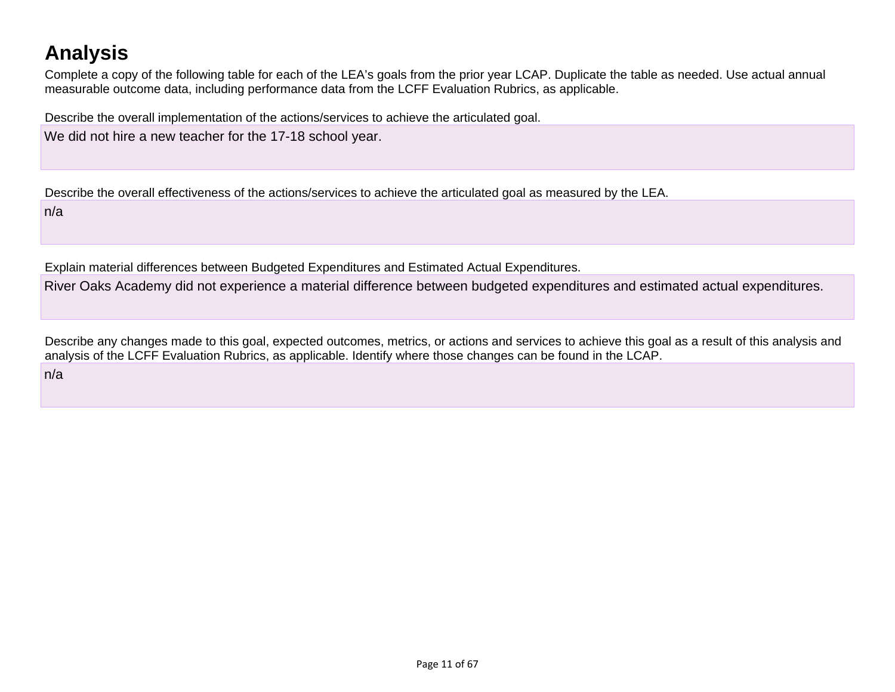# Analysis

Complete a copy of the following table for each of the LEA's goals from the prior year LCAP. Duplicate the table as needed. Use actual annual measurable outcome data, including performance data from the LCFF Evaluation Rubrics, as applicable.

Describe the overall implementation of the actions/services to achieve the articulated goal.

| We did not hire a new teacher for the 17-18 school year. |
|---|

Describe the overall effectiveness of the actions/services to achieve the articulated goal as measured by the LEA.

| n/a |
|---|

Explain material differences between Budgeted Expenditures and Estimated Actual Expenditures.

| River Oaks Academy did not experience a material difference between budgeted expenditures and estimated actual expenditures. |
|---|

Describe any changes made to this goal, expected outcomes, metrics, or actions and services to achieve this goal as a result of this analysis and analysis of the LCFF Evaluation Rubrics, as applicable. Identify where those changes can be found in the LCAP.

| n/a |
|---|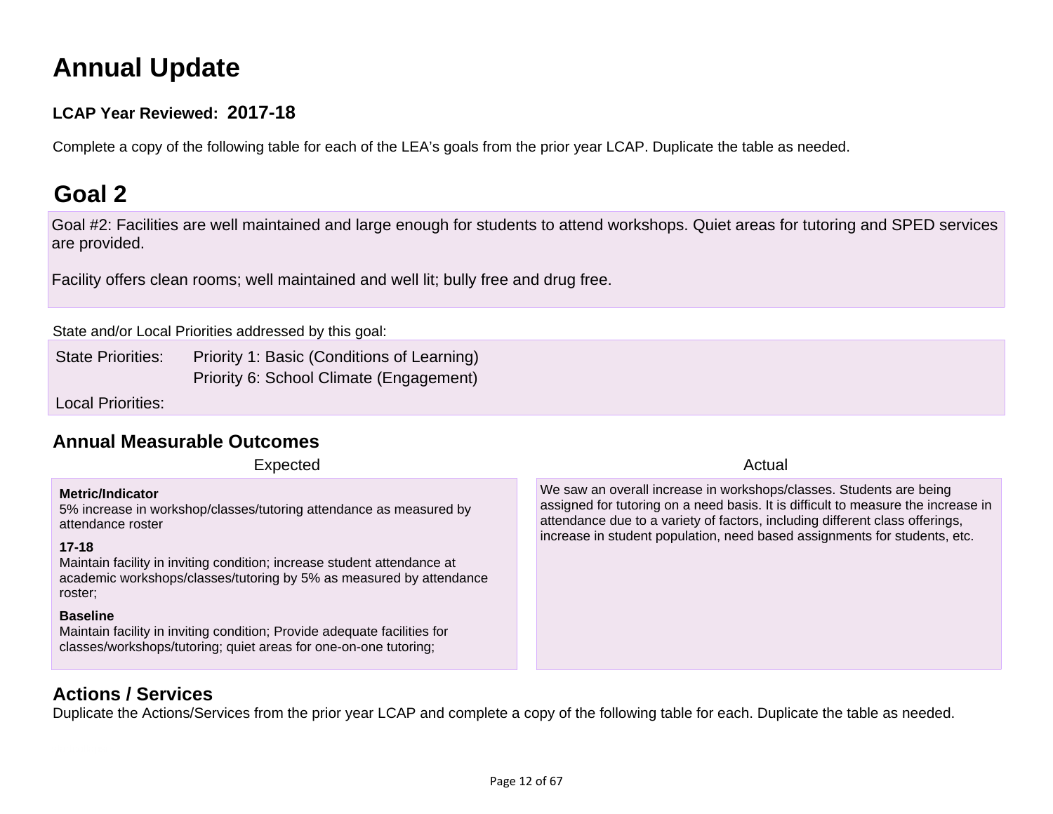# Annual Update

**LCAP Year Reviewed: 2017-18**

Complete a copy of the following table for each of the LEA's goals from the prior year LCAP. Duplicate the table as needed.

# Goal 2

Goal #2: Facilities are well maintained and large enough for students to attend workshops. Quiet areas for tutoring and SPED services are provided.

Facility offers clean rooms; well maintained and well lit; bully free and drug free.

State and/or Local Priorities addressed by this goal:

State Priorities: Priority 1: Basic (Conditions of Learning)
Priority 6: School Climate (Engagement)

Local Priorities:

## Annual Measurable Outcomes

| Expected | Actual |
| --- | --- |
| **Metric/Indicator**<br>5% increase in workshop/classes/tutoring attendance as measured by attendance roster<br><br>**17-18**<br>Maintain facility in inviting condition; increase student attendance at academic workshops/classes/tutoring by 5% as measured by attendance roster;<br><br>**Baseline**<br>Maintain facility in inviting condition; Provide adequate facilities for classes/workshops/tutoring; quiet areas for one-on-one tutoring; | We saw an overall increase in workshops/classes. Students are being assigned for tutoring on a need basis. It is difficult to measure the increase in attendance due to a variety of factors, including different class offerings, increase in student population, need based assignments for students, etc. |

## Actions / Services

Duplicate the Actions/Services from the prior year LCAP and complete a copy of the following table for each. Duplicate the table as needed.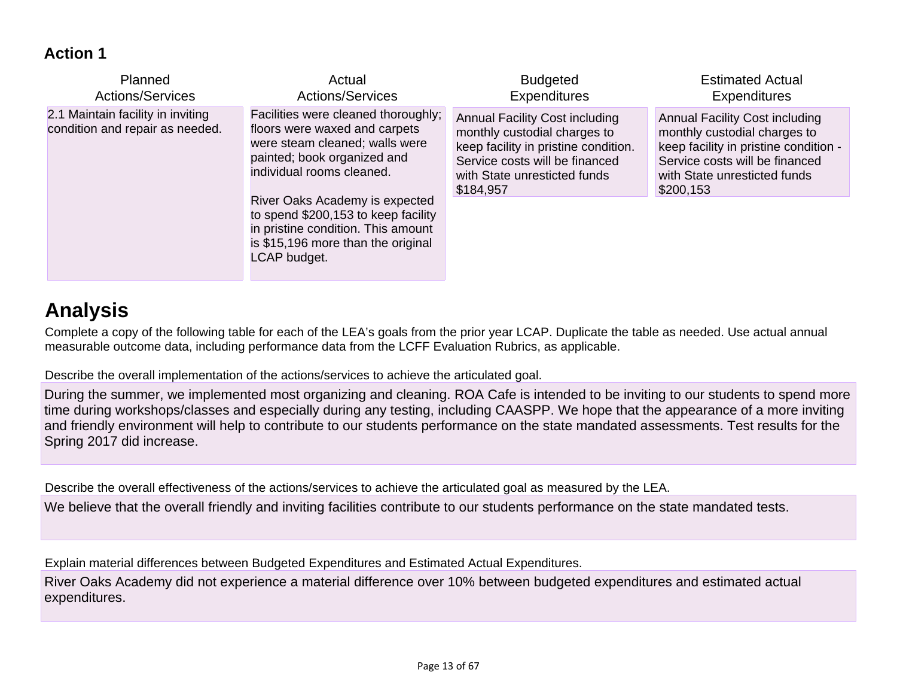### Action 1

| Planned Actions/Services | Actual Actions/Services | Budgeted Expenditures | Estimated Actual Expenditures |
|---|---|---|---|
| 2.1 Maintain facility in inviting condition and repair as needed. | Facilities were cleaned thoroughly; floors were waxed and carpets were steam cleaned; walls were painted; book organized and individual rooms cleaned.<br><br>River Oaks Academy is expected to spend $200,153 to keep facility in pristine condition. This amount is $15,196 more than the original LCAP budget. | Annual Facility Cost including monthly custodial charges to keep facility in pristine condition. Service costs will be financed with State unresticted funds $184,957 | Annual Facility Cost including monthly custodial charges to keep facility in pristine condition - Service costs will be financed with State unresticted funds $200,153 |

# Analysis

Complete a copy of the following table for each of the LEA's goals from the prior year LCAP. Duplicate the table as needed. Use actual annual measurable outcome data, including performance data from the LCFF Evaluation Rubrics, as applicable.

Describe the overall implementation of the actions/services to achieve the articulated goal.

During the summer, we implemented most organizing and cleaning. ROA Cafe is intended to be inviting to our students to spend more time during workshops/classes and especially during any testing, including CAASPP. We hope that the appearance of a more inviting and friendly environment will help to contribute to our students performance on the state mandated assessments. Test results for the Spring 2017 did increase.

Describe the overall effectiveness of the actions/services to achieve the articulated goal as measured by the LEA.

We believe that the overall friendly and inviting facilities contribute to our students performance on the state mandated tests.

Explain material differences between Budgeted Expenditures and Estimated Actual Expenditures.

River Oaks Academy did not experience a material difference over 10% between budgeted expenditures and estimated actual expenditures.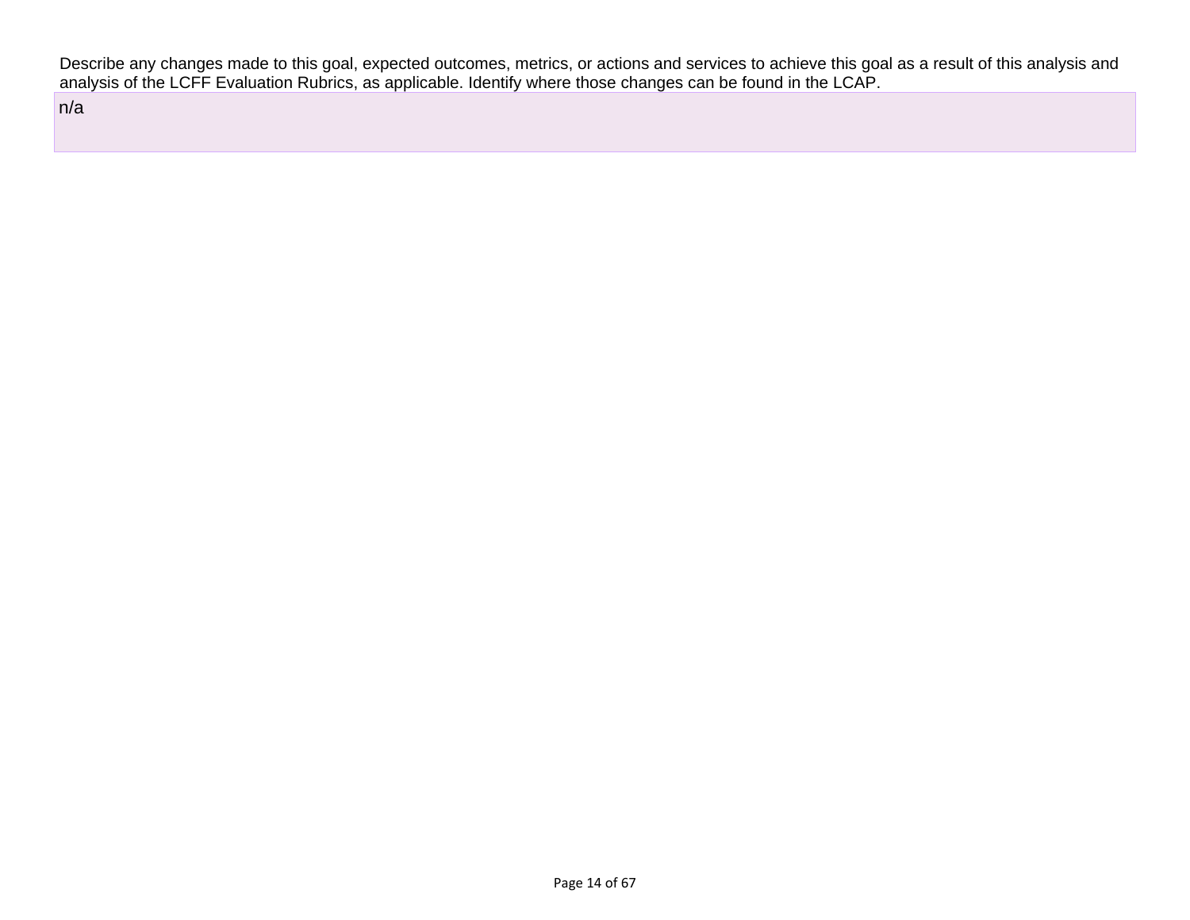Describe any changes made to this goal, expected outcomes, metrics, or actions and services to achieve this goal as a result of this analysis and analysis of the LCFF Evaluation Rubrics, as applicable. Identify where those changes can be found in the LCAP.

n/a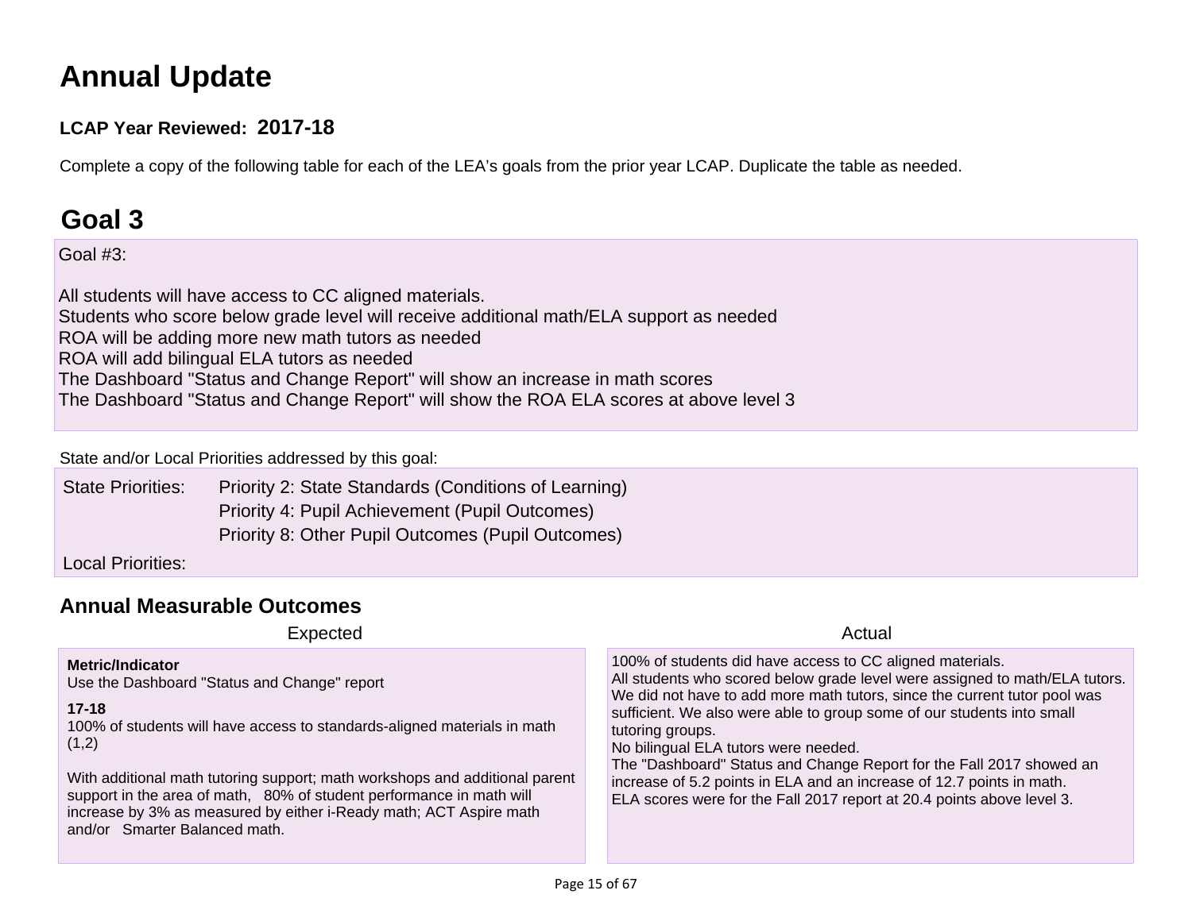# Annual Update

**LCAP Year Reviewed: 2017-18**

Complete a copy of the following table for each of the LEA's goals from the prior year LCAP. Duplicate the table as needed.

## Goal 3

Goal #3:

All students will have access to CC aligned materials.
Students who score below grade level will receive additional math/ELA support as needed
ROA will be adding more new math tutors as needed
ROA will add bilingual ELA tutors as needed
The Dashboard "Status and Change Report" will show an increase in math scores
The Dashboard "Status and Change Report" will show the ROA ELA scores at above level 3

State and/or Local Priorities addressed by this goal:

| | |
|---|---|
| State Priorities: | Priority 2: State Standards (Conditions of Learning)<br>Priority 4: Pupil Achievement (Pupil Outcomes)<br>Priority 8: Other Pupil Outcomes (Pupil Outcomes) |
| Local Priorities: | |

### Annual Measurable Outcomes

| Expected | Actual |
|---|---|
| **Metric/Indicator**<br>Use the Dashboard "Status and Change" report<br><br>**17-18**<br>100% of students will have access to standards-aligned materials in math (1,2)<br><br>With additional math tutoring support; math workshops and additional parent support in the area of math, 80% of student performance in math will increase by 3% as measured by either i-Ready math; ACT Aspire math and/or Smarter Balanced math. | 100% of students did have access to CC aligned materials.<br>All students who scored below grade level were assigned to math/ELA tutors. We did not have to add more math tutors, since the current tutor pool was sufficient. We also were able to group some of our students into small tutoring groups.<br>No bilingual ELA tutors were needed.<br>The "Dashboard" Status and Change Report for the Fall 2017 showed an increase of 5.2 points in ELA and an increase of 12.7 points in math.<br>ELA scores were for the Fall 2017 report at 20.4 points above level 3. |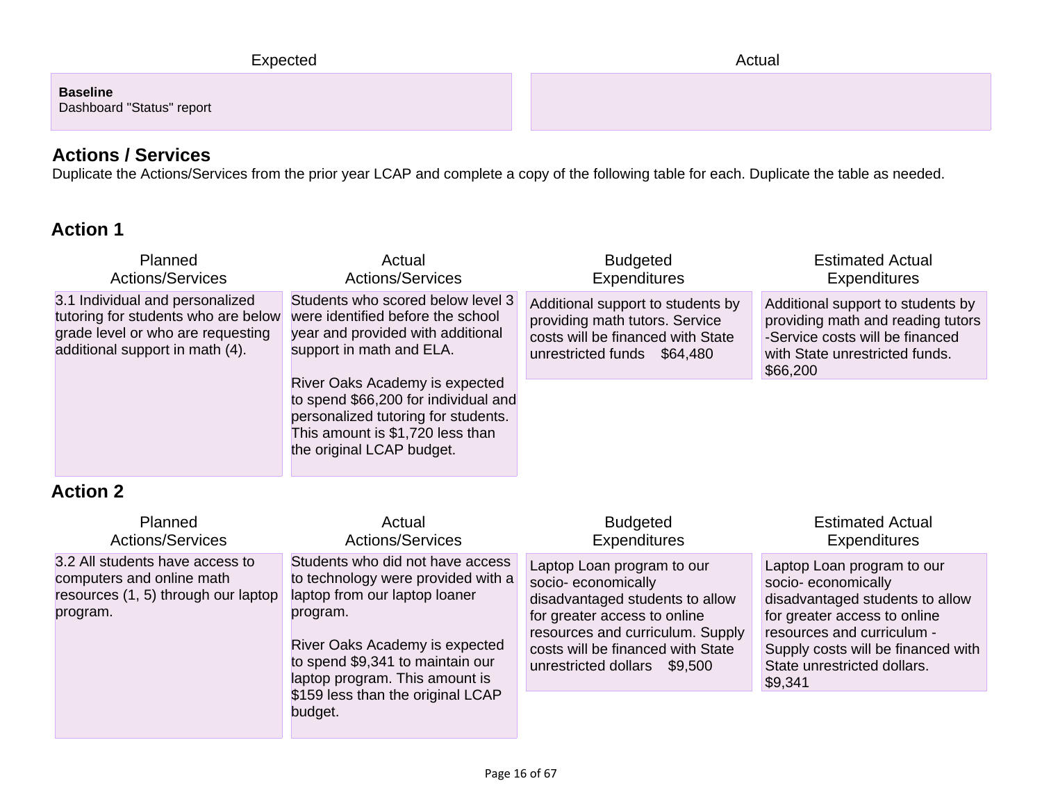| Expected | Actual |
| --- | --- |
| **Baseline**<br>Dashboard "Status" report | |

## Actions / Services

Duplicate the Actions/Services from the prior year LCAP and complete a copy of the following table for each. Duplicate the table as needed.

### Action 1

| Planned Actions/Services | Actual Actions/Services | Budgeted Expenditures | Estimated Actual Expenditures |
| --- | --- | --- | --- |
| 3.1 Individual and personalized tutoring for students who are below grade level or who are requesting additional support in math (4). | Students who scored below level 3 were identified before the school year and provided with additional support in math and ELA.<br><br>River Oaks Academy is expected to spend $66,200 for individual and personalized tutoring for students. This amount is $1,720 less than the original LCAP budget. | Additional support to students by providing math tutors. Service costs will be financed with State unrestricted funds $64,480 | Additional support to students by providing math and reading tutors -Service costs will be financed with State unrestricted funds. $66,200 |

### Action 2

| Planned Actions/Services | Actual Actions/Services | Budgeted Expenditures | Estimated Actual Expenditures |
| --- | --- | --- | --- |
| 3.2 All students have access to computers and online math resources (1, 5) through our laptop program. | Students who did not have access to technology were provided with a laptop from our laptop loaner program.<br><br>River Oaks Academy is expected to spend $9,341 to maintain our laptop program. This amount is $159 less than the original LCAP budget. | Laptop Loan program to our socio- economically disadvantaged students to allow for greater access to online resources and curriculum. Supply costs will be financed with State unrestricted dollars $9,500 | Laptop Loan program to our socio- economically disadvantaged students to allow for greater access to online resources and curriculum - Supply costs will be financed with State unrestricted dollars. $9,341 |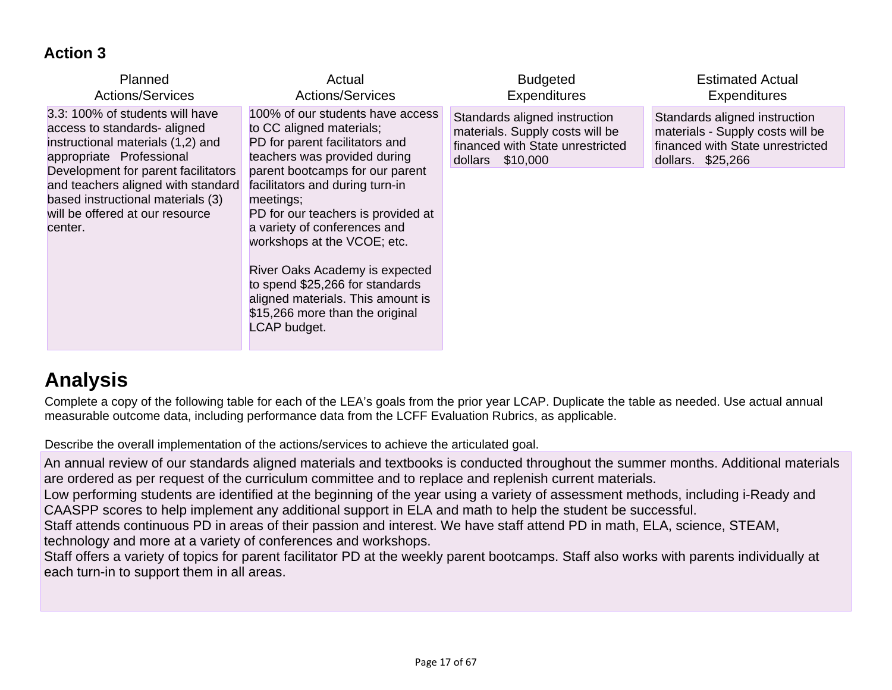### Action 3

| Planned Actions/Services | Actual Actions/Services | Budgeted Expenditures | Estimated Actual Expenditures |
|---|---|---|---|
| 3.3: 100% of students will have access to standards- aligned instructional materials (1,2) and appropriate Professional Development for parent facilitators and teachers aligned with standard based instructional materials (3) will be offered at our resource center. | 100% of our students have access to CC aligned materials;<br>PD for parent facilitators and teachers was provided during parent bootcamps for our parent facilitators and during turn-in meetings;<br>PD for our teachers is provided at a variety of conferences and workshops at the VCOE; etc.<br><br>River Oaks Academy is expected to spend $25,266 for standards aligned materials. This amount is $15,266 more than the original LCAP budget. | Standards aligned instruction materials. Supply costs will be financed with State unrestricted dollars $10,000 | Standards aligned instruction materials - Supply costs will be financed with State unrestricted dollars. $25,266 |

# Analysis

Complete a copy of the following table for each of the LEA's goals from the prior year LCAP. Duplicate the table as needed. Use actual annual measurable outcome data, including performance data from the LCFF Evaluation Rubrics, as applicable.

Describe the overall implementation of the actions/services to achieve the articulated goal.

An annual review of our standards aligned materials and textbooks is conducted throughout the summer months. Additional materials are ordered as per request of the curriculum committee and to replace and replenish current materials.
Low performing students are identified at the beginning of the year using a variety of assessment methods, including i-Ready and CAASPP scores to help implement any additional support in ELA and math to help the student be successful.
Staff attends continuous PD in areas of their passion and interest. We have staff attend PD in math, ELA, science, STEAM, technology and more at a variety of conferences and workshops.
Staff offers a variety of topics for parent facilitator PD at the weekly parent bootcamps. Staff also works with parents individually at each turn-in to support them in all areas.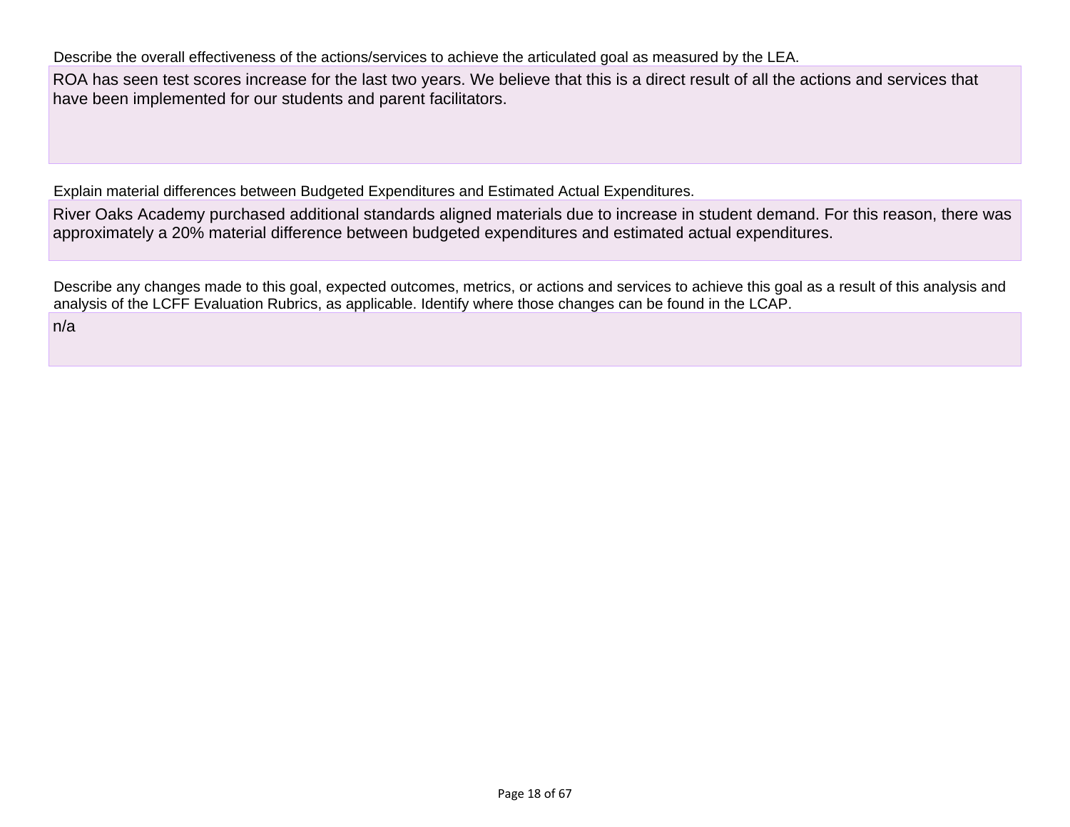Describe the overall effectiveness of the actions/services to achieve the articulated goal as measured by the LEA.

ROA has seen test scores increase for the last two years. We believe that this is a direct result of all the actions and services that have been implemented for our students and parent facilitators.

Explain material differences between Budgeted Expenditures and Estimated Actual Expenditures.

River Oaks Academy purchased additional standards aligned materials due to increase in student demand. For this reason, there was approximately a 20% material difference between budgeted expenditures and estimated actual expenditures.

Describe any changes made to this goal, expected outcomes, metrics, or actions and services to achieve this goal as a result of this analysis and analysis of the LCFF Evaluation Rubrics, as applicable. Identify where those changes can be found in the LCAP.

n/a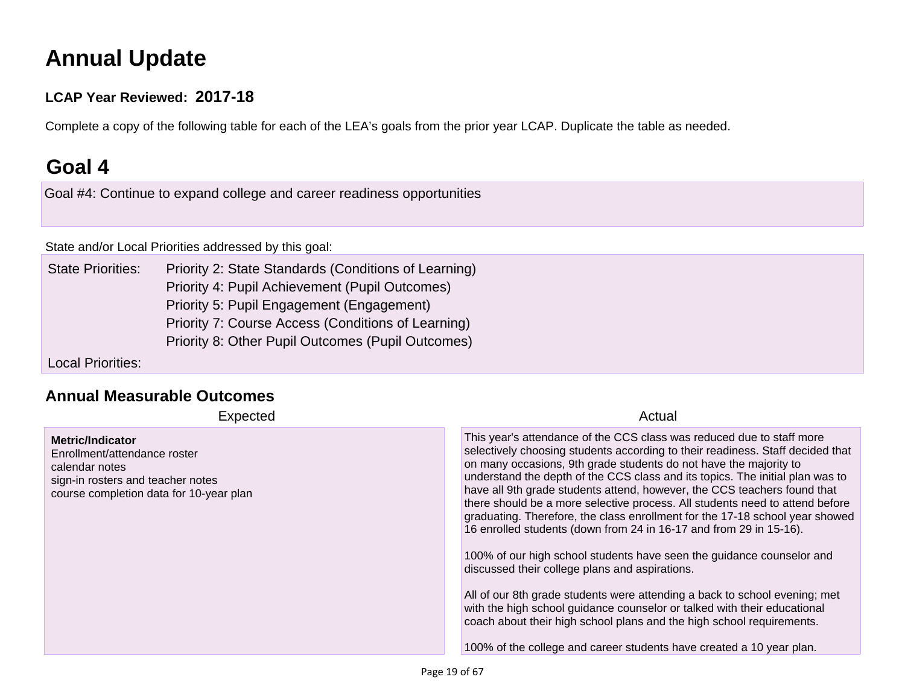# Annual Update

**LCAP Year Reviewed: 2017-18**

Complete a copy of the following table for each of the LEA's goals from the prior year LCAP. Duplicate the table as needed.

# Goal 4

Goal #4: Continue to expand college and career readiness opportunities

State and/or Local Priorities addressed by this goal:

State Priorities: Priority 2: State Standards (Conditions of Learning)
Priority 4: Pupil Achievement (Pupil Outcomes)
Priority 5: Pupil Engagement (Engagement)
Priority 7: Course Access (Conditions of Learning)
Priority 8: Other Pupil Outcomes (Pupil Outcomes)

Local Priorities:

## Annual Measurable Outcomes

| Expected | Actual |
|---|---|
| **Metric/Indicator**<br>Enrollment/attendance roster<br>calendar notes<br>sign-in rosters and teacher notes<br>course completion data for 10-year plan | This year's attendance of the CCS class was reduced due to staff more selectively choosing students according to their readiness. Staff decided that on many occasions, 9th grade students do not have the majority to understand the depth of the CCS class and its topics. The initial plan was to have all 9th grade students attend, however, the CCS teachers found that there should be a more selective process. All students need to attend before graduating. Therefore, the class enrollment for the 17-18 school year showed 16 enrolled students (down from 24 in 16-17 and from 29 in 15-16).<br><br>100% of our high school students have seen the guidance counselor and discussed their college plans and aspirations.<br><br>All of our 8th grade students were attending a back to school evening; met with the high school guidance counselor or talked with their educational coach about their high school plans and the high school requirements.<br><br>100% of the college and career students have created a 10 year plan. |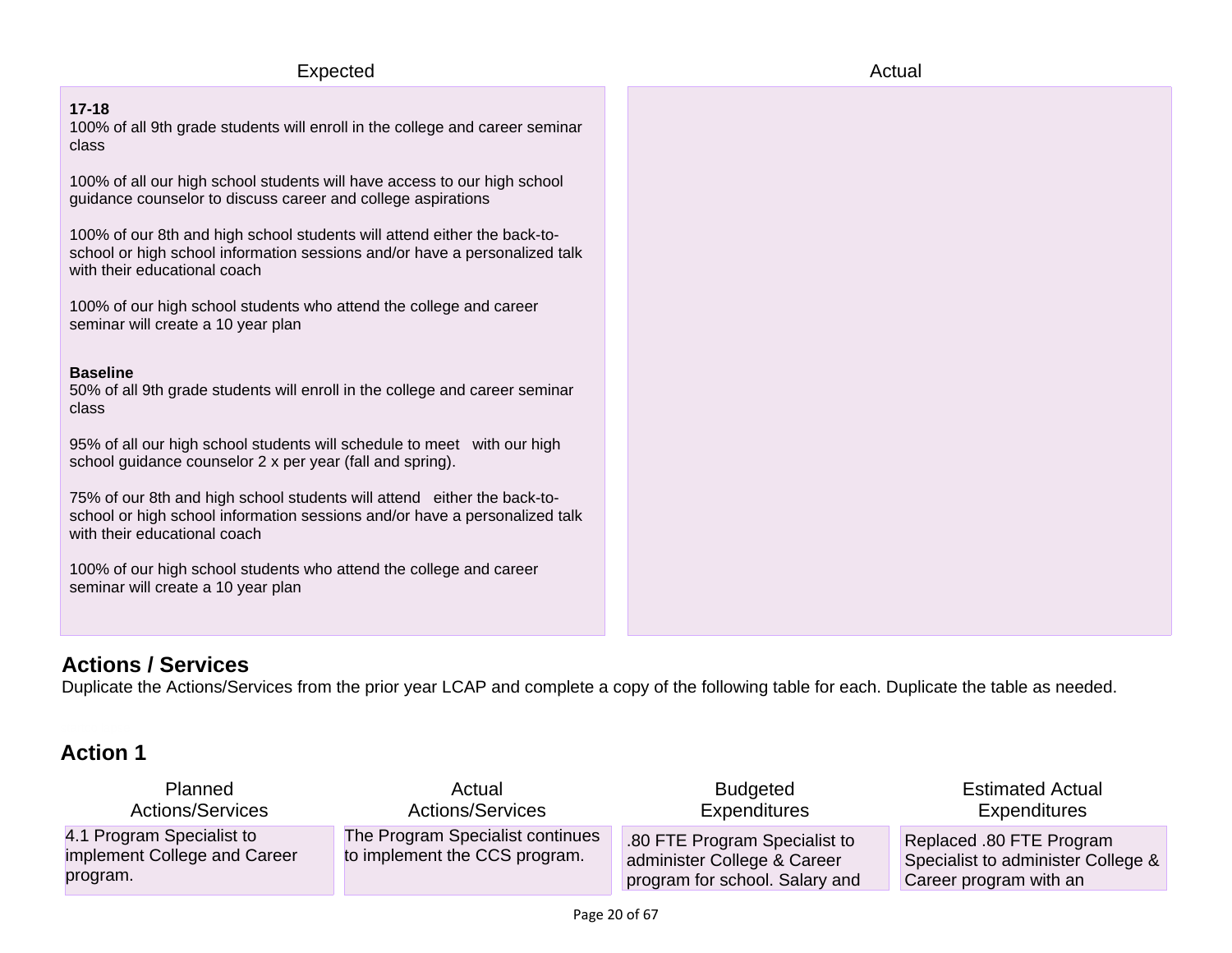| Expected | Actual |
|---|---|
| **17-18**<br>100% of all 9th grade students will enroll in the college and career seminar class<br><br>100% of all our high school students will have access to our high school guidance counselor to discuss career and college aspirations<br><br>100% of our 8th and high school students will attend either the back-to-school or high school information sessions and/or have a personalized talk with their educational coach<br><br>100% of our high school students who attend the college and career seminar will create a 10 year plan<br><br>**Baseline**<br>50% of all 9th grade students will enroll in the college and career seminar class<br><br>95% of all our high school students will schedule to meet with our high school guidance counselor 2 x per year (fall and spring).<br><br>75% of our 8th and high school students will attend either the back-to-school or high school information sessions and/or have a personalized talk with their educational coach<br><br>100% of our high school students who attend the college and career seminar will create a 10 year plan | |

## Actions / Services

Duplicate the Actions/Services from the prior year LCAP and complete a copy of the following table for each. Duplicate the table as needed.

## Action 1

| Planned Actions/Services | Actual Actions/Services | Budgeted Expenditures | Estimated Actual Expenditures |
|---|---|---|---|
| 4.1 Program Specialist to implement College and Career program. | The Program Specialist continues to implement the CCS program. | .80 FTE Program Specialist to administer College & Career program for school. Salary and | Replaced .80 FTE Program Specialist to administer College & Career program with an |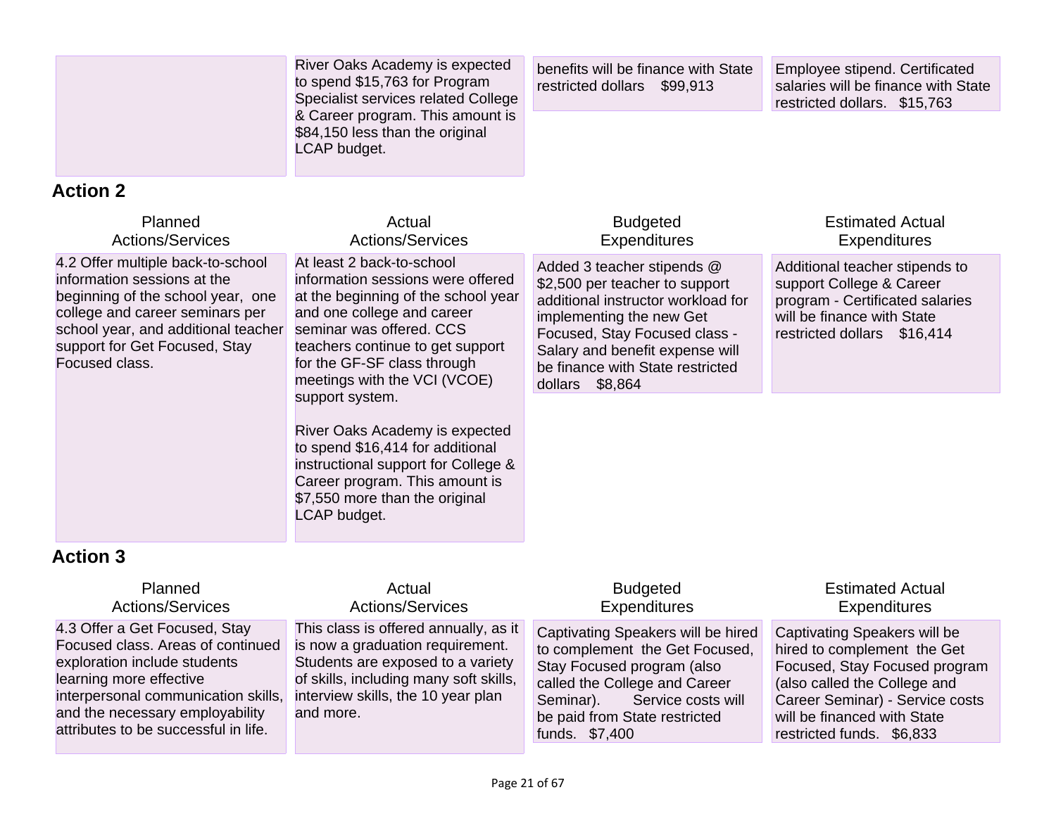| Planned Actions/Services | Actual Actions/Services | Budgeted Expenditures | Estimated Actual Expenditures |
|---|---|---|---|
| | River Oaks Academy is expected to spend $15,763 for Program Specialist services related College & Career program. This amount is $84,150 less than the original LCAP budget. | benefits will be finance with State restricted dollars $99,913 | Employee stipend. Certificated salaries will be finance with State restricted dollars. $15,763 |

## Action 2

| Planned Actions/Services | Actual Actions/Services | Budgeted Expenditures | Estimated Actual Expenditures |
|---|---|---|---|
| 4.2 Offer multiple back-to-school information sessions at the beginning of the school year, one college and career seminars per school year, and additional teacher support for Get Focused, Stay Focused class. | At least 2 back-to-school information sessions were offered at the beginning of the school year and one college and career seminar was offered. CCS teachers continue to get support for the GF-SF class through meetings with the VCI (VCOE) support system.<br><br>River Oaks Academy is expected to spend $16,414 for additional instructional support for College & Career program. This amount is $7,550 more than the original LCAP budget. | Added 3 teacher stipends @ $2,500 per teacher to support additional instructor workload for implementing the new Get Focused, Stay Focused class - Salary and benefit expense will be finance with State restricted dollars $8,864 | Additional teacher stipends to support College & Career program - Certificated salaries will be finance with State restricted dollars $16,414 |

## Action 3

| Planned Actions/Services | Actual Actions/Services | Budgeted Expenditures | Estimated Actual Expenditures |
|---|---|---|---|
| 4.3 Offer a Get Focused, Stay Focused class. Areas of continued exploration include students learning more effective interpersonal communication skills, and the necessary employability attributes to be successful in life. | This class is offered annually, as it is now a graduation requirement. Students are exposed to a variety of skills, including many soft skills, interview skills, the 10 year plan and more. | Captivating Speakers will be hired to complement the Get Focused, Stay Focused program (also called the College and Career Seminar). Service costs will be paid from State restricted funds. $7,400 | Captivating Speakers will be hired to complement the Get Focused, Stay Focused program (also called the College and Career Seminar) - Service costs will be financed with State restricted funds. $6,833 |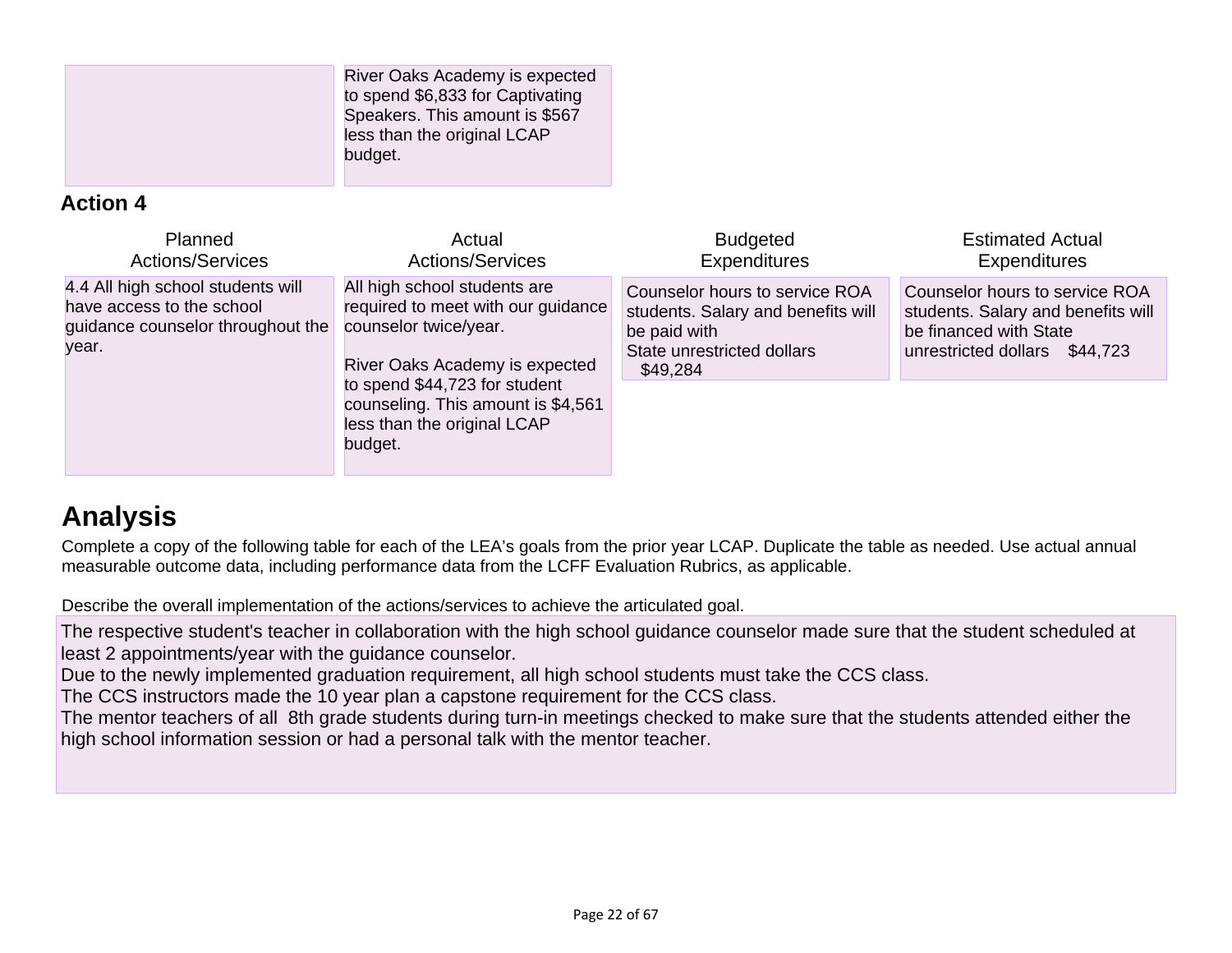| | |
|---|---|
| | River Oaks Academy is expected to spend $6,833 for Captivating Speakers. This amount is $567 less than the original LCAP budget. |

**Action 4**

| Planned Actions/Services | Actual Actions/Services | Budgeted Expenditures | Estimated Actual Expenditures |
|---|---|---|---|
| 4.4 All high school students will have access to the school guidance counselor throughout the year. | All high school students are required to meet with our guidance counselor twice/year.<br><br>River Oaks Academy is expected to spend $44,723 for student counseling. This amount is $4,561 less than the original LCAP budget. | Counselor hours to service ROA students. Salary and benefits will be paid with State unrestricted dollars $49,284 | Counselor hours to service ROA students. Salary and benefits will be financed with State unrestricted dollars $44,723 |

# Analysis

Complete a copy of the following table for each of the LEA's goals from the prior year LCAP. Duplicate the table as needed. Use actual annual measurable outcome data, including performance data from the LCFF Evaluation Rubrics, as applicable.

Describe the overall implementation of the actions/services to achieve the articulated goal.

The respective student's teacher in collaboration with the high school guidance counselor made sure that the student scheduled at least 2 appointments/year with the guidance counselor.
Due to the newly implemented graduation requirement, all high school students must take the CCS class.
The CCS instructors made the 10 year plan a capstone requirement for the CCS class.
The mentor teachers of all 8th grade students during turn-in meetings checked to make sure that the students attended either the high school information session or had a personal talk with the mentor teacher.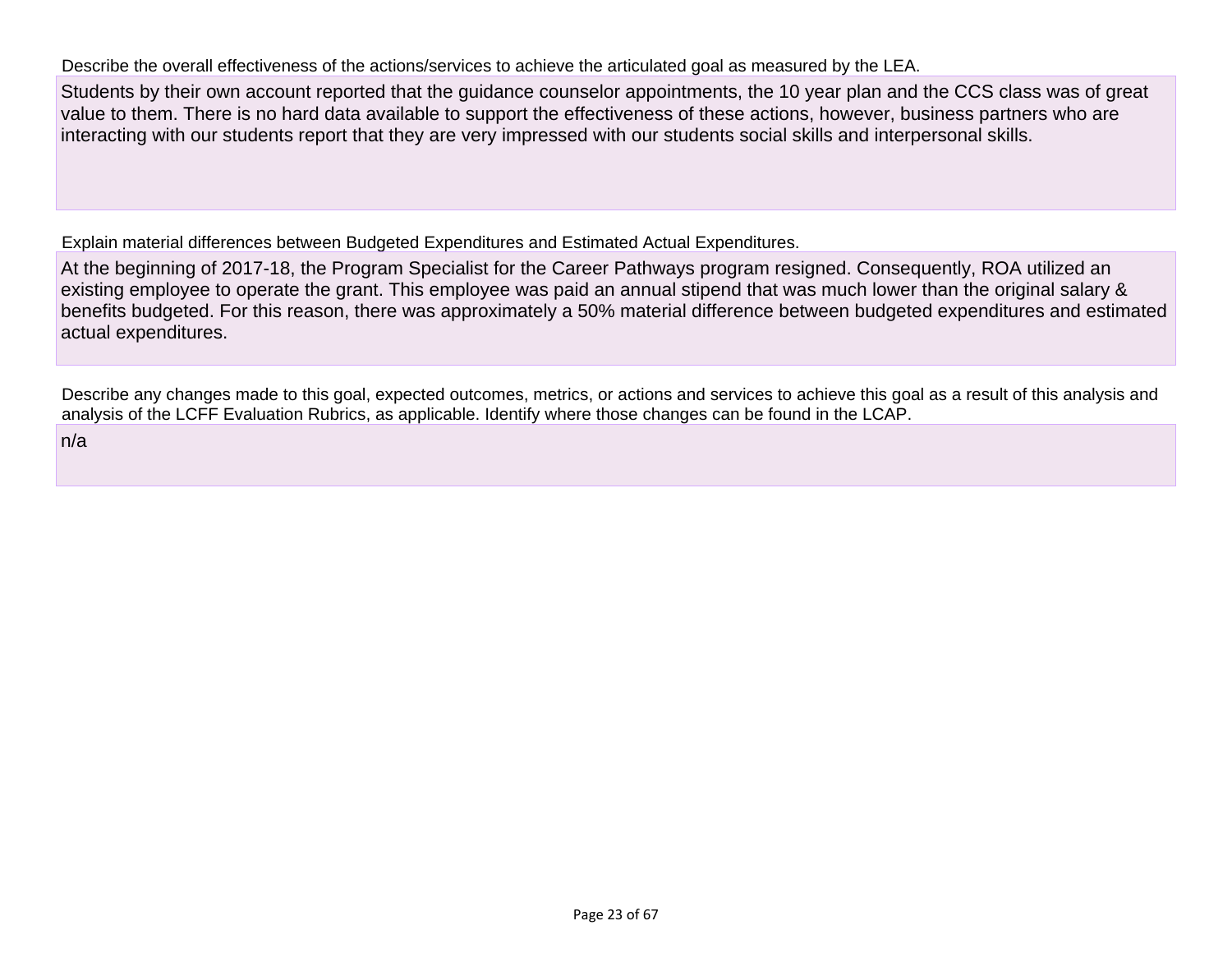Describe the overall effectiveness of the actions/services to achieve the articulated goal as measured by the LEA.

Students by their own account reported that the guidance counselor appointments, the 10 year plan and the CCS class was of great value to them. There is no hard data available to support the effectiveness of these actions, however, business partners who are interacting with our students report that they are very impressed with our students social skills and interpersonal skills.

Explain material differences between Budgeted Expenditures and Estimated Actual Expenditures.

At the beginning of 2017-18, the Program Specialist for the Career Pathways program resigned. Consequently, ROA utilized an existing employee to operate the grant. This employee was paid an annual stipend that was much lower than the original salary & benefits budgeted. For this reason, there was approximately a 50% material difference between budgeted expenditures and estimated actual expenditures.

Describe any changes made to this goal, expected outcomes, metrics, or actions and services to achieve this goal as a result of this analysis and analysis of the LCFF Evaluation Rubrics, as applicable. Identify where those changes can be found in the LCAP.

n/a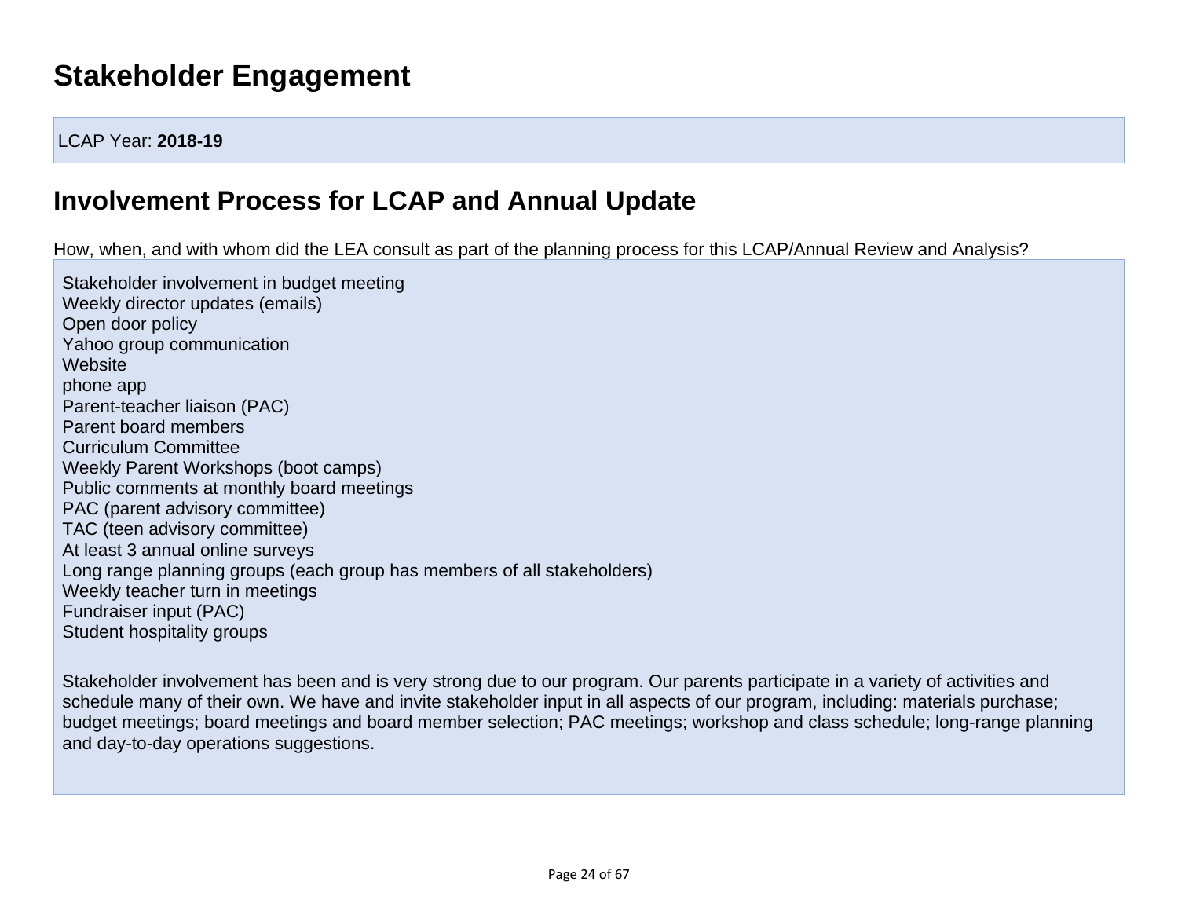# Stakeholder Engagement

LCAP Year: **2018-19**

## Involvement Process for LCAP and Annual Update

How, when, and with whom did the LEA consult as part of the planning process for this LCAP/Annual Review and Analysis?

Stakeholder involvement in budget meeting
Weekly director updates (emails)
Open door policy
Yahoo group communication
Website
phone app
Parent-teacher liaison (PAC)
Parent board members
Curriculum Committee
Weekly Parent Workshops (boot camps)
Public comments at monthly board meetings
PAC (parent advisory committee)
TAC (teen advisory committee)
At least 3 annual online surveys
Long range planning groups (each group has members of all stakeholders)
Weekly teacher turn in meetings
Fundraiser input (PAC)
Student hospitality groups

Stakeholder involvement has been and is very strong due to our program. Our parents participate in a variety of activities and schedule many of their own. We have and invite stakeholder input in all aspects of our program, including: materials purchase; budget meetings; board meetings and board member selection; PAC meetings; workshop and class schedule; long-range planning and day-to-day operations suggestions.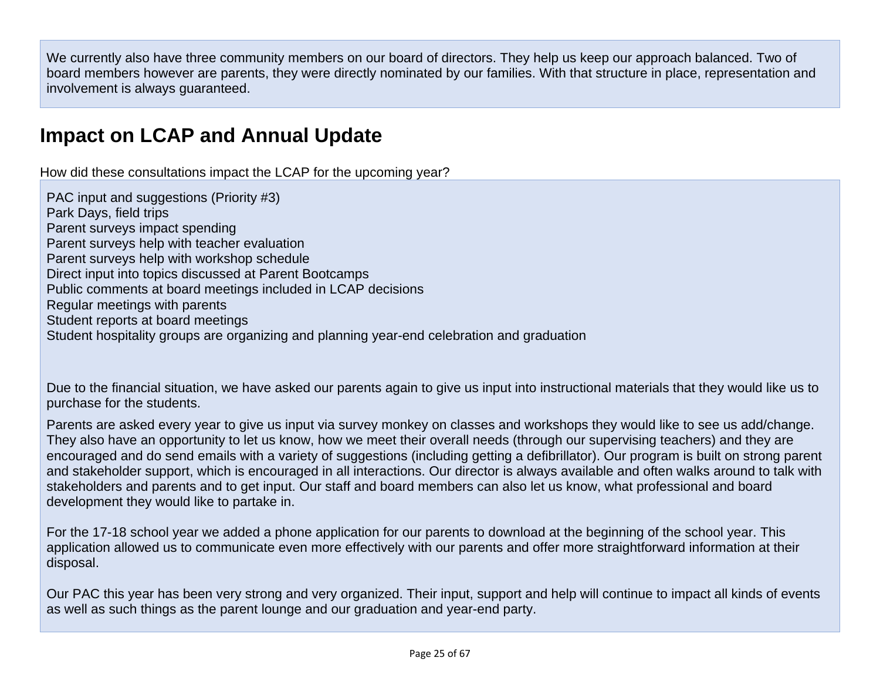We currently also have three community members on our board of directors. They help us keep our approach balanced. Two of board members however are parents, they were directly nominated by our families. With that structure in place, representation and involvement is always guaranteed.

## Impact on LCAP and Annual Update

How did these consultations impact the LCAP for the upcoming year?

PAC input and suggestions (Priority #3)
Park Days, field trips
Parent surveys impact spending
Parent surveys help with teacher evaluation
Parent surveys help with workshop schedule
Direct input into topics discussed at Parent Bootcamps
Public comments at board meetings included in LCAP decisions
Regular meetings with parents
Student reports at board meetings
Student hospitality groups are organizing and planning year-end celebration and graduation

Due to the financial situation, we have asked our parents again to give us input into instructional materials that they would like us to purchase for the students.

Parents are asked every year to give us input via survey monkey on classes and workshops they would like to see us add/change. They also have an opportunity to let us know, how we meet their overall needs (through our supervising teachers) and they are encouraged and do send emails with a variety of suggestions (including getting a defibrillator). Our program is built on strong parent and stakeholder support, which is encouraged in all interactions. Our director is always available and often walks around to talk with stakeholders and parents and to get input. Our staff and board members can also let us know, what professional and board development they would like to partake in.

For the 17-18 school year we added a phone application for our parents to download at the beginning of the school year. This application allowed us to communicate even more effectively with our parents and offer more straightforward information at their disposal.

Our PAC this year has been very strong and very organized. Their input, support and help will continue to impact all kinds of events as well as such things as the parent lounge and our graduation and year-end party.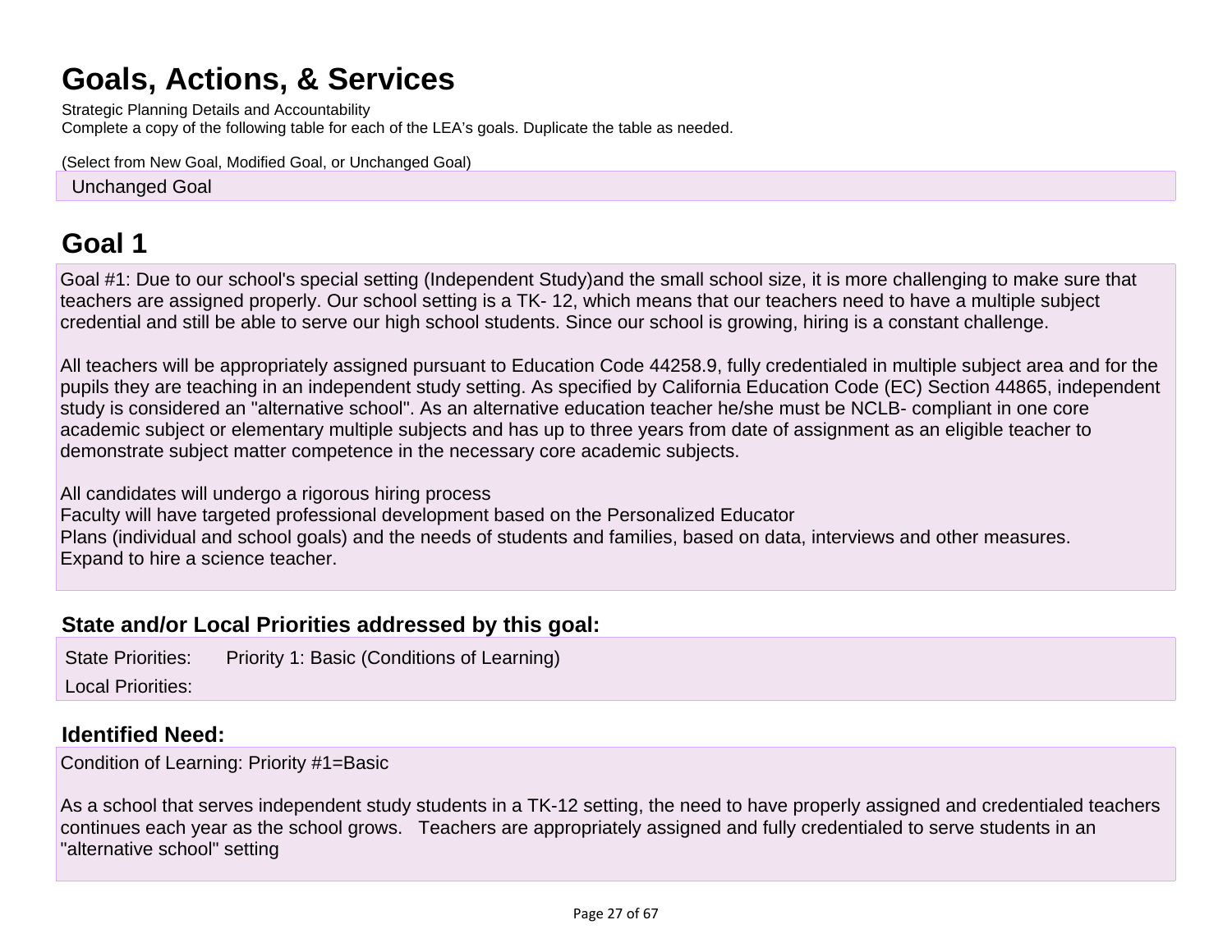# Goals, Actions, & Services

Strategic Planning Details and Accountability

Complete a copy of the following table for each of the LEA's goals. Duplicate the table as needed.

(Select from New Goal, Modified Goal, or Unchanged Goal)

Unchanged Goal

## Goal 1

Goal #1: Due to our school's special setting (Independent Study)and the small school size, it is more challenging to make sure that teachers are assigned properly. Our school setting is a TK- 12, which means that our teachers need to have a multiple subject credential and still be able to serve our high school students. Since our school is growing, hiring is a constant challenge.

All teachers will be appropriately assigned pursuant to Education Code 44258.9, fully credentialed in multiple subject area and for the pupils they are teaching in an independent study setting. As specified by California Education Code (EC) Section 44865, independent study is considered an "alternative school". As an alternative education teacher he/she must be NCLB- compliant in one core academic subject or elementary multiple subjects and has up to three years from date of assignment as an eligible teacher to demonstrate subject matter competence in the necessary core academic subjects.

All candidates will undergo a rigorous hiring process
Faculty will have targeted professional development based on the Personalized Educator
Plans (individual and school goals) and the needs of students and families, based on data, interviews and other measures.
Expand to hire a science teacher.

### State and/or Local Priorities addressed by this goal:

State Priorities: Priority 1: Basic (Conditions of Learning)

Local Priorities:

### Identified Need:

Condition of Learning: Priority #1=Basic

As a school that serves independent study students in a TK-12 setting, the need to have properly assigned and credentialed teachers continues each year as the school grows. Teachers are appropriately assigned and fully credentialed to serve students in an "alternative school" setting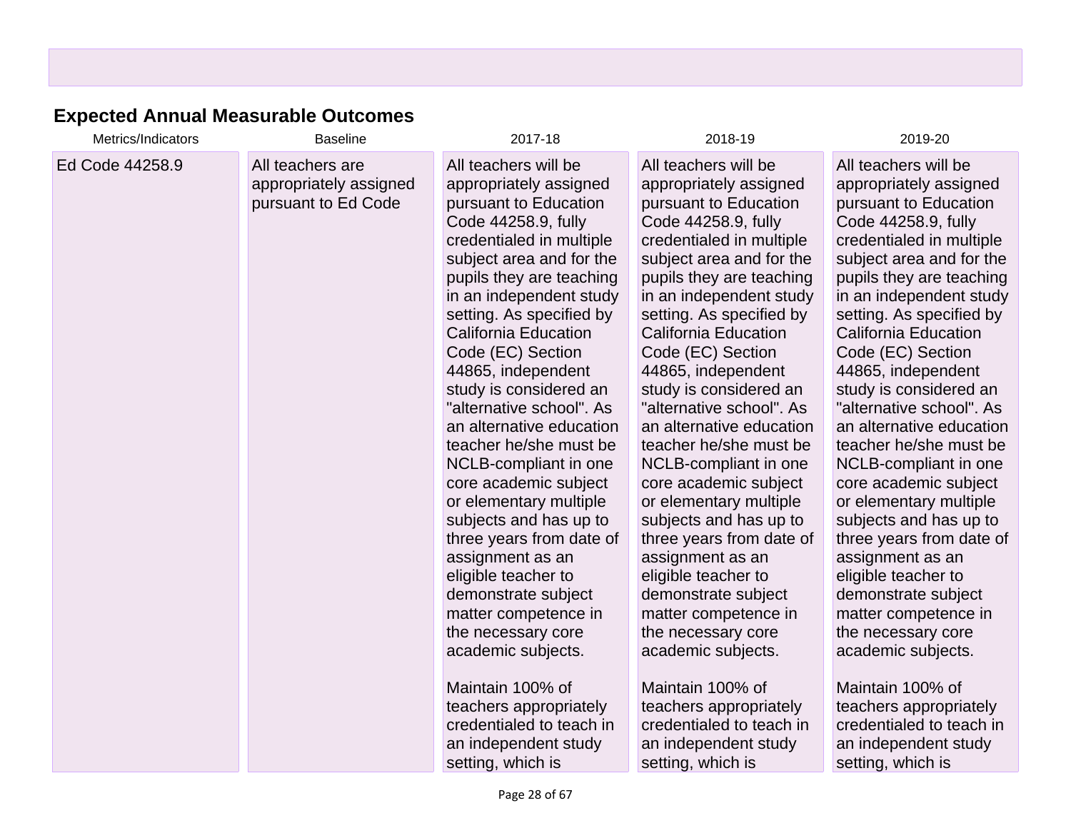### Expected Annual Measurable Outcomes

| Metrics/Indicators | Baseline | 2017-18 | 2018-19 | 2019-20 |
| --- | --- | --- | --- | --- |
| Ed Code 44258.9 | All teachers are appropriately assigned pursuant to Ed Code | All teachers will be appropriately assigned pursuant to Education Code 44258.9, fully credentialed in multiple subject area and for the pupils they are teaching in an independent study setting. As specified by California Education Code (EC) Section 44865, independent study is considered an "alternative school". As an alternative education teacher he/she must be NCLB-compliant in one core academic subject or elementary multiple subjects and has up to three years from date of assignment as an eligible teacher to demonstrate subject matter competence in the necessary core academic subjects.<br><br>Maintain 100% of teachers appropriately credentialed to teach in an independent study setting, which is | All teachers will be appropriately assigned pursuant to Education Code 44258.9, fully credentialed in multiple subject area and for the pupils they are teaching in an independent study setting. As specified by California Education Code (EC) Section 44865, independent study is considered an "alternative school". As an alternative education teacher he/she must be NCLB-compliant in one core academic subject or elementary multiple subjects and has up to three years from date of assignment as an eligible teacher to demonstrate subject matter competence in the necessary core academic subjects.<br><br>Maintain 100% of teachers appropriately credentialed to teach in an independent study setting, which is | All teachers will be appropriately assigned pursuant to Education Code 44258.9, fully credentialed in multiple subject area and for the pupils they are teaching in an independent study setting. As specified by California Education Code (EC) Section 44865, independent study is considered an "alternative school". As an alternative education teacher he/she must be NCLB-compliant in one core academic subject or elementary multiple subjects and has up to three years from date of assignment as an eligible teacher to demonstrate subject matter competence in the necessary core academic subjects.<br><br>Maintain 100% of teachers appropriately credentialed to teach in an independent study setting, which is |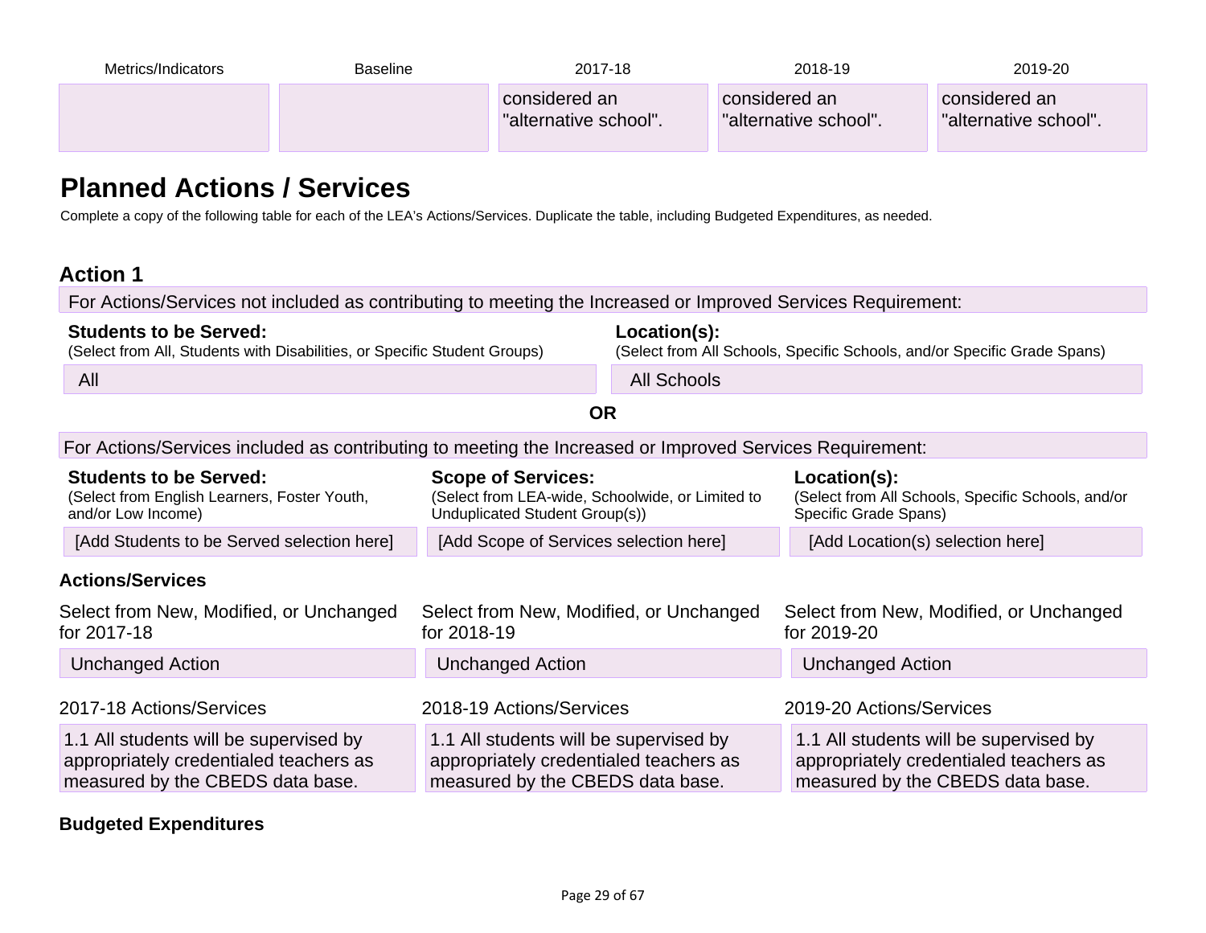| Metrics/Indicators | Baseline | 2017-18 | 2018-19 | 2019-20 |
|---|---|---|---|---|
| | | considered an "alternative school". | considered an "alternative school". | considered an "alternative school". |

## Planned Actions / Services

Complete a copy of the following table for each of the LEA's Actions/Services. Duplicate the table, including Budgeted Expenditures, as needed.

### Action 1

For Actions/Services not included as contributing to meeting the Increased or Improved Services Requirement:

| **Students to be Served:** (Select from All, Students with Disabilities, or Specific Student Groups) | **Location(s):** (Select from All Schools, Specific Schools, and/or Specific Grade Spans) |
|---|---|
| All | All Schools |

**OR**

For Actions/Services included as contributing to meeting the Increased or Improved Services Requirement:

| **Students to be Served:** (Select from English Learners, Foster Youth, and/or Low Income) | **Scope of Services:** (Select from LEA-wide, Schoolwide, or Limited to Unduplicated Student Group(s)) | **Location(s):** (Select from All Schools, Specific Schools, and/or Specific Grade Spans) |
|---|---|---|
| [Add Students to be Served selection here] | [Add Scope of Services selection here] | [Add Location(s) selection here] |

#### Actions/Services

| Select from New, Modified, or Unchanged for 2017-18 | Select from New, Modified, or Unchanged for 2018-19 | Select from New, Modified, or Unchanged for 2019-20 |
|---|---|---|
| Unchanged Action | Unchanged Action | Unchanged Action |

| 2017-18 Actions/Services | 2018-19 Actions/Services | 2019-20 Actions/Services |
|---|---|---|
| 1.1 All students will be supervised by appropriately credentialed teachers as measured by the CBEDS data base. | 1.1 All students will be supervised by appropriately credentialed teachers as measured by the CBEDS data base. | 1.1 All students will be supervised by appropriately credentialed teachers as measured by the CBEDS data base. |

#### Budgeted Expenditures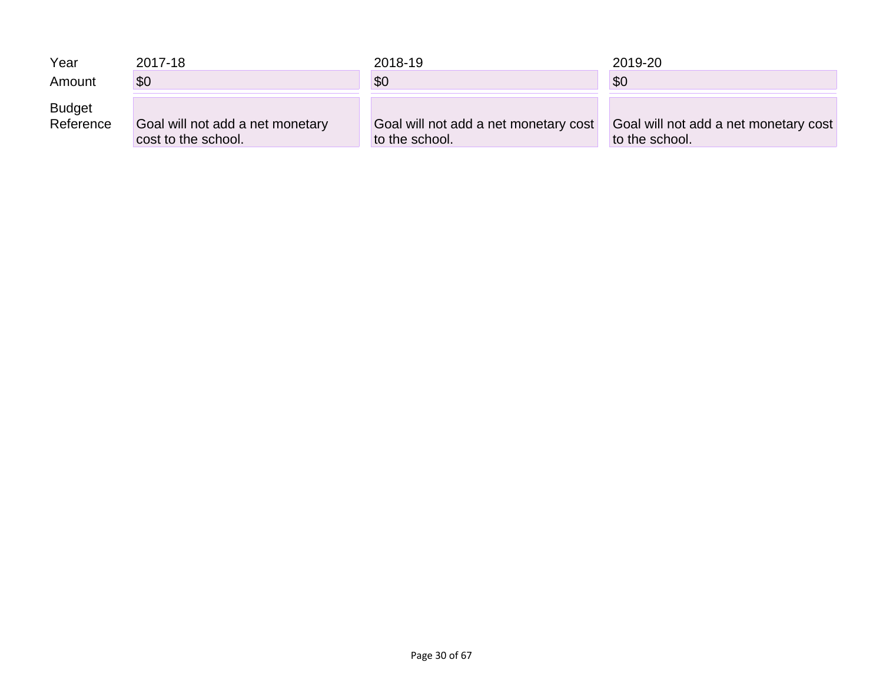| Year | 2017-18 | 2018-19 | 2019-20 |
|---|---|---|---|
| Amount | $0 | $0 | $0 |
| Budget Reference | Goal will not add a net monetary cost to the school. | Goal will not add a net monetary cost to the school. | Goal will not add a net monetary cost to the school. |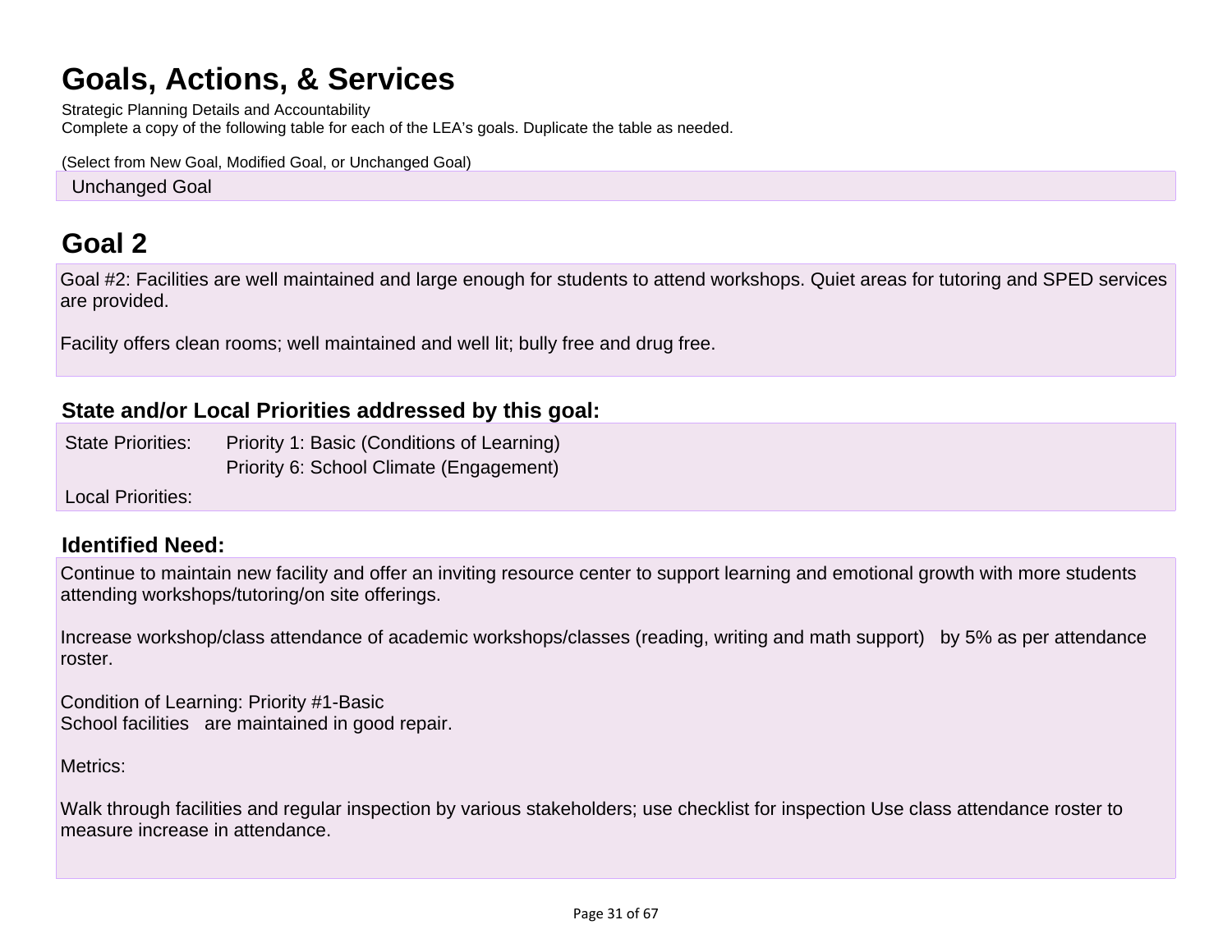# Goals, Actions, & Services

Strategic Planning Details and Accountability

Complete a copy of the following table for each of the LEA's goals. Duplicate the table as needed.

(Select from New Goal, Modified Goal, or Unchanged Goal)

Unchanged Goal

## Goal 2

Goal #2: Facilities are well maintained and large enough for students to attend workshops. Quiet areas for tutoring and SPED services are provided.

Facility offers clean rooms; well maintained and well lit; bully free and drug free.

### State and/or Local Priorities addressed by this goal:

State Priorities: Priority 1: Basic (Conditions of Learning)
Priority 6: School Climate (Engagement)

Local Priorities:

### Identified Need:

Continue to maintain new facility and offer an inviting resource center to support learning and emotional growth with more students attending workshops/tutoring/on site offerings.

Increase workshop/class attendance of academic workshops/classes (reading, writing and math support) by 5% as per attendance roster.

Condition of Learning: Priority #1-Basic
School facilities are maintained in good repair.

Metrics:

Walk through facilities and regular inspection by various stakeholders; use checklist for inspection Use class attendance roster to measure increase in attendance.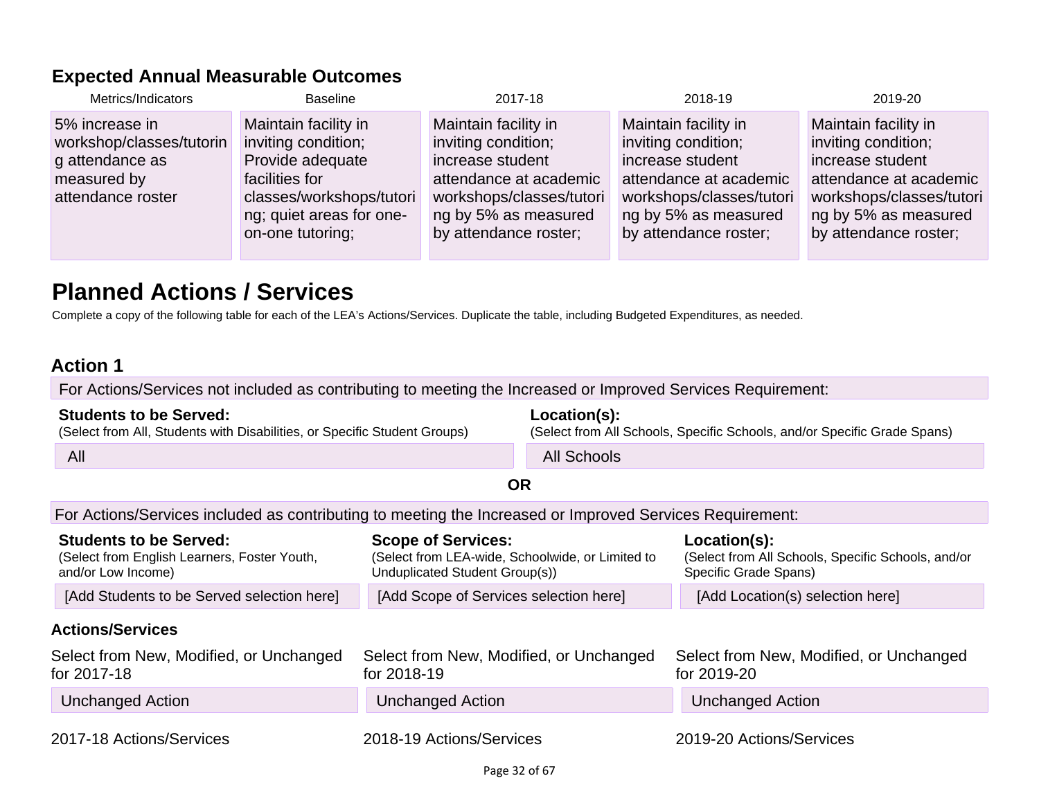### Expected Annual Measurable Outcomes

| Metrics/Indicators | Baseline | 2017-18 | 2018-19 | 2019-20 |
|---|---|---|---|---|
| 5% increase in workshop/classes/tutoring attendance as measured by attendance roster | Maintain facility in inviting condition; Provide adequate facilities for classes/workshops/tutoring; quiet areas for one-on-one tutoring; | Maintain facility in inviting condition; increase student attendance at academic workshops/classes/tutoring by 5% as measured by attendance roster; | Maintain facility in inviting condition; increase student attendance at academic workshops/classes/tutoring by 5% as measured by attendance roster; | Maintain facility in inviting condition; increase student attendance at academic workshops/classes/tutoring by 5% as measured by attendance roster; |

# Planned Actions / Services

Complete a copy of the following table for each of the LEA's Actions/Services. Duplicate the table, including Budgeted Expenditures, as needed.

### Action 1

For Actions/Services not included as contributing to meeting the Increased or Improved Services Requirement:

| **Students to be Served:** (Select from All, Students with Disabilities, or Specific Student Groups) | **Location(s):** (Select from All Schools, Specific Schools, and/or Specific Grade Spans) |
|---|---|
| All | All Schools |

**OR**

For Actions/Services included as contributing to meeting the Increased or Improved Services Requirement:

| **Students to be Served:** (Select from English Learners, Foster Youth, and/or Low Income) | **Scope of Services:** (Select from LEA-wide, Schoolwide, or Limited to Unduplicated Student Group(s)) | **Location(s):** (Select from All Schools, Specific Schools, and/or Specific Grade Spans) |
|---|---|---|
| [Add Students to be Served selection here] | [Add Scope of Services selection here] | [Add Location(s) selection here] |

**Actions/Services**

| Select from New, Modified, or Unchanged for 2017-18 | Select from New, Modified, or Unchanged for 2018-19 | Select from New, Modified, or Unchanged for 2019-20 |
|---|---|---|
| Unchanged Action | Unchanged Action | Unchanged Action |

| 2017-18 Actions/Services | 2018-19 Actions/Services | 2019-20 Actions/Services |
|---|---|---|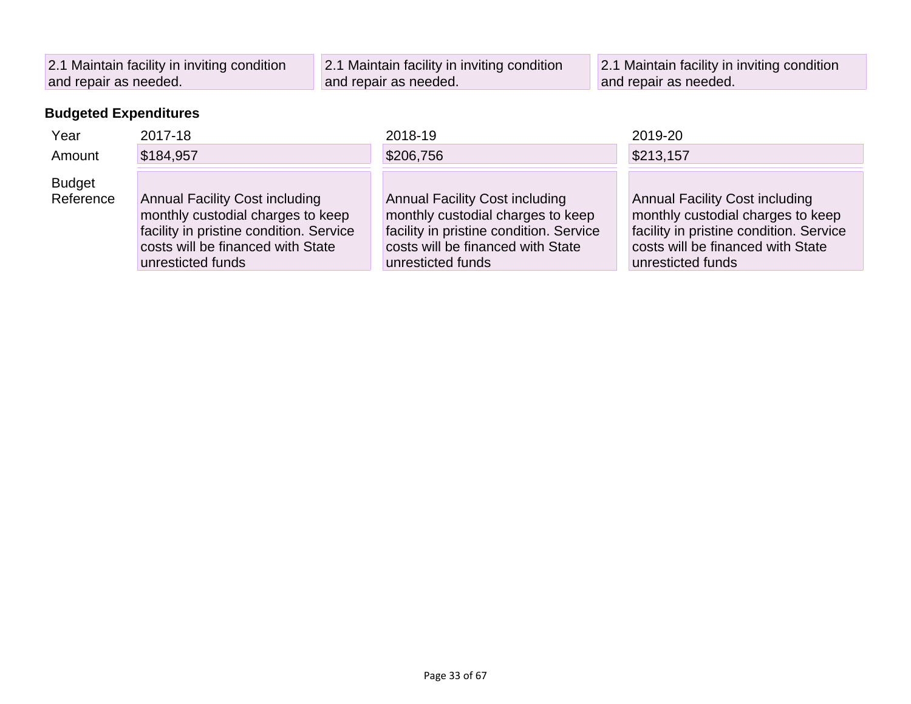| 2.1 Maintain facility in inviting condition and repair as needed. | 2.1 Maintain facility in inviting condition and repair as needed. | 2.1 Maintain facility in inviting condition and repair as needed. |
|---|---|---|

### Budgeted Expenditures

| Year | 2017-18 | 2018-19 | 2019-20 |
|---|---|---|---|
| Amount | $184,957 | $206,756 | $213,157 |
| Budget Reference | Annual Facility Cost including monthly custodial charges to keep facility in pristine condition. Service costs will be financed with State unresticted funds | Annual Facility Cost including monthly custodial charges to keep facility in pristine condition. Service costs will be financed with State unresticted funds | Annual Facility Cost including monthly custodial charges to keep facility in pristine condition. Service costs will be financed with State unresticted funds |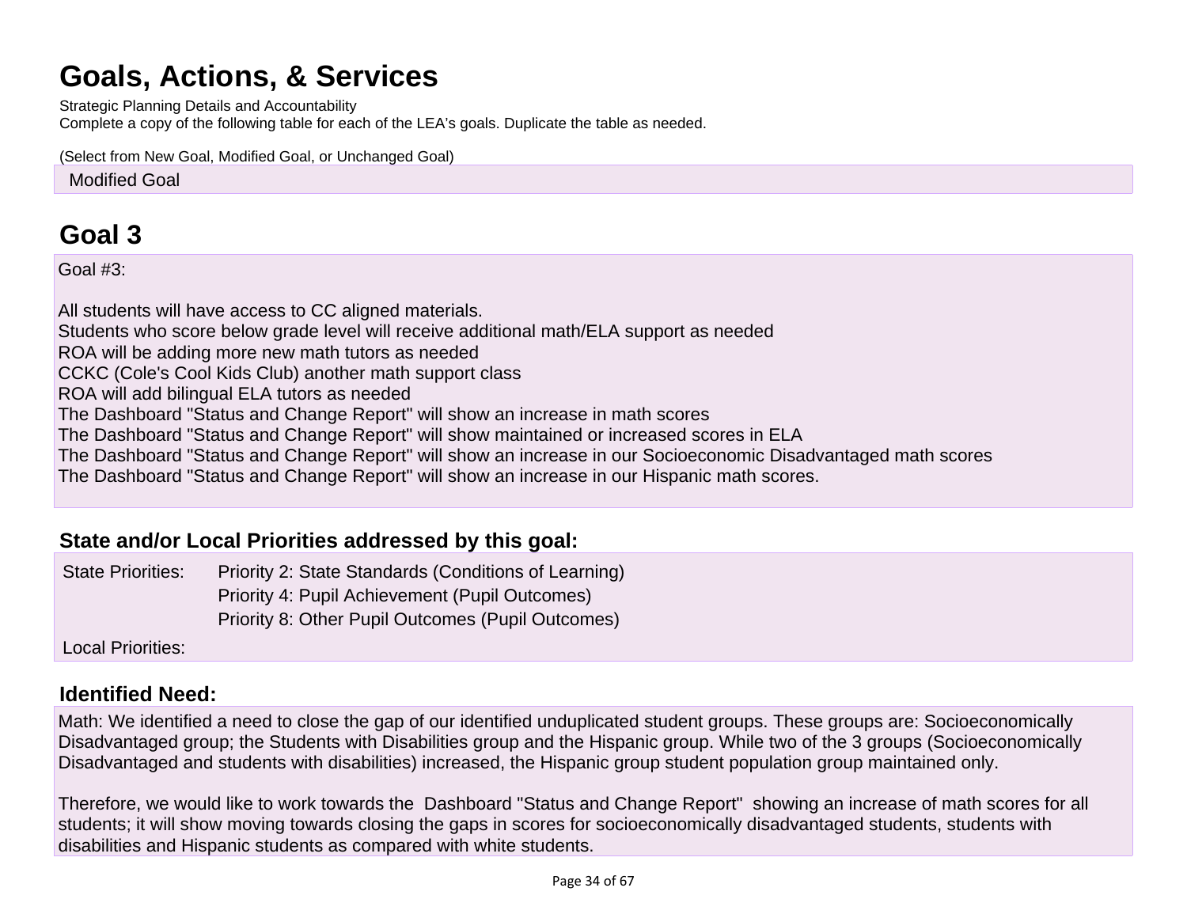# Goals, Actions, & Services

Strategic Planning Details and Accountability

Complete a copy of the following table for each of the LEA's goals. Duplicate the table as needed.

(Select from New Goal, Modified Goal, or Unchanged Goal)

Modified Goal

## Goal 3

Goal #3:

All students will have access to CC aligned materials.
Students who score below grade level will receive additional math/ELA support as needed
ROA will be adding more new math tutors as needed
CCKC (Cole's Cool Kids Club) another math support class
ROA will add bilingual ELA tutors as needed
The Dashboard "Status and Change Report" will show an increase in math scores
The Dashboard "Status and Change Report" will show maintained or increased scores in ELA
The Dashboard "Status and Change Report" will show an increase in our Socioeconomic Disadvantaged math scores
The Dashboard "Status and Change Report" will show an increase in our Hispanic math scores.

### State and/or Local Priorities addressed by this goal:

| | |
|---|---|
| State Priorities: | Priority 2: State Standards (Conditions of Learning)<br>Priority 4: Pupil Achievement (Pupil Outcomes)<br>Priority 8: Other Pupil Outcomes (Pupil Outcomes) |
| Local Priorities: | |

### Identified Need:

Math: We identified a need to close the gap of our identified unduplicated student groups. These groups are: Socioeconomically Disadvantaged group; the Students with Disabilities group and the Hispanic group. While two of the 3 groups (Socioeconomically Disadvantaged and students with disabilities) increased, the Hispanic group student population group maintained only.

Therefore, we would like to work towards the Dashboard "Status and Change Report" showing an increase of math scores for all students; it will show moving towards closing the gaps in scores for socioeconomically disadvantaged students, students with disabilities and Hispanic students as compared with white students.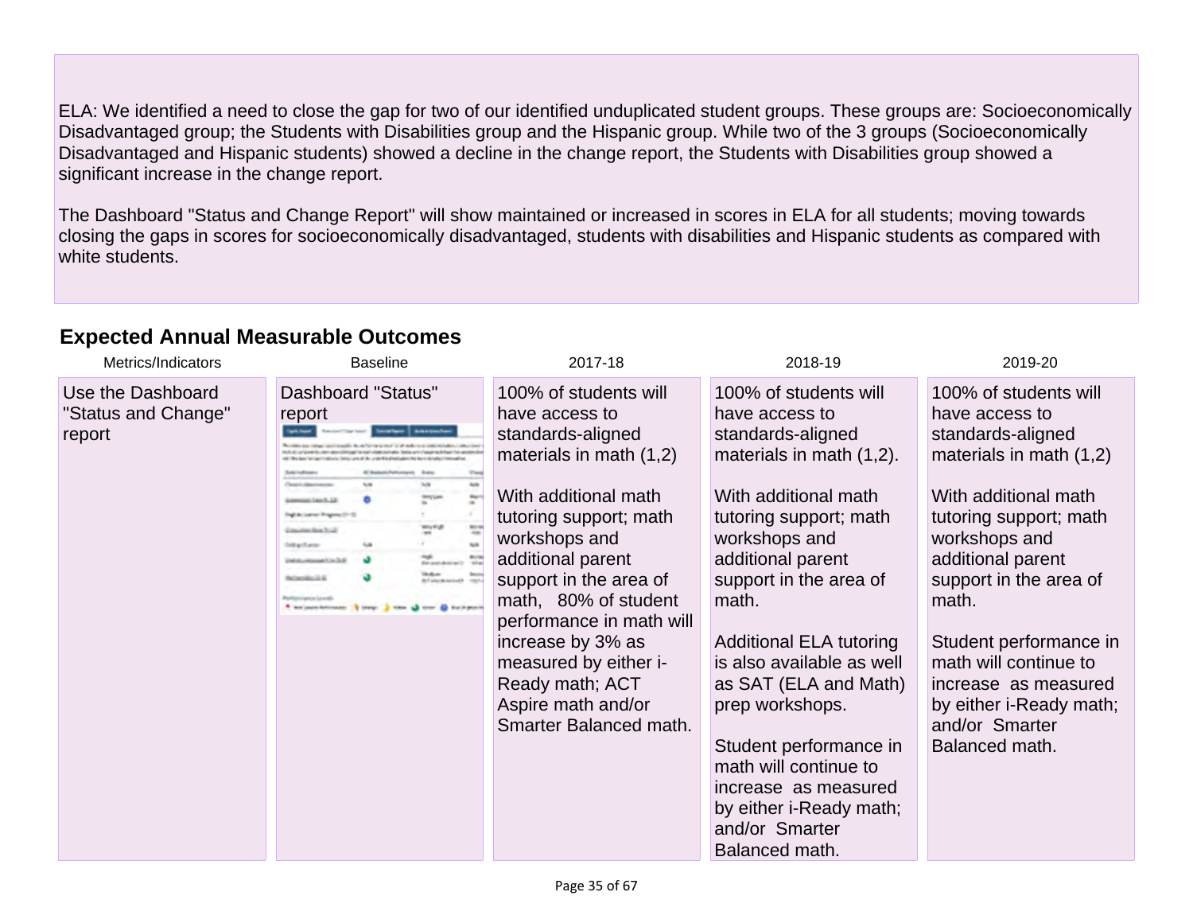ELA: We identified a need to close the gap for two of our identified unduplicated student groups. These groups are: Socioeconomically Disadvantaged group; the Students with Disabilities group and the Hispanic group. While two of the 3 groups (Socioeconomically Disadvantaged and Hispanic students) showed a decline in the change report, the Students with Disabilities group showed a significant increase in the change report.

The Dashboard "Status and Change Report" will show maintained or increased in scores in ELA for all students; moving towards closing the gaps in scores for socioeconomically disadvantaged, students with disabilities and Hispanic students as compared with white students.

## Expected Annual Measurable Outcomes

| Metrics/Indicators | Baseline | 2017-18 | 2018-19 | 2019-20 |
|---|---|---|---|---|
| Use the Dashboard "Status and Change" report | Dashboard "Status" report | 100% of students will have access to standards-aligned materials in math (1,2)<br><br>With additional math tutoring support; math workshops and additional parent support in the area of math, 80% of student performance in math will increase by 3% as measured by either i-Ready math; ACT Aspire math and/or Smarter Balanced math. | 100% of students will have access to standards-aligned materials in math (1,2).<br><br>With additional math tutoring support; math workshops and additional parent support in the area of math.<br><br>Additional ELA tutoring is also available as well as SAT (ELA and Math) prep workshops.<br><br>Student performance in math will continue to increase as measured by either i-Ready math; and/or Smarter Balanced math. | 100% of students will have access to standards-aligned materials in math (1,2)<br><br>With additional math tutoring support; math workshops and additional parent support in the area of math.<br><br>Student performance in math will continue to increase as measured by either i-Ready math; and/or Smarter Balanced math. |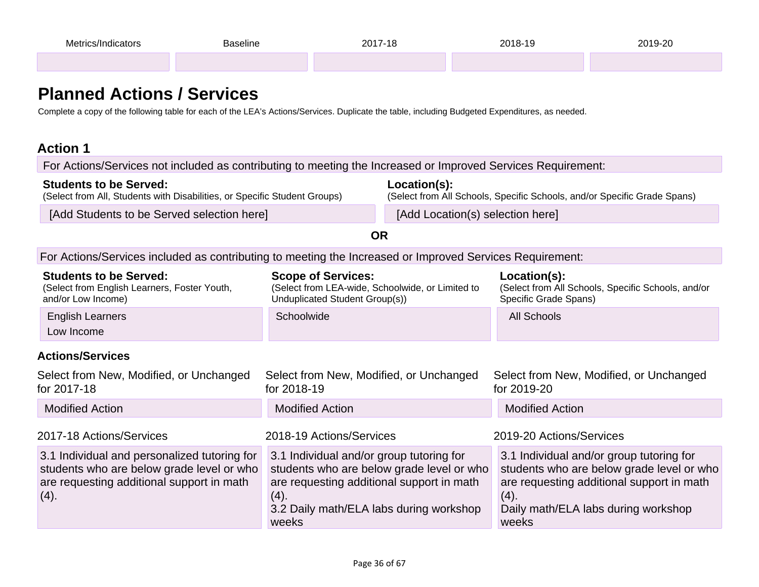| Metrics/Indicators | Baseline | 2017-18 | 2018-19 | 2019-20 |
|---|---|---|---|---|
| | | | | |

## Planned Actions / Services

Complete a copy of the following table for each of the LEA's Actions/Services. Duplicate the table, including Budgeted Expenditures, as needed.

### Action 1

For Actions/Services not included as contributing to meeting the Increased or Improved Services Requirement:

| **Students to be Served:** (Select from All, Students with Disabilities, or Specific Student Groups) | **Location(s):** (Select from All Schools, Specific Schools, and/or Specific Grade Spans) |
|---|---|
| [Add Students to be Served selection here] | [Add Location(s) selection here] |

**OR**

For Actions/Services included as contributing to meeting the Increased or Improved Services Requirement:

| **Students to be Served:** (Select from English Learners, Foster Youth, and/or Low Income) | **Scope of Services:** (Select from LEA-wide, Schoolwide, or Limited to Unduplicated Student Group(s)) | **Location(s):** (Select from All Schools, Specific Schools, and/or Specific Grade Spans) |
|---|---|---|
| English Learners<br>Low Income | Schoolwide | All Schools |

#### Actions/Services

| Select from New, Modified, or Unchanged for 2017-18 | Select from New, Modified, or Unchanged for 2018-19 | Select from New, Modified, or Unchanged for 2019-20 |
|---|---|---|
| Modified Action | Modified Action | Modified Action |

| 2017-18 Actions/Services | 2018-19 Actions/Services | 2019-20 Actions/Services |
|---|---|---|
| 3.1 Individual and personalized tutoring for students who are below grade level or who are requesting additional support in math (4). | 3.1 Individual and/or group tutoring for students who are below grade level or who are requesting additional support in math (4).<br>3.2 Daily math/ELA labs during workshop weeks | 3.1 Individual and/or group tutoring for students who are below grade level or who are requesting additional support in math (4).<br>Daily math/ELA labs during workshop weeks |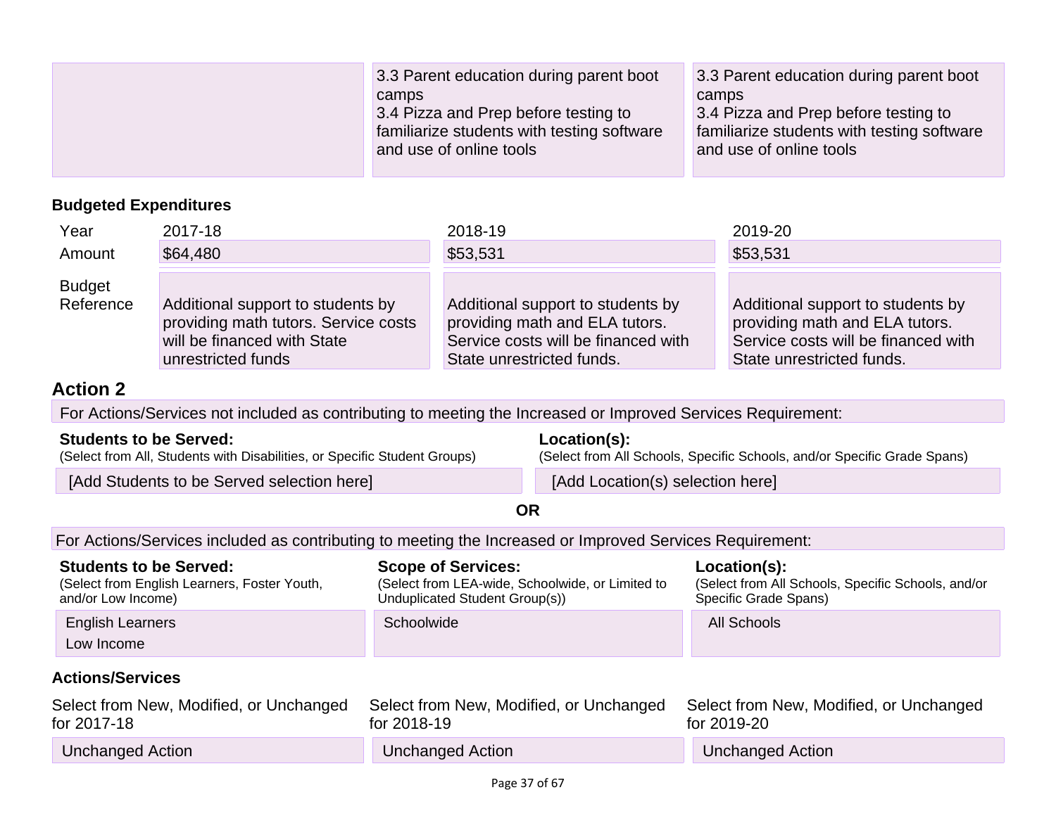| | | |
|---|---|---|
| | 3.3 Parent education during parent boot camps<br>3.4 Pizza and Prep before testing to familiarize students with testing software and use of online tools | 3.3 Parent education during parent boot camps<br>3.4 Pizza and Prep before testing to familiarize students with testing software and use of online tools |

### Budgeted Expenditures

| Year | 2017-18 | 2018-19 | 2019-20 |
|---|---|---|---|
| Amount | $64,480 | $53,531 | $53,531 |
| Budget Reference | Additional support to students by providing math tutors. Service costs will be financed with State unrestricted funds | Additional support to students by providing math and ELA tutors. Service costs will be financed with State unrestricted funds. | Additional support to students by providing math and ELA tutors. Service costs will be financed with State unrestricted funds. |

## Action 2

For Actions/Services not included as contributing to meeting the Increased or Improved Services Requirement:

| **Students to be Served:**<br>(Select from All, Students with Disabilities, or Specific Student Groups) | **Location(s):**<br>(Select from All Schools, Specific Schools, and/or Specific Grade Spans) |
|---|---|
| [Add Students to be Served selection here] | [Add Location(s) selection here] |

**OR**

For Actions/Services included as contributing to meeting the Increased or Improved Services Requirement:

| **Students to be Served:**<br>(Select from English Learners, Foster Youth, and/or Low Income) | **Scope of Services:**<br>(Select from LEA-wide, Schoolwide, or Limited to Unduplicated Student Group(s)) | **Location(s):**<br>(Select from All Schools, Specific Schools, and/or Specific Grade Spans) |
|---|---|---|
| English Learners<br>Low Income | Schoolwide | All Schools |

### Actions/Services

| Select from New, Modified, or Unchanged for 2017-18 | Select from New, Modified, or Unchanged for 2018-19 | Select from New, Modified, or Unchanged for 2019-20 |
|---|---|---|
| Unchanged Action | Unchanged Action | Unchanged Action |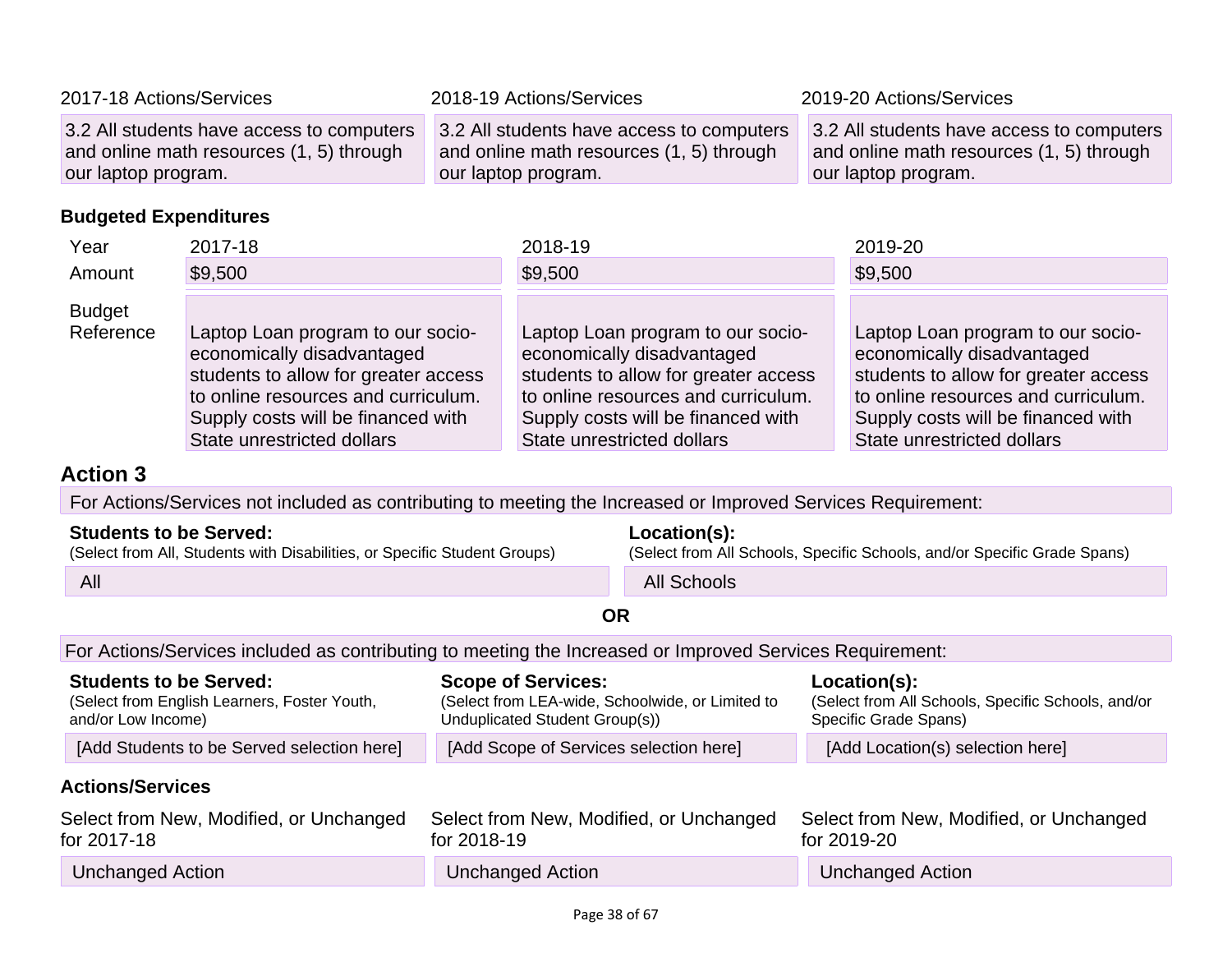| 2017-18 Actions/Services | 2018-19 Actions/Services | 2019-20 Actions/Services |
|---|---|---|
| 3.2 All students have access to computers and online math resources (1, 5) through our laptop program. | 3.2 All students have access to computers and online math resources (1, 5) through our laptop program. | 3.2 All students have access to computers and online math resources (1, 5) through our laptop program. |

**Budgeted Expenditures**

| Year | 2017-18 | 2018-19 | 2019-20 |
|---|---|---|---|
| Amount | $9,500 | $9,500 | $9,500 |
| Budget Reference | Laptop Loan program to our socio-economically disadvantaged students to allow for greater access to online resources and curriculum. Supply costs will be financed with State unrestricted dollars | Laptop Loan program to our socio-economically disadvantaged students to allow for greater access to online resources and curriculum. Supply costs will be financed with State unrestricted dollars | Laptop Loan program to our socio-economically disadvantaged students to allow for greater access to online resources and curriculum. Supply costs will be financed with State unrestricted dollars |

## Action 3

For Actions/Services not included as contributing to meeting the Increased or Improved Services Requirement:

| **Students to be Served:** (Select from All, Students with Disabilities, or Specific Student Groups) | **Location(s):** (Select from All Schools, Specific Schools, and/or Specific Grade Spans) |
|---|---|
| All | All Schools |

**OR**

For Actions/Services included as contributing to meeting the Increased or Improved Services Requirement:

| **Students to be Served:** (Select from English Learners, Foster Youth, and/or Low Income) | **Scope of Services:** (Select from LEA-wide, Schoolwide, or Limited to Unduplicated Student Group(s)) | **Location(s):** (Select from All Schools, Specific Schools, and/or Specific Grade Spans) |
|---|---|---|
| [Add Students to be Served selection here] | [Add Scope of Services selection here] | [Add Location(s) selection here] |

**Actions/Services**

| Select from New, Modified, or Unchanged for 2017-18 | Select from New, Modified, or Unchanged for 2018-19 | Select from New, Modified, or Unchanged for 2019-20 |
|---|---|---|
| Unchanged Action | Unchanged Action | Unchanged Action |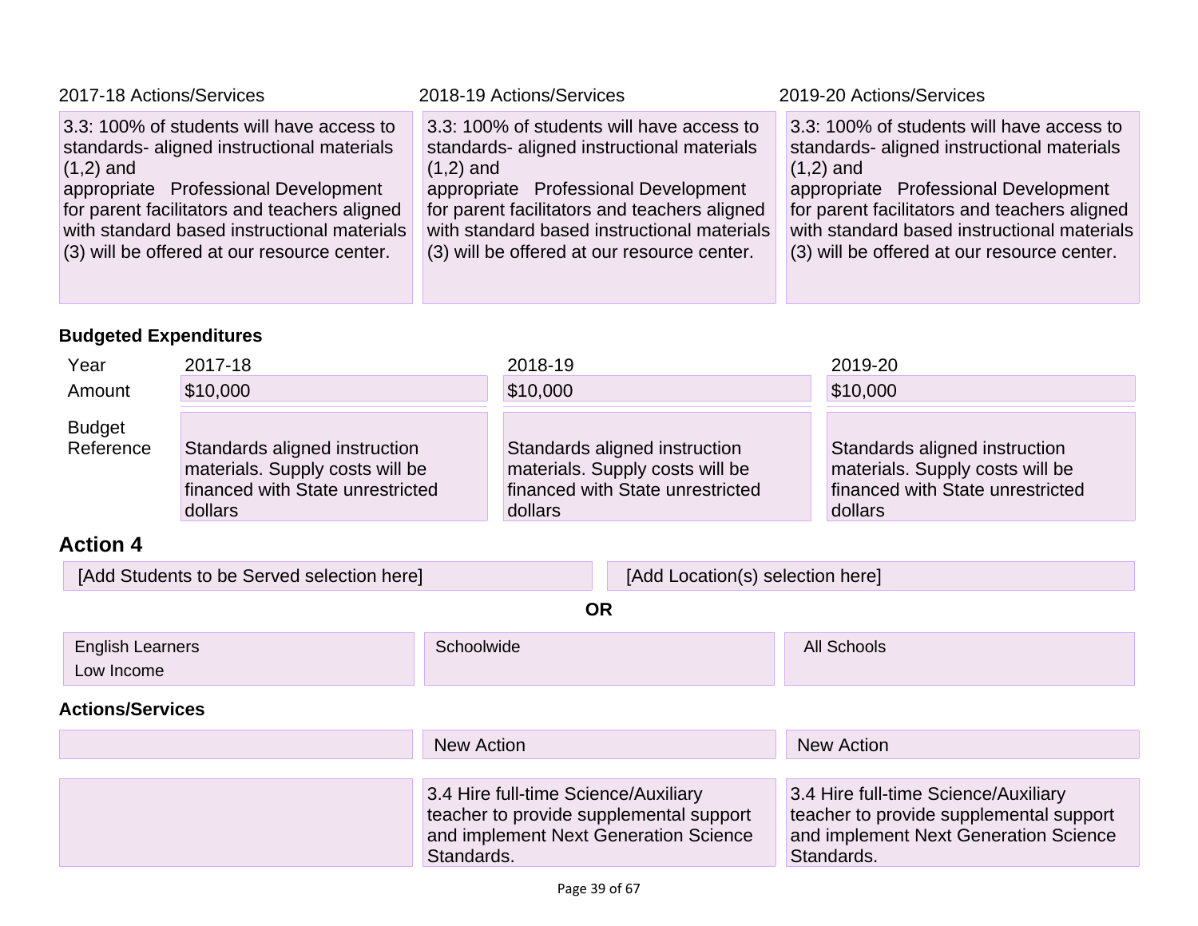| 2017-18 Actions/Services | 2018-19 Actions/Services | 2019-20 Actions/Services |
| --- | --- | --- |
| 3.3: 100% of students will have access to standards- aligned instructional materials (1,2) and appropriate Professional Development for parent facilitators and teachers aligned with standard based instructional materials (3) will be offered at our resource center. | 3.3: 100% of students will have access to standards- aligned instructional materials (1,2) and appropriate Professional Development for parent facilitators and teachers aligned with standard based instructional materials (3) will be offered at our resource center. | 3.3: 100% of students will have access to standards- aligned instructional materials (1,2) and appropriate Professional Development for parent facilitators and teachers aligned with standard based instructional materials (3) will be offered at our resource center. |

### Budgeted Expenditures

| Year | 2017-18 | 2018-19 | 2019-20 |
| --- | --- | --- | --- |
| Amount | $10,000 | $10,000 | $10,000 |
| Budget Reference | Standards aligned instruction materials. Supply costs will be financed with State unrestricted dollars | Standards aligned instruction materials. Supply costs will be financed with State unrestricted dollars | Standards aligned instruction materials. Supply costs will be financed with State unrestricted dollars |

## Action 4

| [Add Students to be Served selection here] | [Add Location(s) selection here] |
| --- | --- |

**OR**

| English Learners<br>Low Income | Schoolwide | All Schools |
| --- | --- | --- |

### Actions/Services

| | New Action | New Action |
| --- | --- | --- |
| | 3.4 Hire full-time Science/Auxiliary teacher to provide supplemental support and implement Next Generation Science Standards. | 3.4 Hire full-time Science/Auxiliary teacher to provide supplemental support and implement Next Generation Science Standards. |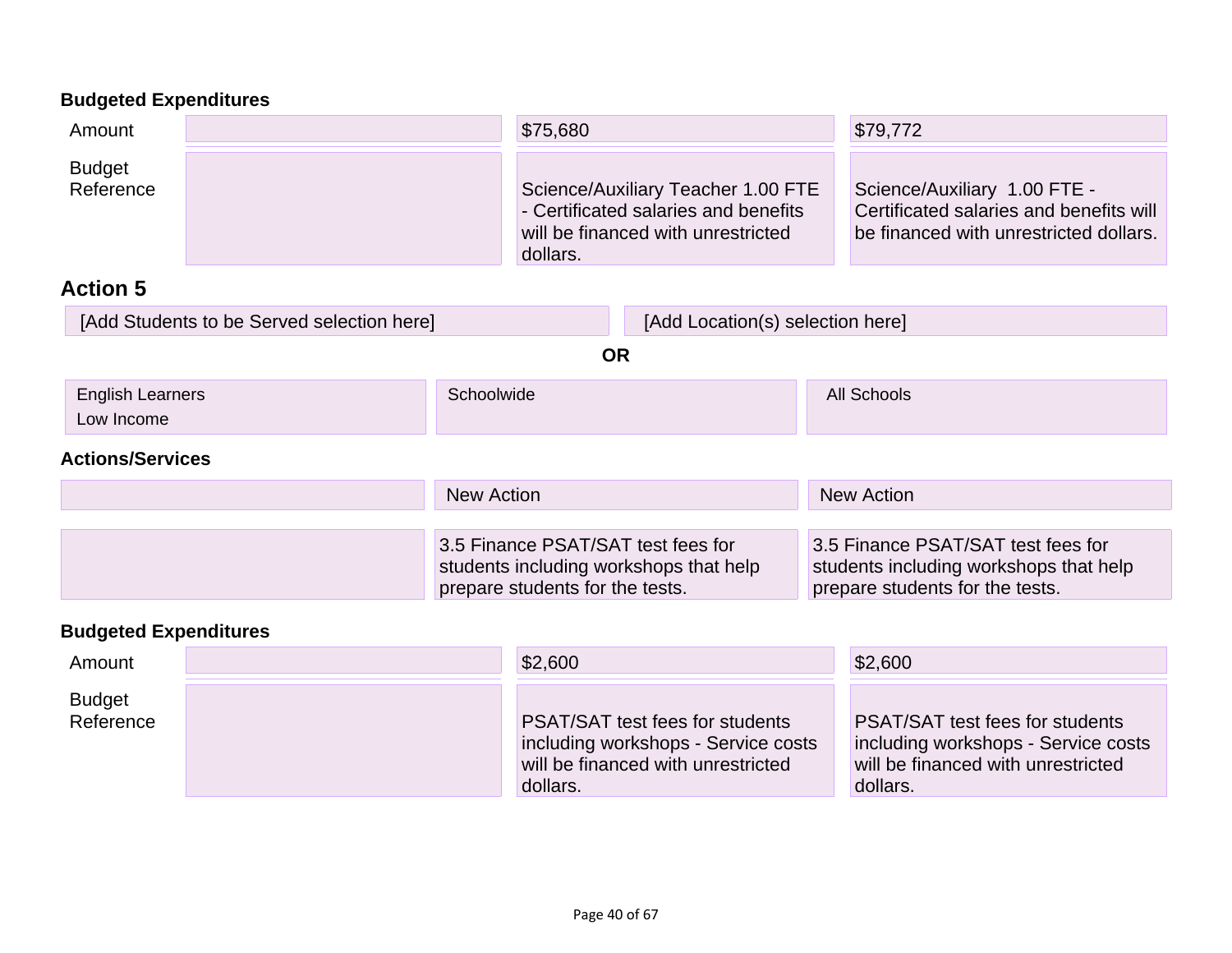**Budgeted Expenditures**

| | | | |
|---|---|---|---|
| Amount | | $75,680 | $79,772 |
| Budget Reference | | Science/Auxiliary Teacher 1.00 FTE - Certificated salaries and benefits will be financed with unrestricted dollars. | Science/Auxiliary 1.00 FTE - Certificated salaries and benefits will be financed with unrestricted dollars. |

## Action 5

| | |
|---|---|
| [Add Students to be Served selection here] | [Add Location(s) selection here] |

**OR**

| | | |
|---|---|---|
| English Learners<br>Low Income | Schoolwide | All Schools |

**Actions/Services**

| | | |
|---|---|---|
| | New Action | New Action |
| | 3.5 Finance PSAT/SAT test fees for students including workshops that help prepare students for the tests. | 3.5 Finance PSAT/SAT test fees for students including workshops that help prepare students for the tests. |

**Budgeted Expenditures**

| | | | |
|---|---|---|---|
| Amount | | $2,600 | $2,600 |
| Budget Reference | | PSAT/SAT test fees for students including workshops - Service costs will be financed with unrestricted dollars. | PSAT/SAT test fees for students including workshops - Service costs will be financed with unrestricted dollars. |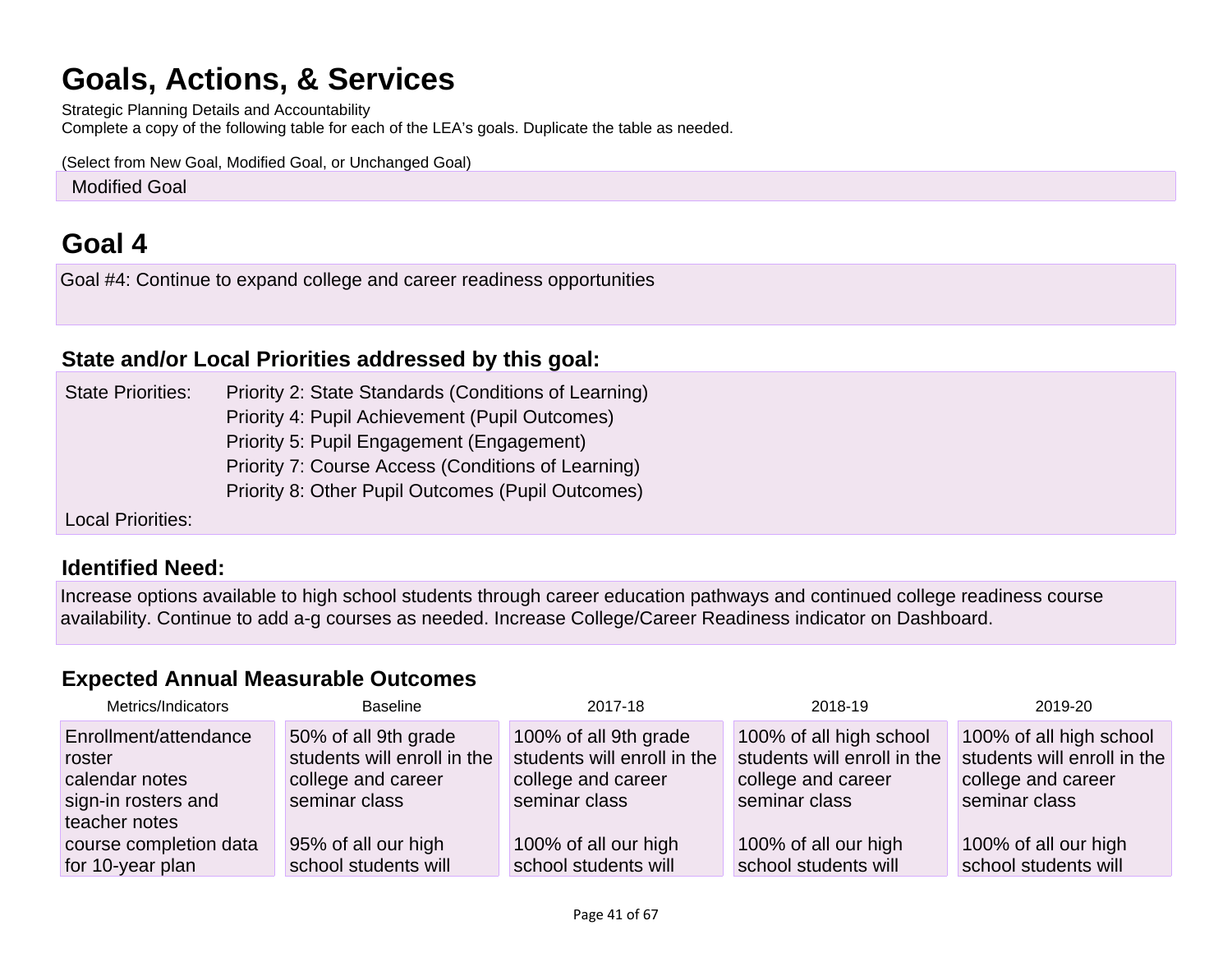# Goals, Actions, & Services

Strategic Planning Details and Accountability

Complete a copy of the following table for each of the LEA's goals. Duplicate the table as needed.

(Select from New Goal, Modified Goal, or Unchanged Goal)

Modified Goal

# Goal 4

Goal #4: Continue to expand college and career readiness opportunities

### State and/or Local Priorities addressed by this goal:

State Priorities: Priority 2: State Standards (Conditions of Learning)
Priority 4: Pupil Achievement (Pupil Outcomes)
Priority 5: Pupil Engagement (Engagement)
Priority 7: Course Access (Conditions of Learning)
Priority 8: Other Pupil Outcomes (Pupil Outcomes)

Local Priorities:

### Identified Need:

Increase options available to high school students through career education pathways and continued college readiness course availability. Continue to add a-g courses as needed. Increase College/Career Readiness indicator on Dashboard.

### Expected Annual Measurable Outcomes

| Metrics/Indicators | Baseline | 2017-18 | 2018-19 | 2019-20 |
|---|---|---|---|---|
| Enrollment/attendance roster<br>calendar notes<br>sign-in rosters and teacher notes<br>course completion data for 10-year plan | 50% of all 9th grade students will enroll in the college and career seminar class<br><br>95% of all our high school students will | 100% of all 9th grade students will enroll in the college and career seminar class<br><br>100% of all our high school students will | 100% of all high school students will enroll in the college and career seminar class<br><br>100% of all our high school students will | 100% of all high school students will enroll in the college and career seminar class<br><br>100% of all our high school students will |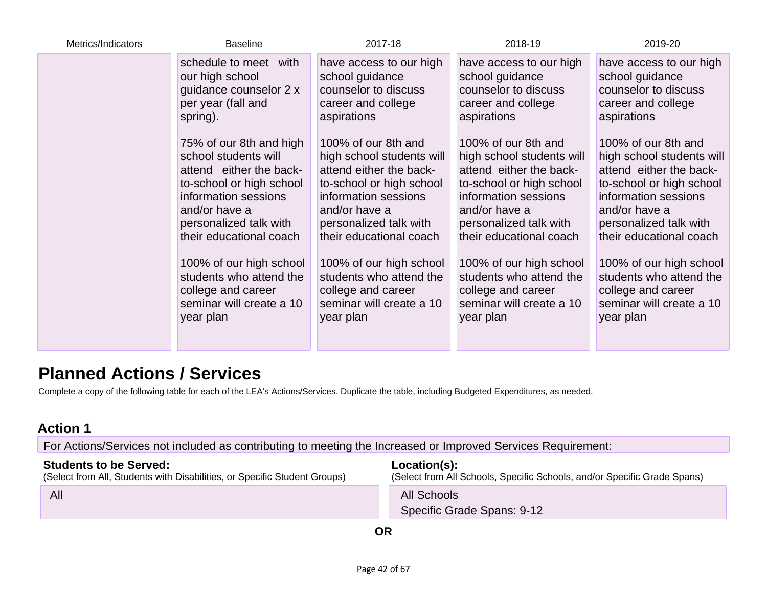| Metrics/Indicators | Baseline | 2017-18 | 2018-19 | 2019-20 |
|---|---|---|---|---|
| | schedule to meet with our high school guidance counselor 2 x per year (fall and spring).<br><br>75% of our 8th and high school students will attend either the back-to-school or high school information sessions and/or have a personalized talk with their educational coach<br><br>100% of our high school students who attend the college and career seminar will create a 10 year plan | have access to our high school guidance counselor to discuss career and college aspirations<br><br>100% of our 8th and high school students will attend either the back-to-school or high school information sessions and/or have a personalized talk with their educational coach<br><br>100% of our high school students who attend the college and career seminar will create a 10 year plan | have access to our high school guidance counselor to discuss career and college aspirations<br><br>100% of our 8th and high school students will attend either the back-to-school or high school information sessions and/or have a personalized talk with their educational coach<br><br>100% of our high school students who attend the college and career seminar will create a 10 year plan | have access to our high school guidance counselor to discuss career and college aspirations<br><br>100% of our 8th and high school students will attend either the back-to-school or high school information sessions and/or have a personalized talk with their educational coach<br><br>100% of our high school students who attend the college and career seminar will create a 10 year plan |

# Planned Actions / Services

Complete a copy of the following table for each of the LEA's Actions/Services. Duplicate the table, including Budgeted Expenditures, as needed.

## Action 1

For Actions/Services not included as contributing to meeting the Increased or Improved Services Requirement:

| **Students to be Served:**<br>(Select from All, Students with Disabilities, or Specific Student Groups) | **Location(s):**<br>(Select from All Schools, Specific Schools, and/or Specific Grade Spans) |
|---|---|
| All | All Schools<br>Specific Grade Spans: 9-12 |

**OR**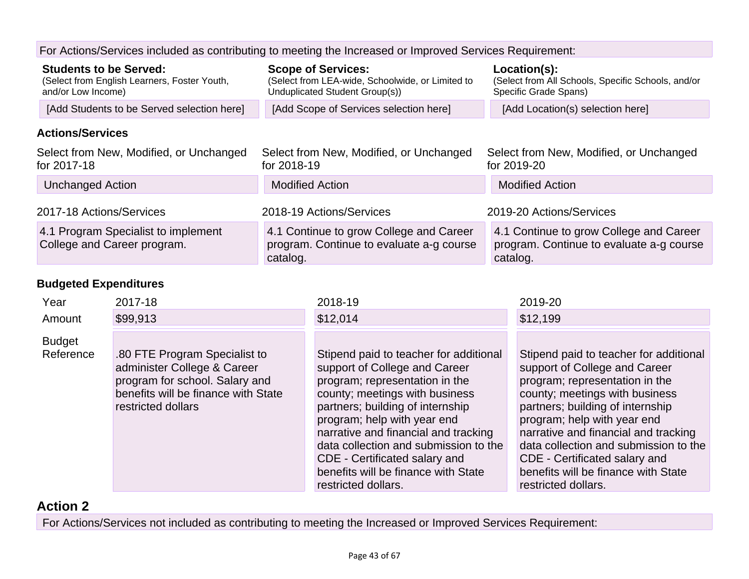For Actions/Services included as contributing to meeting the Increased or Improved Services Requirement:

| **Students to be Served:** (Select from English Learners, Foster Youth, and/or Low Income) | **Scope of Services:** (Select from LEA-wide, Schoolwide, or Limited to Unduplicated Student Group(s)) | **Location(s):** (Select from All Schools, Specific Schools, and/or Specific Grade Spans) |
|---|---|---|
| [Add Students to be Served selection here] | [Add Scope of Services selection here] | [Add Location(s) selection here] |

### Actions/Services

| Select from New, Modified, or Unchanged for 2017-18 | Select from New, Modified, or Unchanged for 2018-19 | Select from New, Modified, or Unchanged for 2019-20 |
|---|---|---|
| Unchanged Action | Modified Action | Modified Action |

| 2017-18 Actions/Services | 2018-19 Actions/Services | 2019-20 Actions/Services |
|---|---|---|
| 4.1 Program Specialist to implement College and Career program. | 4.1 Continue to grow College and Career program. Continue to evaluate a-g course catalog. | 4.1 Continue to grow College and Career program. Continue to evaluate a-g course catalog. |

### Budgeted Expenditures

| Year | 2017-18 | 2018-19 | 2019-20 |
|---|---|---|---|
| Amount | $99,913 | $12,014 | $12,199 |
| Budget Reference | .80 FTE Program Specialist to administer College & Career program for school. Salary and benefits will be finance with State restricted dollars | Stipend paid to teacher for additional support of College and Career program; representation in the county; meetings with business partners; building of internship program; help with year end narrative and financial and tracking data collection and submission to the CDE - Certificated salary and benefits will be finance with State restricted dollars. | Stipend paid to teacher for additional support of College and Career program; representation in the county; meetings with business partners; building of internship program; help with year end narrative and financial and tracking data collection and submission to the CDE - Certificated salary and benefits will be finance with State restricted dollars. |

## Action 2

For Actions/Services not included as contributing to meeting the Increased or Improved Services Requirement: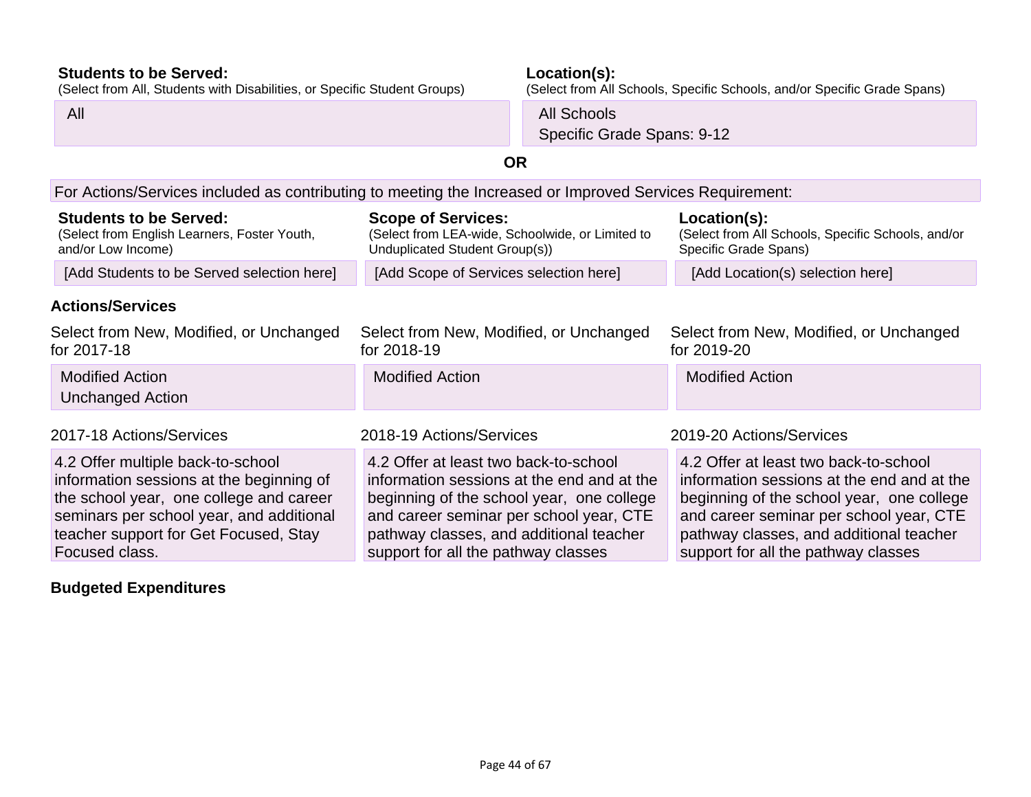**Students to be Served:**
(Select from All, Students with Disabilities, or Specific Student Groups)

All

**Location(s):**
(Select from All Schools, Specific Schools, and/or Specific Grade Spans)

All Schools
Specific Grade Spans: 9-12

**OR**

For Actions/Services included as contributing to meeting the Increased or Improved Services Requirement:

| **Students to be Served:** (Select from English Learners, Foster Youth, and/or Low Income) | **Scope of Services:** (Select from LEA-wide, Schoolwide, or Limited to Unduplicated Student Group(s)) | **Location(s):** (Select from All Schools, Specific Schools, and/or Specific Grade Spans) |
|---|---|---|
| [Add Students to be Served selection here] | [Add Scope of Services selection here] | [Add Location(s) selection here] |

### Actions/Services

| Select from New, Modified, or Unchanged for 2017-18 | Select from New, Modified, or Unchanged for 2018-19 | Select from New, Modified, or Unchanged for 2019-20 |
|---|---|---|
| Modified Action<br>Unchanged Action | Modified Action | Modified Action |

| 2017-18 Actions/Services | 2018-19 Actions/Services | 2019-20 Actions/Services |
|---|---|---|
| 4.2 Offer multiple back-to-school information sessions at the beginning of the school year, one college and career seminars per school year, and additional teacher support for Get Focused, Stay Focused class. | 4.2 Offer at least two back-to-school information sessions at the end and at the beginning of the school year, one college and career seminar per school year, CTE pathway classes, and additional teacher support for all the pathway classes | 4.2 Offer at least two back-to-school information sessions at the end and at the beginning of the school year, one college and career seminar per school year, CTE pathway classes, and additional teacher support for all the pathway classes |

### Budgeted Expenditures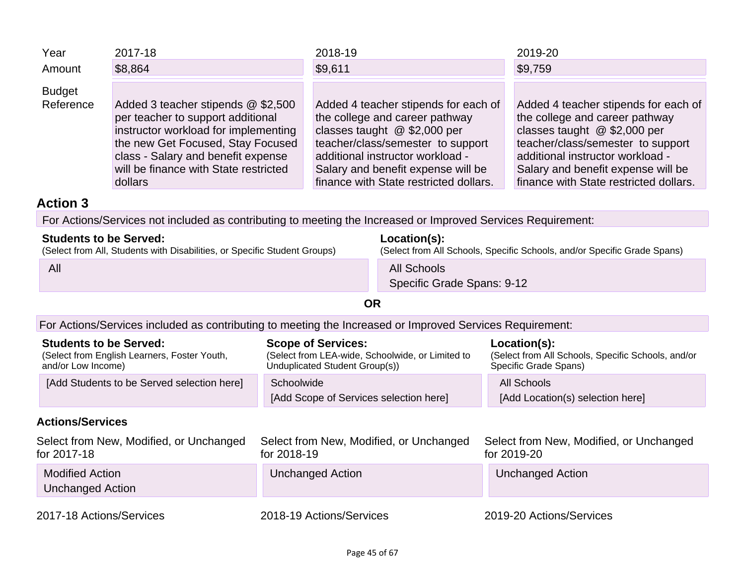| Year | 2017-18 | 2018-19 | 2019-20 |
|---|---|---|---|
| Amount | $8,864 | $9,611 | $9,759 |
| Budget Reference | Added 3 teacher stipends @ $2,500 per teacher to support additional instructor workload for implementing the new Get Focused, Stay Focused class - Salary and benefit expense will be finance with State restricted dollars | Added 4 teacher stipends for each of the college and career pathway classes taught @ $2,000 per teacher/class/semester to support additional instructor workload - Salary and benefit expense will be finance with State restricted dollars. | Added 4 teacher stipends for each of the college and career pathway classes taught @ $2,000 per teacher/class/semester to support additional instructor workload - Salary and benefit expense will be finance with State restricted dollars. |

## Action 3

For Actions/Services not included as contributing to meeting the Increased or Improved Services Requirement:

| Students to be Served: (Select from All, Students with Disabilities, or Specific Student Groups) | Location(s): (Select from All Schools, Specific Schools, and/or Specific Grade Spans) |
|---|---|
| All | All Schools<br>Specific Grade Spans: 9-12 |

**OR**

For Actions/Services included as contributing to meeting the Increased or Improved Services Requirement:

| Students to be Served: (Select from English Learners, Foster Youth, and/or Low Income) | Scope of Services: (Select from LEA-wide, Schoolwide, or Limited to Unduplicated Student Group(s)) | Location(s): (Select from All Schools, Specific Schools, and/or Specific Grade Spans) |
|---|---|---|
| [Add Students to be Served selection here] | Schoolwide<br>[Add Scope of Services selection here] | All Schools<br>[Add Location(s) selection here] |

### Actions/Services

| Select from New, Modified, or Unchanged for 2017-18 | Select from New, Modified, or Unchanged for 2018-19 | Select from New, Modified, or Unchanged for 2019-20 |
|---|---|---|
| Modified Action<br>Unchanged Action | Unchanged Action | Unchanged Action |

| 2017-18 Actions/Services | 2018-19 Actions/Services | 2019-20 Actions/Services |
|---|---|---|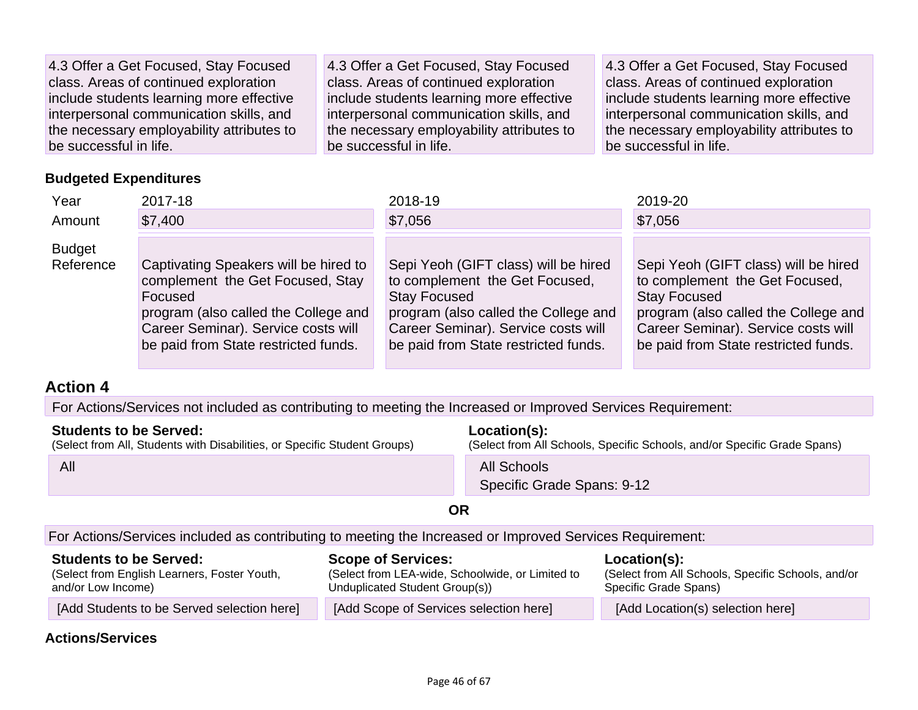| | | |
|---|---|---|
| 4.3 Offer a Get Focused, Stay Focused class. Areas of continued exploration include students learning more effective interpersonal communication skills, and the necessary employability attributes to be successful in life. | 4.3 Offer a Get Focused, Stay Focused class. Areas of continued exploration include students learning more effective interpersonal communication skills, and the necessary employability attributes to be successful in life. | 4.3 Offer a Get Focused, Stay Focused class. Areas of continued exploration include students learning more effective interpersonal communication skills, and the necessary employability attributes to be successful in life. |

**Budgeted Expenditures**

| Year | 2017-18 | 2018-19 | 2019-20 |
|---|---|---|---|
| Amount | $7,400 | $7,056 | $7,056 |
| Budget Reference | Captivating Speakers will be hired to complement the Get Focused, Stay Focused program (also called the College and Career Seminar). Service costs will be paid from State restricted funds. | Sepi Yeoh (GIFT class) will be hired to complement the Get Focused, Stay Focused program (also called the College and Career Seminar). Service costs will be paid from State restricted funds. | Sepi Yeoh (GIFT class) will be hired to complement the Get Focused, Stay Focused program (also called the College and Career Seminar). Service costs will be paid from State restricted funds. |

## Action 4

For Actions/Services not included as contributing to meeting the Increased or Improved Services Requirement:

| **Students to be Served:** (Select from All, Students with Disabilities, or Specific Student Groups) | **Location(s):** (Select from All Schools, Specific Schools, and/or Specific Grade Spans) |
|---|---|
| All | All Schools<br>Specific Grade Spans: 9-12 |

**OR**

For Actions/Services included as contributing to meeting the Increased or Improved Services Requirement:

| **Students to be Served:** (Select from English Learners, Foster Youth, and/or Low Income) | **Scope of Services:** (Select from LEA-wide, Schoolwide, or Limited to Unduplicated Student Group(s)) | **Location(s):** (Select from All Schools, Specific Schools, and/or Specific Grade Spans) |
|---|---|---|
| [Add Students to be Served selection here] | [Add Scope of Services selection here] | [Add Location(s) selection here] |

**Actions/Services**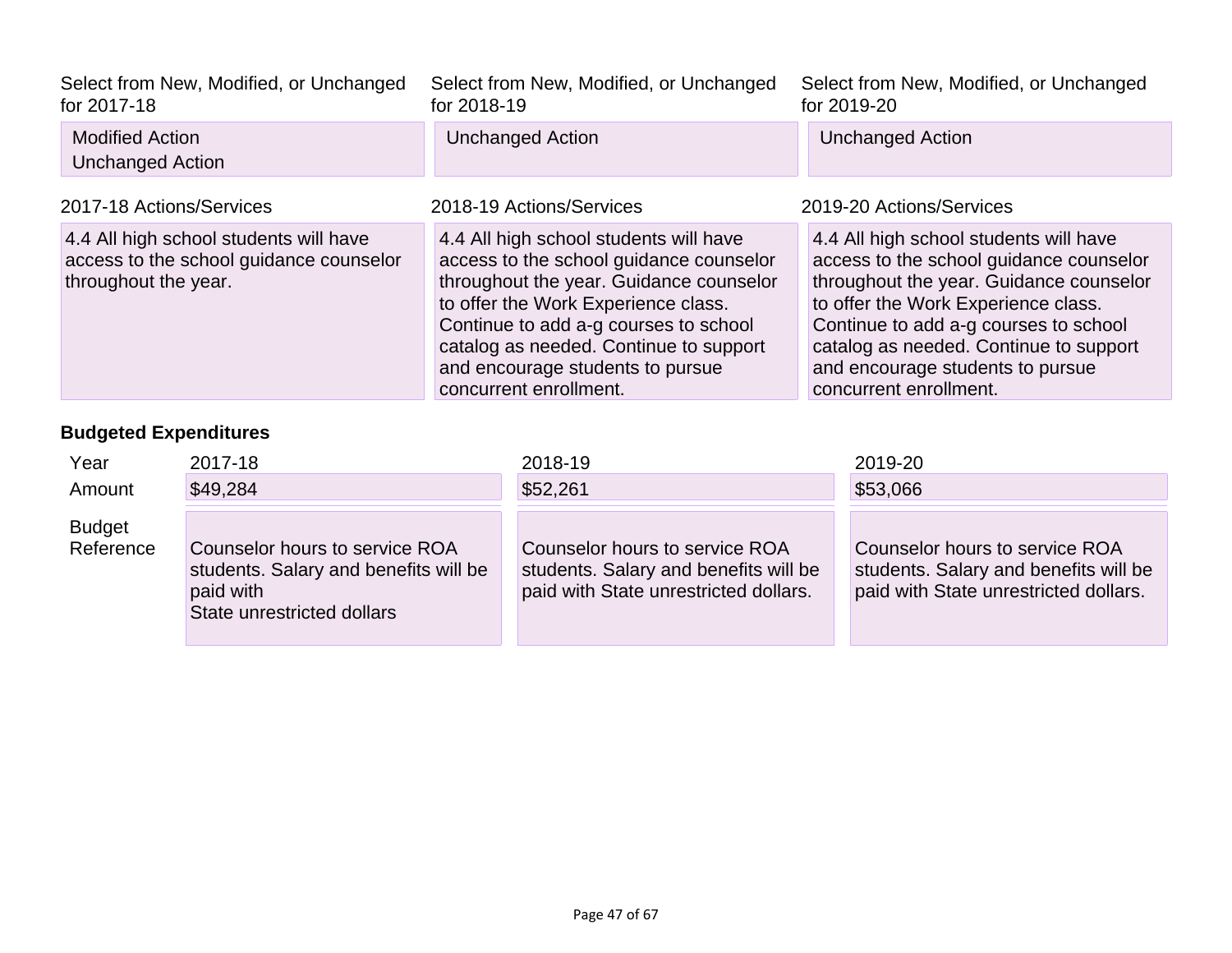| Select from New, Modified, or Unchanged for 2017-18 | Select from New, Modified, or Unchanged for 2018-19 | Select from New, Modified, or Unchanged for 2019-20 |
| --- | --- | --- |
| Modified Action<br>Unchanged Action | Unchanged Action | Unchanged Action |

| 2017-18 Actions/Services | 2018-19 Actions/Services | 2019-20 Actions/Services |
| --- | --- | --- |
| 4.4 All high school students will have access to the school guidance counselor throughout the year. | 4.4 All high school students will have access to the school guidance counselor throughout the year. Guidance counselor to offer the Work Experience class. Continue to add a-g courses to school catalog as needed. Continue to support and encourage students to pursue concurrent enrollment. | 4.4 All high school students will have access to the school guidance counselor throughout the year. Guidance counselor to offer the Work Experience class. Continue to add a-g courses to school catalog as needed. Continue to support and encourage students to pursue concurrent enrollment. |

**Budgeted Expenditures**

| Year | 2017-18 | 2018-19 | 2019-20 |
| --- | --- | --- | --- |
| Amount | $49,284 | $52,261 | $53,066 |
| Budget Reference | Counselor hours to service ROA students. Salary and benefits will be paid with State unrestricted dollars | Counselor hours to service ROA students. Salary and benefits will be paid with State unrestricted dollars. | Counselor hours to service ROA students. Salary and benefits will be paid with State unrestricted dollars. |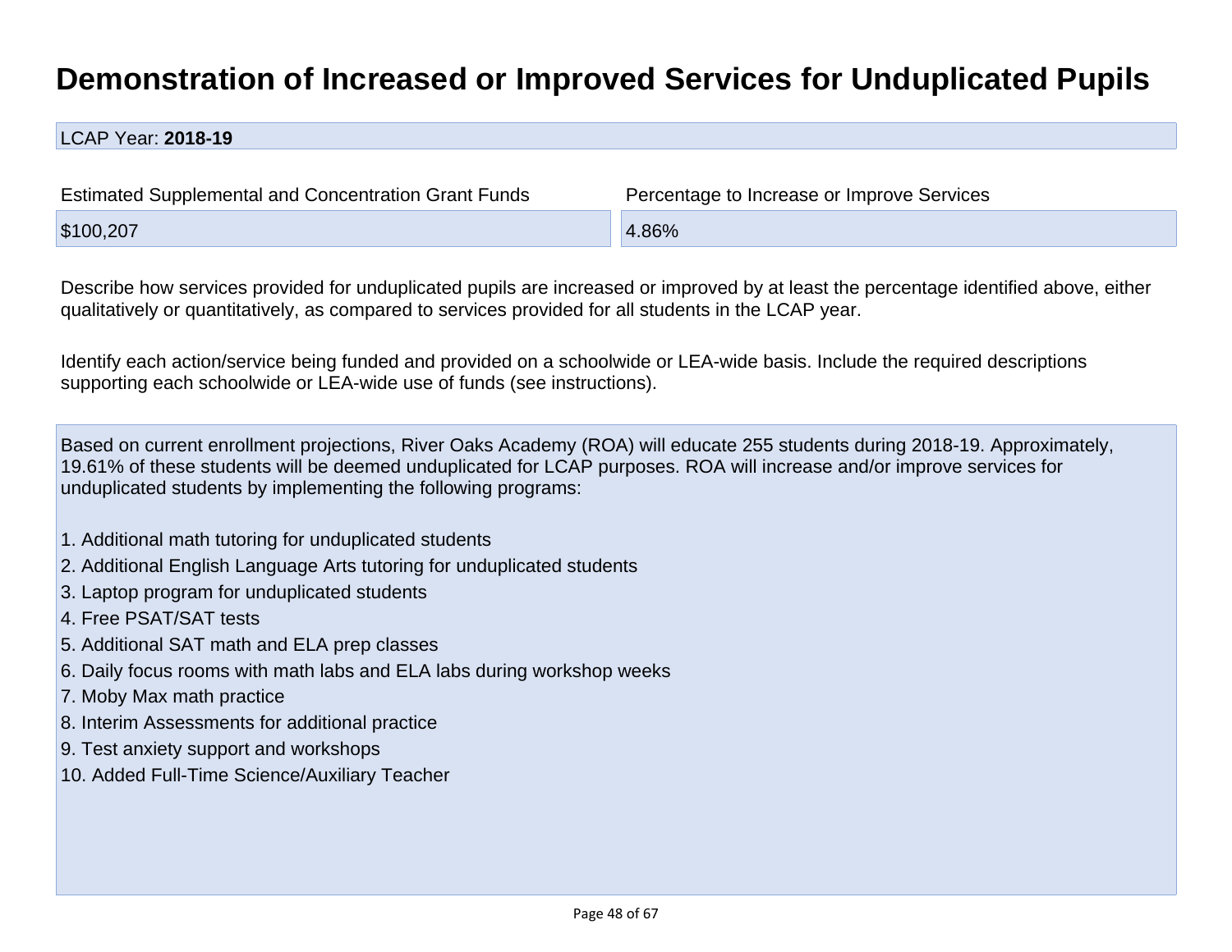# Demonstration of Increased or Improved Services for Unduplicated Pupils

LCAP Year: **2018-19**

| Estimated Supplemental and Concentration Grant Funds | Percentage to Increase or Improve Services |
| --- | --- |
| $100,207 | 4.86% |

Describe how services provided for unduplicated pupils are increased or improved by at least the percentage identified above, either qualitatively or quantitatively, as compared to services provided for all students in the LCAP year.

Identify each action/service being funded and provided on a schoolwide or LEA-wide basis. Include the required descriptions supporting each schoolwide or LEA-wide use of funds (see instructions).

Based on current enrollment projections, River Oaks Academy (ROA) will educate 255 students during 2018-19. Approximately, 19.61% of these students will be deemed unduplicated for LCAP purposes. ROA will increase and/or improve services for unduplicated students by implementing the following programs:

1. Additional math tutoring for unduplicated students
2. Additional English Language Arts tutoring for unduplicated students
3. Laptop program for unduplicated students
4. Free PSAT/SAT tests
5. Additional SAT math and ELA prep classes
6. Daily focus rooms with math labs and ELA labs during workshop weeks
7. Moby Max math practice
8. Interim Assessments for additional practice
9. Test anxiety support and workshops
10. Added Full-Time Science/Auxiliary Teacher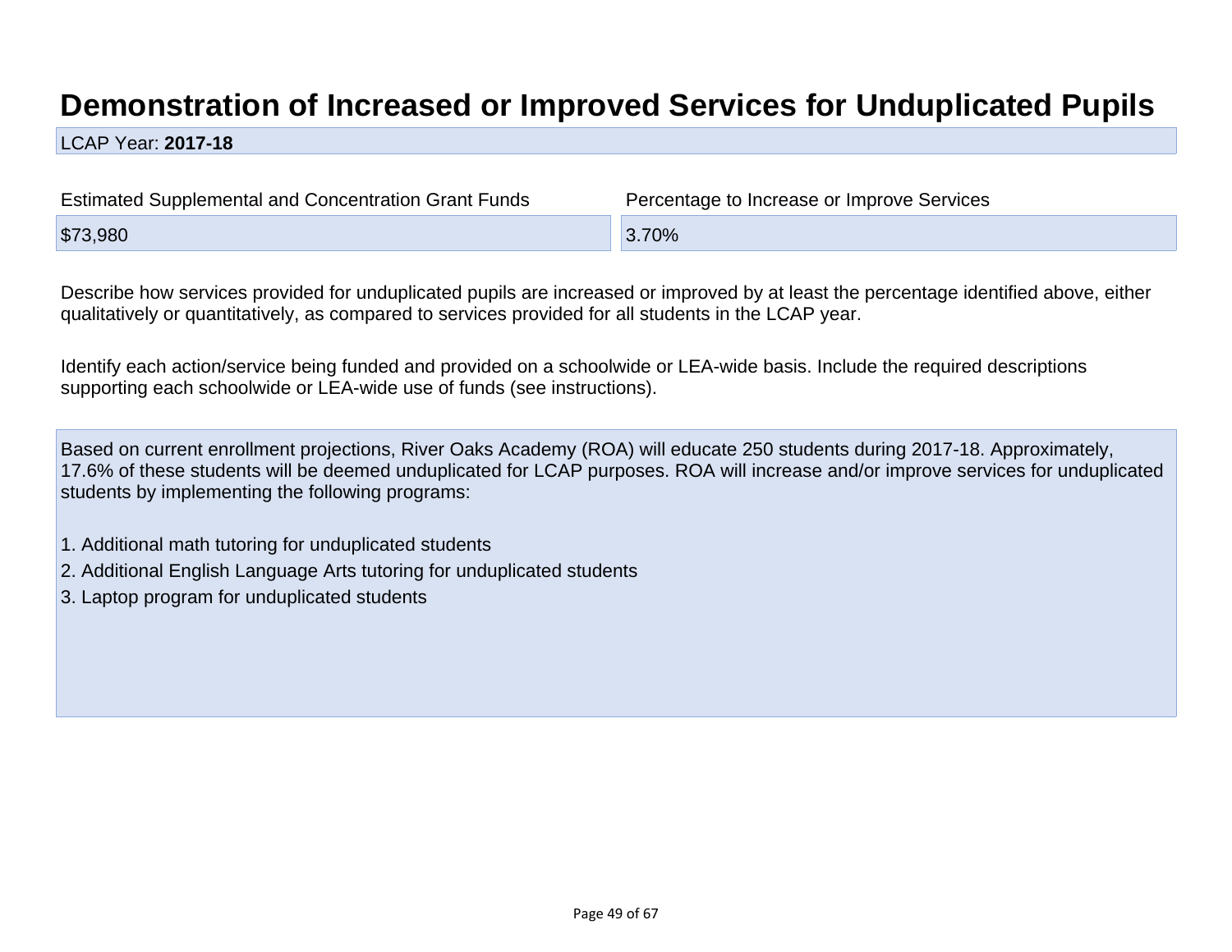# Demonstration of Increased or Improved Services for Unduplicated Pupils

LCAP Year: **2017-18**

| Estimated Supplemental and Concentration Grant Funds | Percentage to Increase or Improve Services |
| --- | --- |
| $73,980 | 3.70% |

Describe how services provided for unduplicated pupils are increased or improved by at least the percentage identified above, either qualitatively or quantitatively, as compared to services provided for all students in the LCAP year.

Identify each action/service being funded and provided on a schoolwide or LEA-wide basis. Include the required descriptions supporting each schoolwide or LEA-wide use of funds (see instructions).

Based on current enrollment projections, River Oaks Academy (ROA) will educate 250 students during 2017-18. Approximately, 17.6% of these students will be deemed unduplicated for LCAP purposes. ROA will increase and/or improve services for unduplicated students by implementing the following programs:

1. Additional math tutoring for unduplicated students
2. Additional English Language Arts tutoring for unduplicated students
3. Laptop program for unduplicated students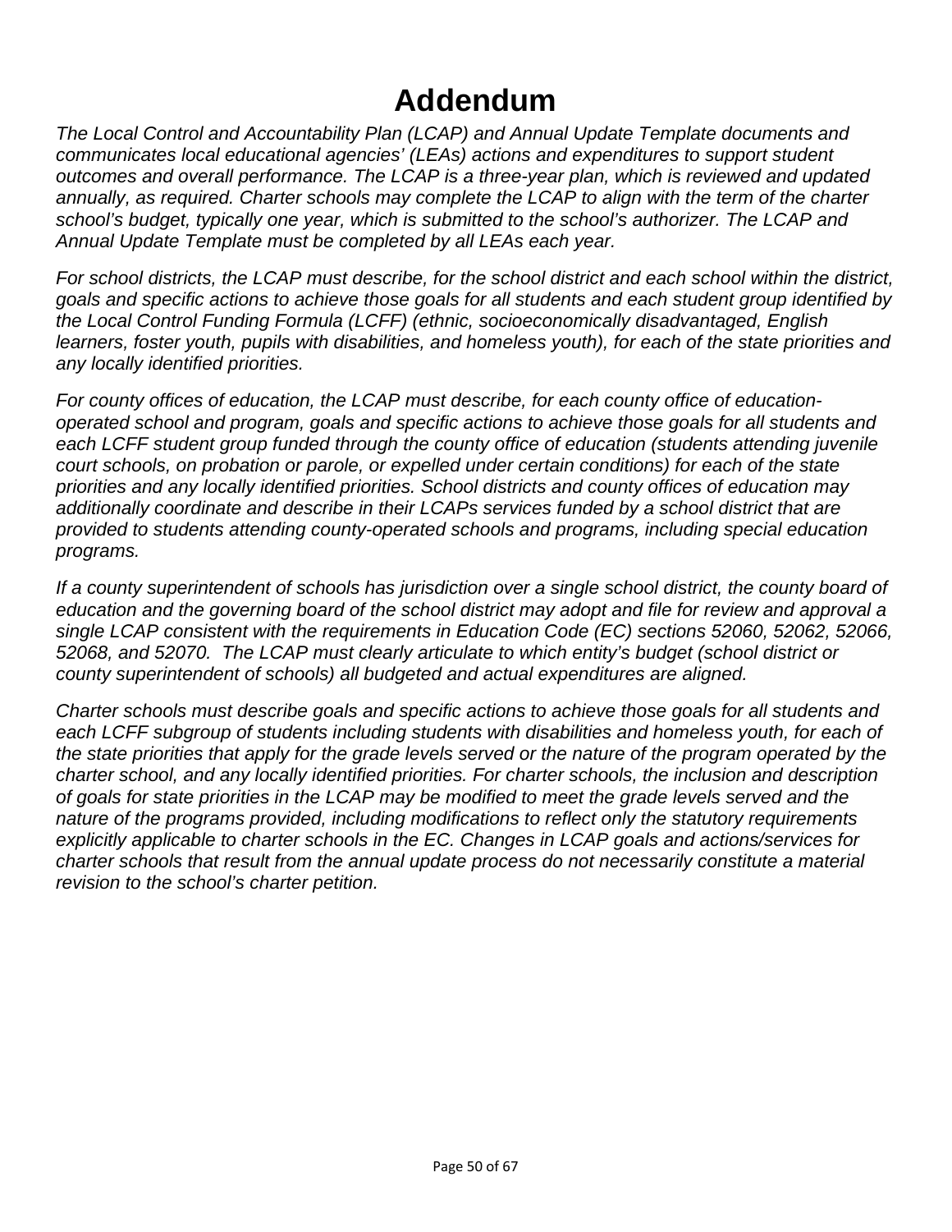# Addendum

*The Local Control and Accountability Plan (LCAP) and Annual Update Template documents and communicates local educational agencies' (LEAs) actions and expenditures to support student outcomes and overall performance. The LCAP is a three-year plan, which is reviewed and updated annually, as required. Charter schools may complete the LCAP to align with the term of the charter school's budget, typically one year, which is submitted to the school's authorizer. The LCAP and Annual Update Template must be completed by all LEAs each year.*

*For school districts, the LCAP must describe, for the school district and each school within the district, goals and specific actions to achieve those goals for all students and each student group identified by the Local Control Funding Formula (LCFF) (ethnic, socioeconomically disadvantaged, English learners, foster youth, pupils with disabilities, and homeless youth), for each of the state priorities and any locally identified priorities.*

*For county offices of education, the LCAP must describe, for each county office of education-operated school and program, goals and specific actions to achieve those goals for all students and each LCFF student group funded through the county office of education (students attending juvenile court schools, on probation or parole, or expelled under certain conditions) for each of the state priorities and any locally identified priorities. School districts and county offices of education may additionally coordinate and describe in their LCAPs services funded by a school district that are provided to students attending county-operated schools and programs, including special education programs.*

*If a county superintendent of schools has jurisdiction over a single school district, the county board of education and the governing board of the school district may adopt and file for review and approval a single LCAP consistent with the requirements in Education Code (EC) sections 52060, 52062, 52066, 52068, and 52070. The LCAP must clearly articulate to which entity's budget (school district or county superintendent of schools) all budgeted and actual expenditures are aligned.*

*Charter schools must describe goals and specific actions to achieve those goals for all students and each LCFF subgroup of students including students with disabilities and homeless youth, for each of the state priorities that apply for the grade levels served or the nature of the program operated by the charter school, and any locally identified priorities. For charter schools, the inclusion and description of goals for state priorities in the LCAP may be modified to meet the grade levels served and the nature of the programs provided, including modifications to reflect only the statutory requirements explicitly applicable to charter schools in the EC. Changes in LCAP goals and actions/services for charter schools that result from the annual update process do not necessarily constitute a material revision to the school's charter petition.*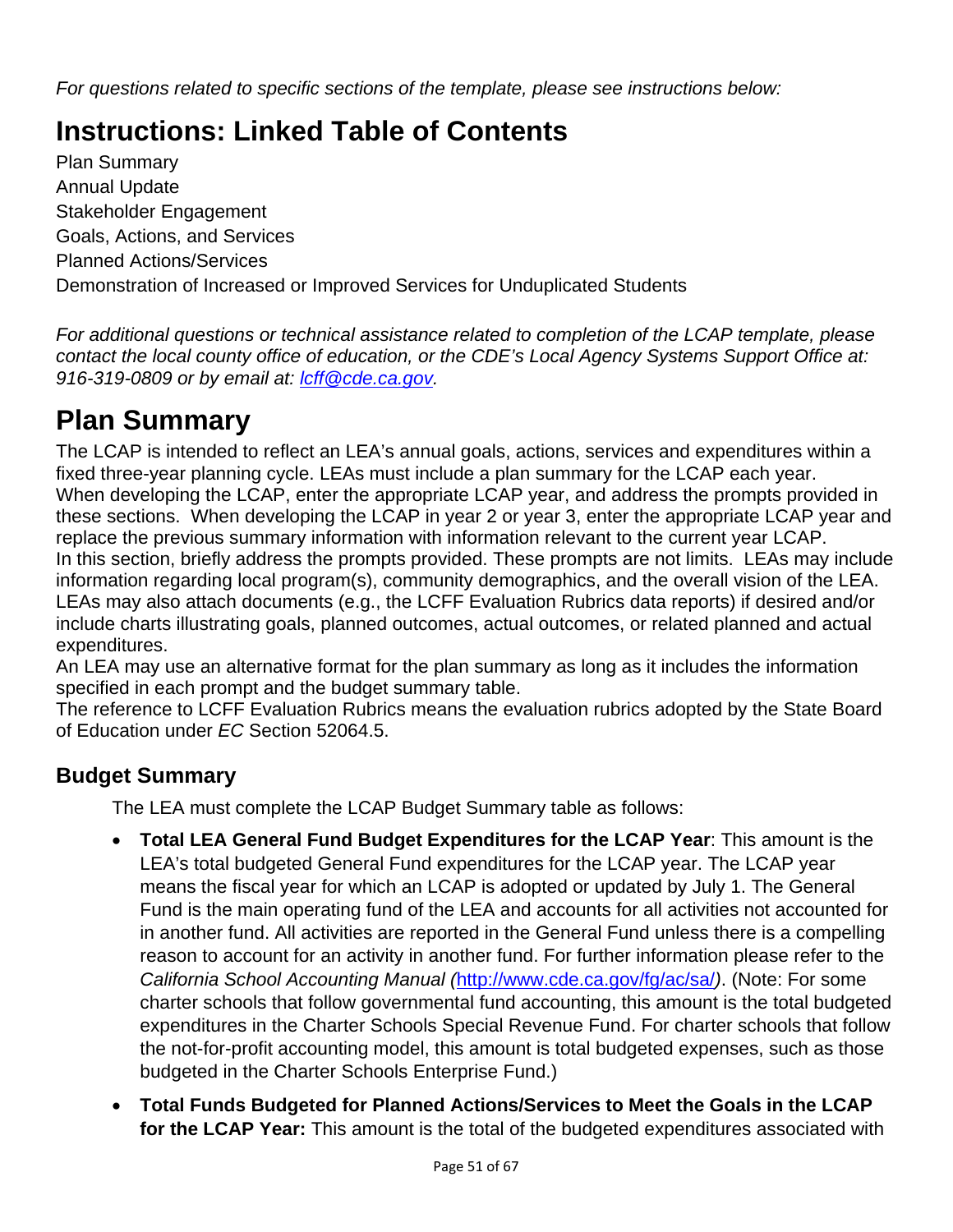*For questions related to specific sections of the template, please see instructions below:*

# Instructions: Linked Table of Contents

Plan Summary
Annual Update
Stakeholder Engagement
Goals, Actions, and Services
Planned Actions/Services
Demonstration of Increased or Improved Services for Unduplicated Students

*For additional questions or technical assistance related to completion of the LCAP template, please contact the local county office of education, or the CDE's Local Agency Systems Support Office at: 916-319-0809 or by email at: [lcff@cde.ca.gov](mailto:lcff@cde.ca.gov).*

# Plan Summary

The LCAP is intended to reflect an LEA's annual goals, actions, services and expenditures within a fixed three-year planning cycle. LEAs must include a plan summary for the LCAP each year.
When developing the LCAP, enter the appropriate LCAP year, and address the prompts provided in these sections. When developing the LCAP in year 2 or year 3, enter the appropriate LCAP year and replace the previous summary information with information relevant to the current year LCAP.
In this section, briefly address the prompts provided. These prompts are not limits. LEAs may include information regarding local program(s), community demographics, and the overall vision of the LEA. LEAs may also attach documents (e.g., the LCFF Evaluation Rubrics data reports) if desired and/or include charts illustrating goals, planned outcomes, actual outcomes, or related planned and actual expenditures.
An LEA may use an alternative format for the plan summary as long as it includes the information specified in each prompt and the budget summary table.
The reference to LCFF Evaluation Rubrics means the evaluation rubrics adopted by the State Board of Education under *EC* Section 52064.5.

## Budget Summary

The LEA must complete the LCAP Budget Summary table as follows:

- **Total LEA General Fund Budget Expenditures for the LCAP Year**: This amount is the LEA's total budgeted General Fund expenditures for the LCAP year. The LCAP year means the fiscal year for which an LCAP is adopted or updated by July 1. The General Fund is the main operating fund of the LEA and accounts for all activities not accounted for in another fund. All activities are reported in the General Fund unless there is a compelling reason to account for an activity in another fund. For further information please refer to the *California School Accounting Manual (*[http://www.cde.ca.gov/fg/ac/sa/](http://www.cde.ca.gov/fg/ac/sa/)*)*. (Note: For some charter schools that follow governmental fund accounting, this amount is the total budgeted expenditures in the Charter Schools Special Revenue Fund. For charter schools that follow the not-for-profit accounting model, this amount is total budgeted expenses, such as those budgeted in the Charter Schools Enterprise Fund.)
- **Total Funds Budgeted for Planned Actions/Services to Meet the Goals in the LCAP for the LCAP Year:** This amount is the total of the budgeted expenditures associated with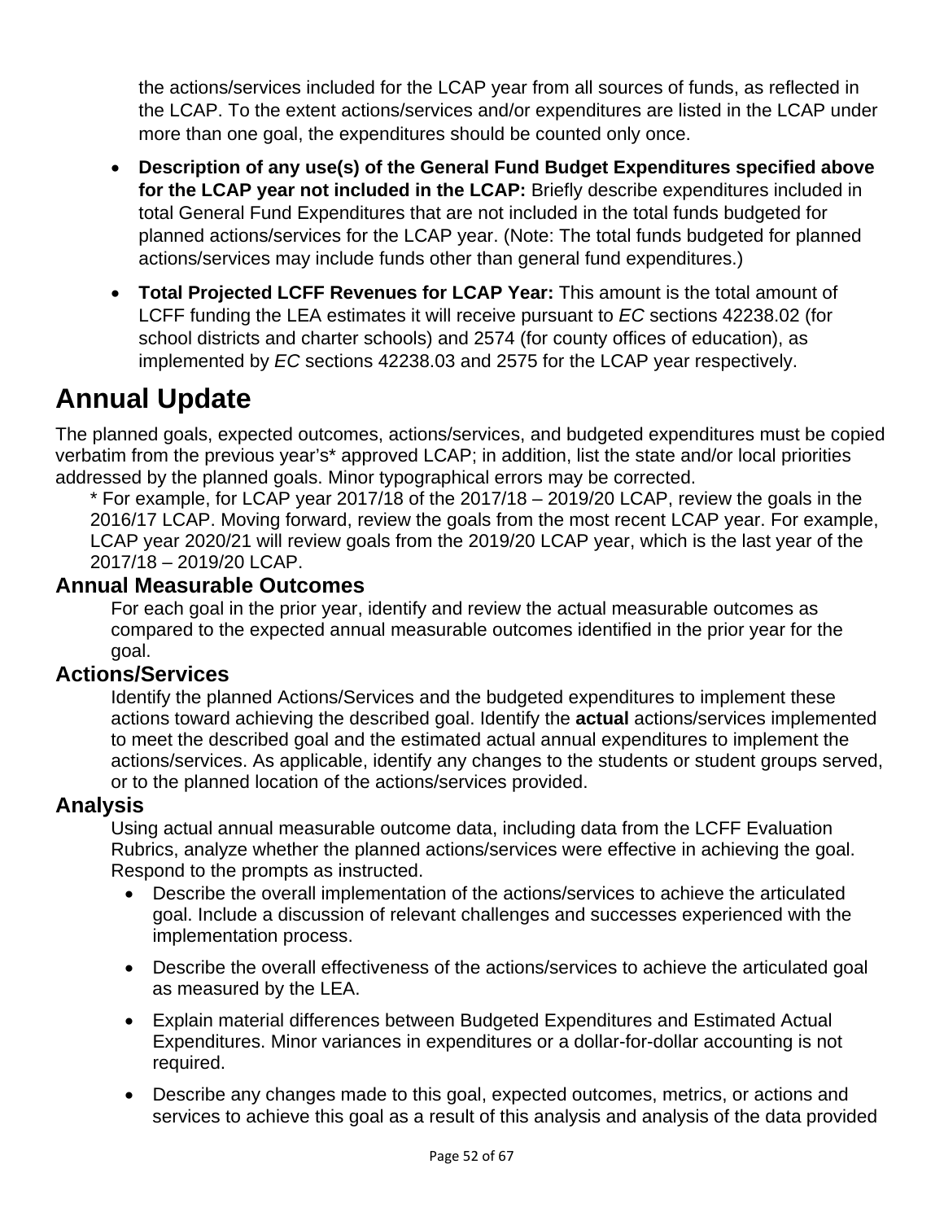the actions/services included for the LCAP year from all sources of funds, as reflected in the LCAP. To the extent actions/services and/or expenditures are listed in the LCAP under more than one goal, the expenditures should be counted only once.

- **Description of any use(s) of the General Fund Budget Expenditures specified above for the LCAP year not included in the LCAP:** Briefly describe expenditures included in total General Fund Expenditures that are not included in the total funds budgeted for planned actions/services for the LCAP year. (Note: The total funds budgeted for planned actions/services may include funds other than general fund expenditures.)
- **Total Projected LCFF Revenues for LCAP Year:** This amount is the total amount of LCFF funding the LEA estimates it will receive pursuant to *EC* sections 42238.02 (for school districts and charter schools) and 2574 (for county offices of education), as implemented by *EC* sections 42238.03 and 2575 for the LCAP year respectively.

# Annual Update

The planned goals, expected outcomes, actions/services, and budgeted expenditures must be copied verbatim from the previous year's* approved LCAP; in addition, list the state and/or local priorities addressed by the planned goals. Minor typographical errors may be corrected.

\* For example, for LCAP year 2017/18 of the 2017/18 – 2019/20 LCAP, review the goals in the 2016/17 LCAP. Moving forward, review the goals from the most recent LCAP year. For example, LCAP year 2020/21 will review goals from the 2019/20 LCAP year, which is the last year of the 2017/18 – 2019/20 LCAP.

## Annual Measurable Outcomes

For each goal in the prior year, identify and review the actual measurable outcomes as compared to the expected annual measurable outcomes identified in the prior year for the goal.

## Actions/Services

Identify the planned Actions/Services and the budgeted expenditures to implement these actions toward achieving the described goal. Identify the **actual** actions/services implemented to meet the described goal and the estimated actual annual expenditures to implement the actions/services. As applicable, identify any changes to the students or student groups served, or to the planned location of the actions/services provided.

## Analysis

Using actual annual measurable outcome data, including data from the LCFF Evaluation Rubrics, analyze whether the planned actions/services were effective in achieving the goal. Respond to the prompts as instructed.

- Describe the overall implementation of the actions/services to achieve the articulated goal. Include a discussion of relevant challenges and successes experienced with the implementation process.
- Describe the overall effectiveness of the actions/services to achieve the articulated goal as measured by the LEA.
- Explain material differences between Budgeted Expenditures and Estimated Actual Expenditures. Minor variances in expenditures or a dollar-for-dollar accounting is not required.
- Describe any changes made to this goal, expected outcomes, metrics, or actions and services to achieve this goal as a result of this analysis and analysis of the data provided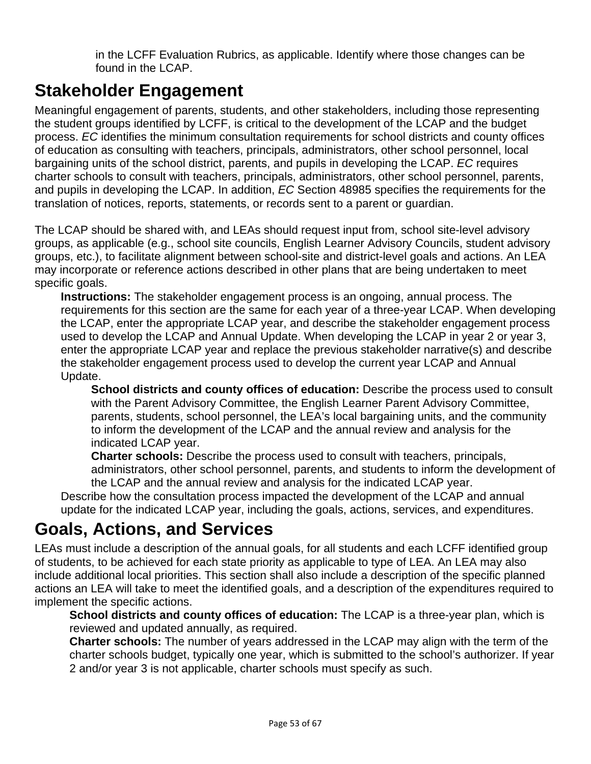in the LCFF Evaluation Rubrics, as applicable. Identify where those changes can be found in the LCAP.

# Stakeholder Engagement

Meaningful engagement of parents, students, and other stakeholders, including those representing the student groups identified by LCFF, is critical to the development of the LCAP and the budget process. *EC* identifies the minimum consultation requirements for school districts and county offices of education as consulting with teachers, principals, administrators, other school personnel, local bargaining units of the school district, parents, and pupils in developing the LCAP. *EC* requires charter schools to consult with teachers, principals, administrators, other school personnel, parents, and pupils in developing the LCAP. In addition, *EC* Section 48985 specifies the requirements for the translation of notices, reports, statements, or records sent to a parent or guardian.

The LCAP should be shared with, and LEAs should request input from, school site-level advisory groups, as applicable (e.g., school site councils, English Learner Advisory Councils, student advisory groups, etc.), to facilitate alignment between school-site and district-level goals and actions. An LEA may incorporate or reference actions described in other plans that are being undertaken to meet specific goals.

**Instructions:** The stakeholder engagement process is an ongoing, annual process. The requirements for this section are the same for each year of a three-year LCAP. When developing the LCAP, enter the appropriate LCAP year, and describe the stakeholder engagement process used to develop the LCAP and Annual Update. When developing the LCAP in year 2 or year 3, enter the appropriate LCAP year and replace the previous stakeholder narrative(s) and describe the stakeholder engagement process used to develop the current year LCAP and Annual Update.

**School districts and county offices of education:** Describe the process used to consult with the Parent Advisory Committee, the English Learner Parent Advisory Committee, parents, students, school personnel, the LEA's local bargaining units, and the community to inform the development of the LCAP and the annual review and analysis for the indicated LCAP year.

**Charter schools:** Describe the process used to consult with teachers, principals, administrators, other school personnel, parents, and students to inform the development of the LCAP and the annual review and analysis for the indicated LCAP year.

Describe how the consultation process impacted the development of the LCAP and annual update for the indicated LCAP year, including the goals, actions, services, and expenditures.

# Goals, Actions, and Services

LEAs must include a description of the annual goals, for all students and each LCFF identified group of students, to be achieved for each state priority as applicable to type of LEA. An LEA may also include additional local priorities. This section shall also include a description of the specific planned actions an LEA will take to meet the identified goals, and a description of the expenditures required to implement the specific actions.

**School districts and county offices of education:** The LCAP is a three-year plan, which is reviewed and updated annually, as required.

**Charter schools:** The number of years addressed in the LCAP may align with the term of the charter schools budget, typically one year, which is submitted to the school's authorizer. If year 2 and/or year 3 is not applicable, charter schools must specify as such.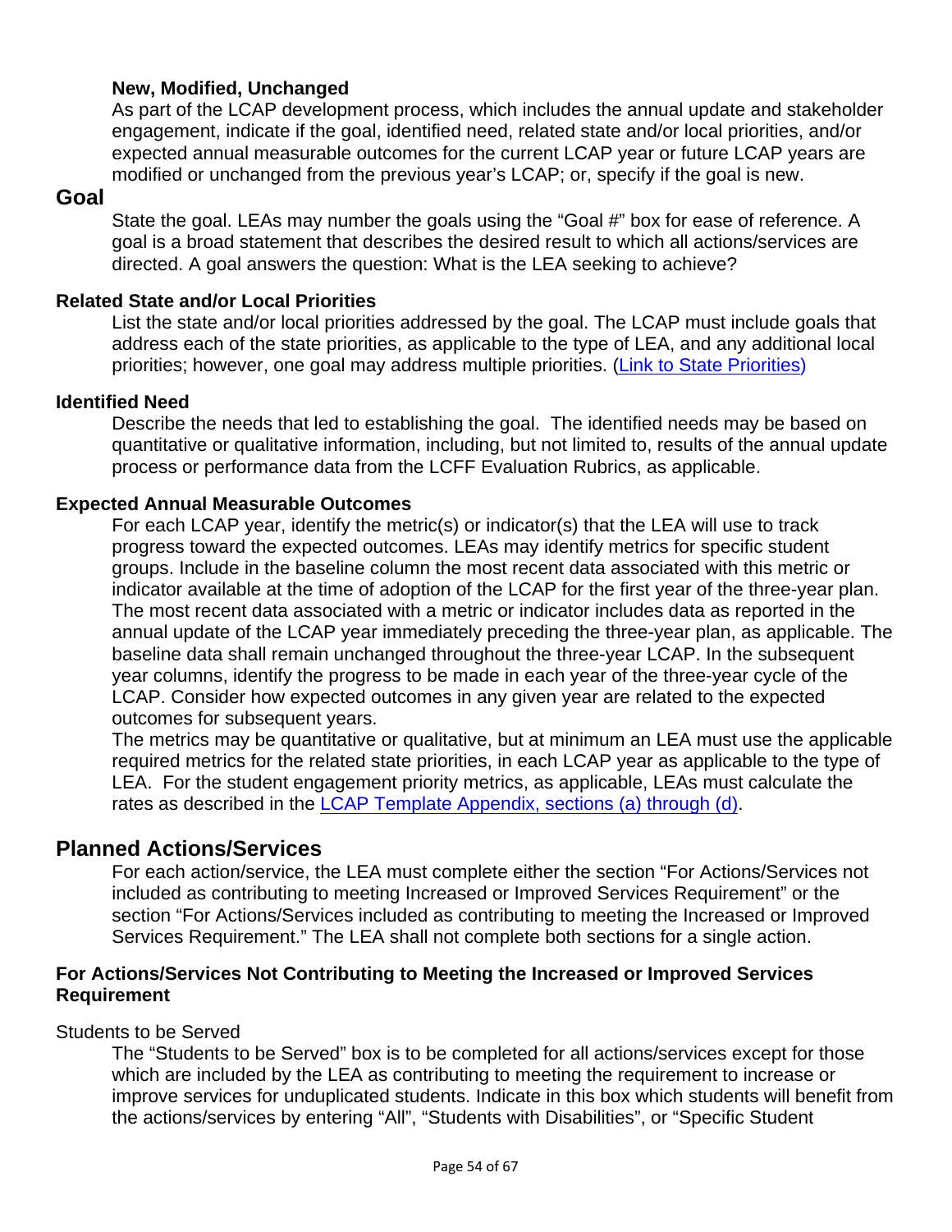**New, Modified, Unchanged**

As part of the LCAP development process, which includes the annual update and stakeholder engagement, indicate if the goal, identified need, related state and/or local priorities, and/or expected annual measurable outcomes for the current LCAP year or future LCAP years are modified or unchanged from the previous year's LCAP; or, specify if the goal is new.

## Goal

State the goal. LEAs may number the goals using the "Goal #" box for ease of reference. A goal is a broad statement that describes the desired result to which all actions/services are directed. A goal answers the question: What is the LEA seeking to achieve?

### Related State and/or Local Priorities

List the state and/or local priorities addressed by the goal. The LCAP must include goals that address each of the state priorities, as applicable to the type of LEA, and any additional local priorities; however, one goal may address multiple priorities. (Link to State Priorities)

### Identified Need

Describe the needs that led to establishing the goal. The identified needs may be based on quantitative or qualitative information, including, but not limited to, results of the annual update process or performance data from the LCFF Evaluation Rubrics, as applicable.

### Expected Annual Measurable Outcomes

For each LCAP year, identify the metric(s) or indicator(s) that the LEA will use to track progress toward the expected outcomes. LEAs may identify metrics for specific student groups. Include in the baseline column the most recent data associated with this metric or indicator available at the time of adoption of the LCAP for the first year of the three-year plan. The most recent data associated with a metric or indicator includes data as reported in the annual update of the LCAP year immediately preceding the three-year plan, as applicable. The baseline data shall remain unchanged throughout the three-year LCAP. In the subsequent year columns, identify the progress to be made in each year of the three-year cycle of the LCAP. Consider how expected outcomes in any given year are related to the expected outcomes for subsequent years.

The metrics may be quantitative or qualitative, but at minimum an LEA must use the applicable required metrics for the related state priorities, in each LCAP year as applicable to the type of LEA. For the student engagement priority metrics, as applicable, LEAs must calculate the rates as described in the LCAP Template Appendix, sections (a) through (d).

## Planned Actions/Services

For each action/service, the LEA must complete either the section "For Actions/Services not included as contributing to meeting Increased or Improved Services Requirement" or the section "For Actions/Services included as contributing to meeting the Increased or Improved Services Requirement." The LEA shall not complete both sections for a single action.

### For Actions/Services Not Contributing to Meeting the Increased or Improved Services Requirement

Students to be Served

The "Students to be Served" box is to be completed for all actions/services except for those which are included by the LEA as contributing to meeting the requirement to increase or improve services for unduplicated students. Indicate in this box which students will benefit from the actions/services by entering "All", "Students with Disabilities", or "Specific Student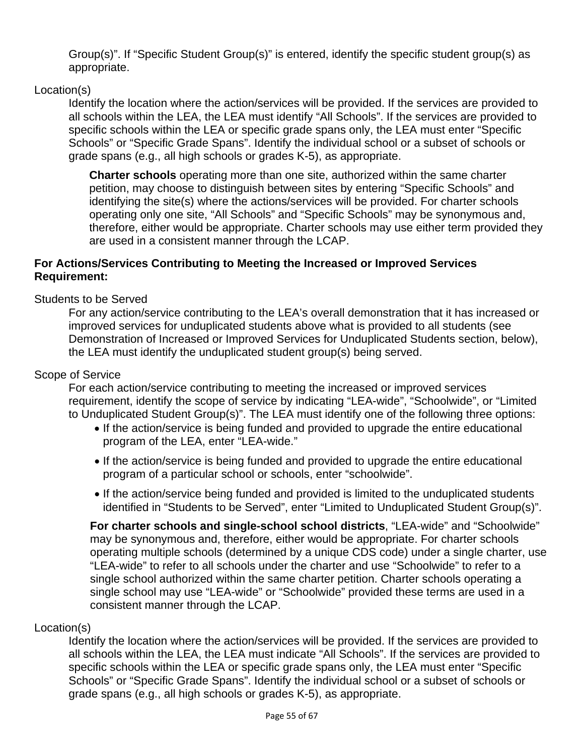Group(s)". If "Specific Student Group(s)" is entered, identify the specific student group(s) as appropriate.

Location(s)

Identify the location where the action/services will be provided. If the services are provided to all schools within the LEA, the LEA must identify "All Schools". If the services are provided to specific schools within the LEA or specific grade spans only, the LEA must enter "Specific Schools" or "Specific Grade Spans". Identify the individual school or a subset of schools or grade spans (e.g., all high schools or grades K-5), as appropriate.

**Charter schools** operating more than one site, authorized within the same charter petition, may choose to distinguish between sites by entering "Specific Schools" and identifying the site(s) where the actions/services will be provided. For charter schools operating only one site, "All Schools" and "Specific Schools" may be synonymous and, therefore, either would be appropriate. Charter schools may use either term provided they are used in a consistent manner through the LCAP.

**For Actions/Services Contributing to Meeting the Increased or Improved Services Requirement:**

Students to be Served

For any action/service contributing to the LEA's overall demonstration that it has increased or improved services for unduplicated students above what is provided to all students (see Demonstration of Increased or Improved Services for Unduplicated Students section, below), the LEA must identify the unduplicated student group(s) being served.

Scope of Service

For each action/service contributing to meeting the increased or improved services requirement, identify the scope of service by indicating "LEA-wide", "Schoolwide", or "Limited to Unduplicated Student Group(s)". The LEA must identify one of the following three options:

- If the action/service is being funded and provided to upgrade the entire educational program of the LEA, enter "LEA-wide."
- If the action/service is being funded and provided to upgrade the entire educational program of a particular school or schools, enter "schoolwide".
- If the action/service being funded and provided is limited to the unduplicated students identified in "Students to be Served", enter "Limited to Unduplicated Student Group(s)".

**For charter schools and single-school school districts**, "LEA-wide" and "Schoolwide" may be synonymous and, therefore, either would be appropriate. For charter schools operating multiple schools (determined by a unique CDS code) under a single charter, use "LEA-wide" to refer to all schools under the charter and use "Schoolwide" to refer to a single school authorized within the same charter petition. Charter schools operating a single school may use "LEA-wide" or "Schoolwide" provided these terms are used in a consistent manner through the LCAP.

Location(s)

Identify the location where the action/services will be provided. If the services are provided to all schools within the LEA, the LEA must indicate "All Schools". If the services are provided to specific schools within the LEA or specific grade spans only, the LEA must enter "Specific Schools" or "Specific Grade Spans". Identify the individual school or a subset of schools or grade spans (e.g., all high schools or grades K-5), as appropriate.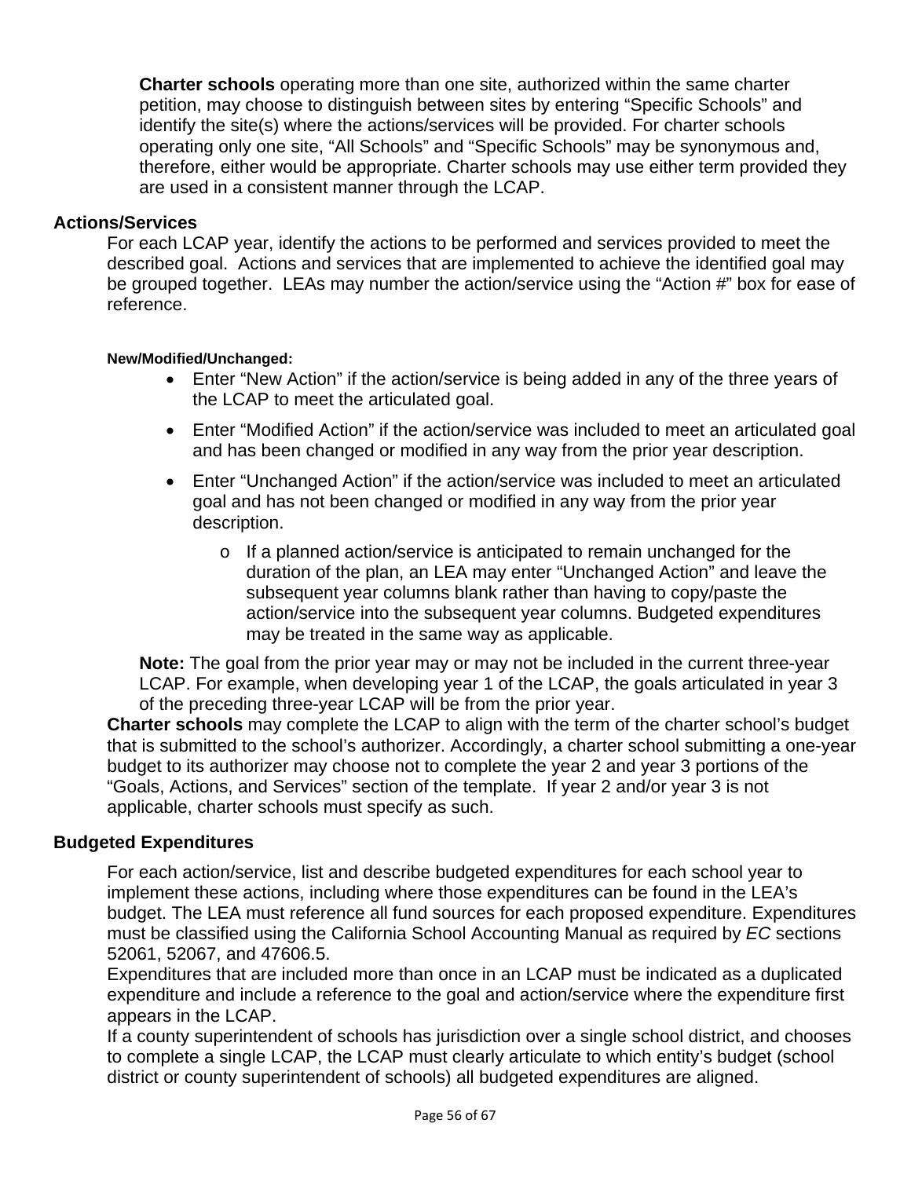**Charter schools** operating more than one site, authorized within the same charter petition, may choose to distinguish between sites by entering "Specific Schools" and identify the site(s) where the actions/services will be provided. For charter schools operating only one site, "All Schools" and "Specific Schools" may be synonymous and, therefore, either would be appropriate. Charter schools may use either term provided they are used in a consistent manner through the LCAP.

### Actions/Services

For each LCAP year, identify the actions to be performed and services provided to meet the described goal. Actions and services that are implemented to achieve the identified goal may be grouped together. LEAs may number the action/service using the "Action #" box for ease of reference.

**New/Modified/Unchanged:**

- Enter "New Action" if the action/service is being added in any of the three years of the LCAP to meet the articulated goal.
- Enter "Modified Action" if the action/service was included to meet an articulated goal and has been changed or modified in any way from the prior year description.
- Enter "Unchanged Action" if the action/service was included to meet an articulated goal and has not been changed or modified in any way from the prior year description.
  - If a planned action/service is anticipated to remain unchanged for the duration of the plan, an LEA may enter "Unchanged Action" and leave the subsequent year columns blank rather than having to copy/paste the action/service into the subsequent year columns. Budgeted expenditures may be treated in the same way as applicable.

**Note:** The goal from the prior year may or may not be included in the current three-year LCAP. For example, when developing year 1 of the LCAP, the goals articulated in year 3 of the preceding three-year LCAP will be from the prior year.

**Charter schools** may complete the LCAP to align with the term of the charter school's budget that is submitted to the school's authorizer. Accordingly, a charter school submitting a one-year budget to its authorizer may choose not to complete the year 2 and year 3 portions of the "Goals, Actions, and Services" section of the template. If year 2 and/or year 3 is not applicable, charter schools must specify as such.

### Budgeted Expenditures

For each action/service, list and describe budgeted expenditures for each school year to implement these actions, including where those expenditures can be found in the LEA's budget. The LEA must reference all fund sources for each proposed expenditure. Expenditures must be classified using the California School Accounting Manual as required by *EC* sections 52061, 52067, and 47606.5.

Expenditures that are included more than once in an LCAP must be indicated as a duplicated expenditure and include a reference to the goal and action/service where the expenditure first appears in the LCAP.

If a county superintendent of schools has jurisdiction over a single school district, and chooses to complete a single LCAP, the LCAP must clearly articulate to which entity's budget (school district or county superintendent of schools) all budgeted expenditures are aligned.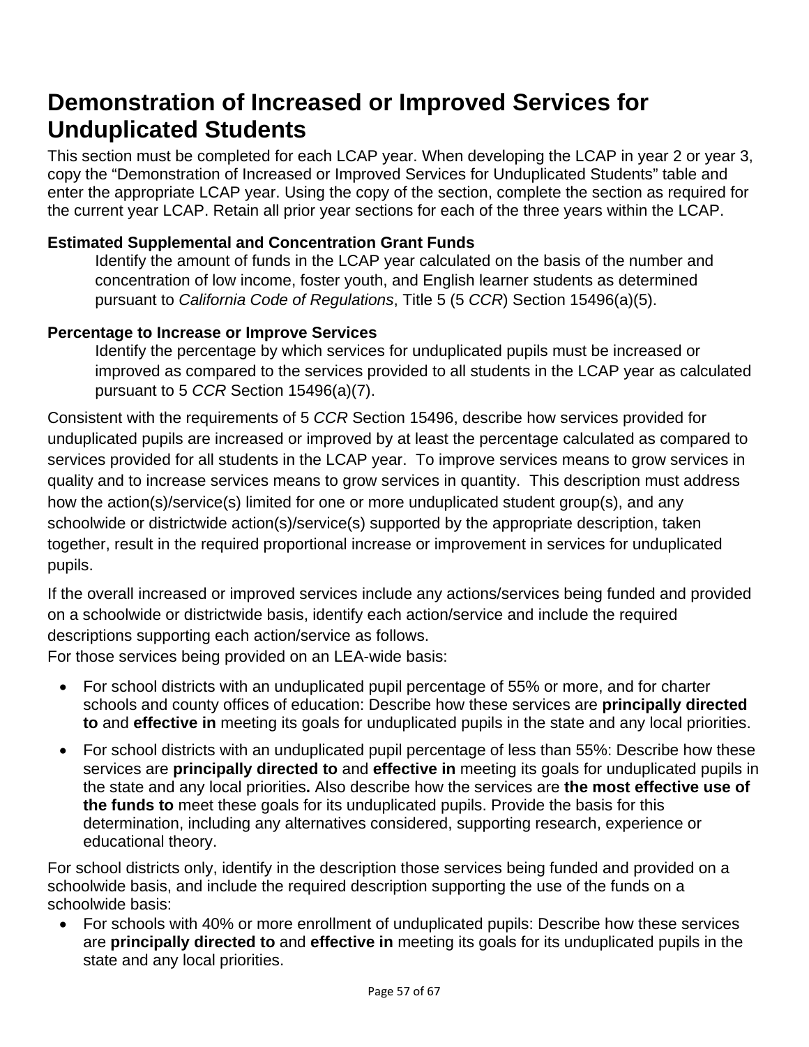# Demonstration of Increased or Improved Services for Unduplicated Students

This section must be completed for each LCAP year. When developing the LCAP in year 2 or year 3, copy the "Demonstration of Increased or Improved Services for Unduplicated Students" table and enter the appropriate LCAP year. Using the copy of the section, complete the section as required for the current year LCAP. Retain all prior year sections for each of the three years within the LCAP.

**Estimated Supplemental and Concentration Grant Funds**

Identify the amount of funds in the LCAP year calculated on the basis of the number and concentration of low income, foster youth, and English learner students as determined pursuant to *California Code of Regulations*, Title 5 (5 *CCR*) Section 15496(a)(5).

**Percentage to Increase or Improve Services**

Identify the percentage by which services for unduplicated pupils must be increased or improved as compared to the services provided to all students in the LCAP year as calculated pursuant to 5 *CCR* Section 15496(a)(7).

Consistent with the requirements of 5 *CCR* Section 15496, describe how services provided for unduplicated pupils are increased or improved by at least the percentage calculated as compared to services provided for all students in the LCAP year. To improve services means to grow services in quality and to increase services means to grow services in quantity. This description must address how the action(s)/service(s) limited for one or more unduplicated student group(s), and any schoolwide or districtwide action(s)/service(s) supported by the appropriate description, taken together, result in the required proportional increase or improvement in services for unduplicated pupils.

If the overall increased or improved services include any actions/services being funded and provided on a schoolwide or districtwide basis, identify each action/service and include the required descriptions supporting each action/service as follows.
For those services being provided on an LEA-wide basis:

- For school districts with an unduplicated pupil percentage of 55% or more, and for charter schools and county offices of education: Describe how these services are **principally directed to** and **effective in** meeting its goals for unduplicated pupils in the state and any local priorities.
- For school districts with an unduplicated pupil percentage of less than 55%: Describe how these services are **principally directed to** and **effective in** meeting its goals for unduplicated pupils in the state and any local priorities**.** Also describe how the services are **the most effective use of the funds to** meet these goals for its unduplicated pupils. Provide the basis for this determination, including any alternatives considered, supporting research, experience or educational theory.

For school districts only, identify in the description those services being funded and provided on a schoolwide basis, and include the required description supporting the use of the funds on a schoolwide basis:

- For schools with 40% or more enrollment of unduplicated pupils: Describe how these services are **principally directed to** and **effective in** meeting its goals for its unduplicated pupils in the state and any local priorities.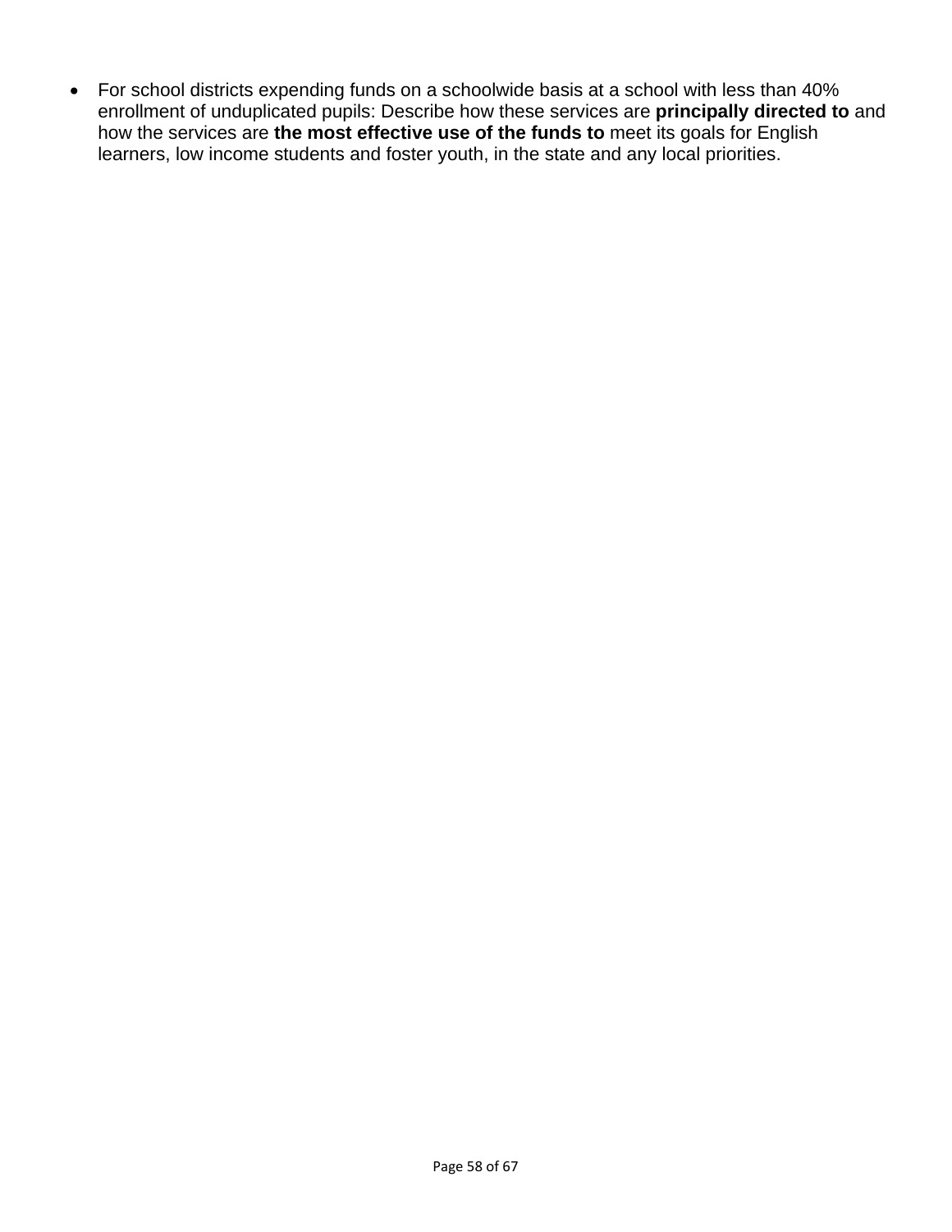- For school districts expending funds on a schoolwide basis at a school with less than 40% enrollment of unduplicated pupils: Describe how these services are **principally directed to** and how the services are **the most effective use of the funds to** meet its goals for English learners, low income students and foster youth, in the state and any local priorities.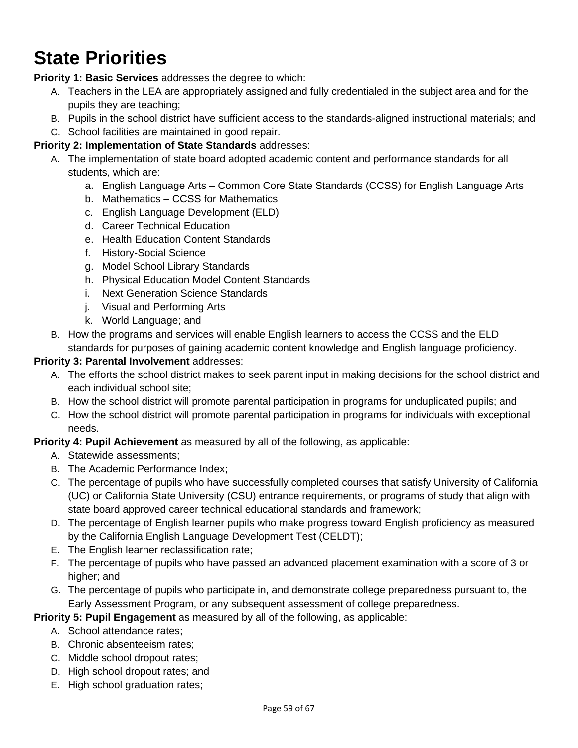# State Priorities

**Priority 1: Basic Services** addresses the degree to which:

A. Teachers in the LEA are appropriately assigned and fully credentialed in the subject area and for the pupils they are teaching;
B. Pupils in the school district have sufficient access to the standards-aligned instructional materials; and
C. School facilities are maintained in good repair.

**Priority 2: Implementation of State Standards** addresses:

A. The implementation of state board adopted academic content and performance standards for all students, which are:
   a. English Language Arts – Common Core State Standards (CCSS) for English Language Arts
   b. Mathematics – CCSS for Mathematics
   c. English Language Development (ELD)
   d. Career Technical Education
   e. Health Education Content Standards
   f. History-Social Science
   g. Model School Library Standards
   h. Physical Education Model Content Standards
   i. Next Generation Science Standards
   j. Visual and Performing Arts
   k. World Language; and
B. How the programs and services will enable English learners to access the CCSS and the ELD standards for purposes of gaining academic content knowledge and English language proficiency.

**Priority 3: Parental Involvement** addresses:

A. The efforts the school district makes to seek parent input in making decisions for the school district and each individual school site;
B. How the school district will promote parental participation in programs for unduplicated pupils; and
C. How the school district will promote parental participation in programs for individuals with exceptional needs.

**Priority 4: Pupil Achievement** as measured by all of the following, as applicable:

A. Statewide assessments;
B. The Academic Performance Index;
C. The percentage of pupils who have successfully completed courses that satisfy University of California (UC) or California State University (CSU) entrance requirements, or programs of study that align with state board approved career technical educational standards and framework;
D. The percentage of English learner pupils who make progress toward English proficiency as measured by the California English Language Development Test (CELDT);
E. The English learner reclassification rate;
F. The percentage of pupils who have passed an advanced placement examination with a score of 3 or higher; and
G. The percentage of pupils who participate in, and demonstrate college preparedness pursuant to, the Early Assessment Program, or any subsequent assessment of college preparedness.

**Priority 5: Pupil Engagement** as measured by all of the following, as applicable:

A. School attendance rates;
B. Chronic absenteeism rates;
C. Middle school dropout rates;
D. High school dropout rates; and
E. High school graduation rates;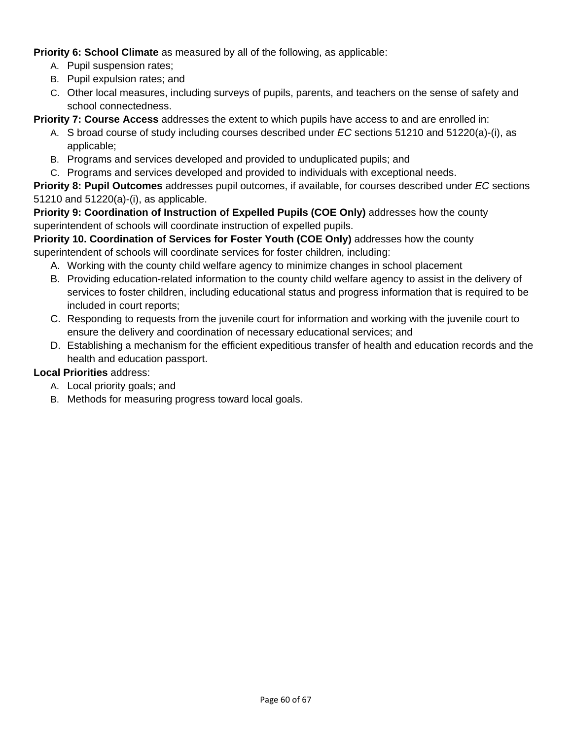**Priority 6: School Climate** as measured by all of the following, as applicable:

A. Pupil suspension rates;
B. Pupil expulsion rates; and
C. Other local measures, including surveys of pupils, parents, and teachers on the sense of safety and school connectedness.

**Priority 7: Course Access** addresses the extent to which pupils have access to and are enrolled in:

A. S broad course of study including courses described under *EC* sections 51210 and 51220(a)-(i), as applicable;
B. Programs and services developed and provided to unduplicated pupils; and
C. Programs and services developed and provided to individuals with exceptional needs.

**Priority 8: Pupil Outcomes** addresses pupil outcomes, if available, for courses described under *EC* sections 51210 and 51220(a)-(i), as applicable.

**Priority 9: Coordination of Instruction of Expelled Pupils (COE Only)** addresses how the county superintendent of schools will coordinate instruction of expelled pupils.

**Priority 10. Coordination of Services for Foster Youth (COE Only)** addresses how the county superintendent of schools will coordinate services for foster children, including:

A. Working with the county child welfare agency to minimize changes in school placement
B. Providing education-related information to the county child welfare agency to assist in the delivery of services to foster children, including educational status and progress information that is required to be included in court reports;
C. Responding to requests from the juvenile court for information and working with the juvenile court to ensure the delivery and coordination of necessary educational services; and
D. Establishing a mechanism for the efficient expeditious transfer of health and education records and the health and education passport.

**Local Priorities** address:

A. Local priority goals; and
B. Methods for measuring progress toward local goals.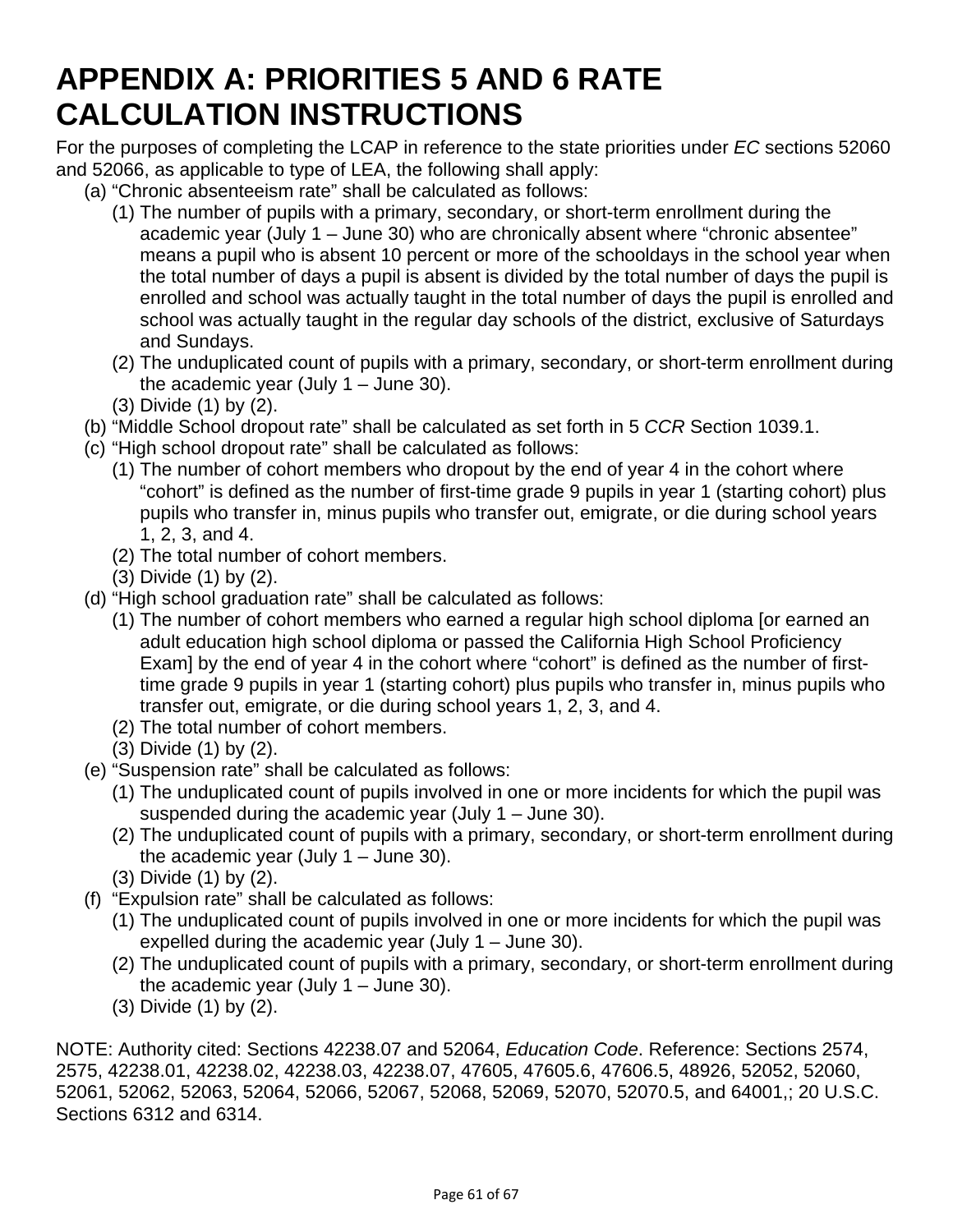# APPENDIX A: PRIORITIES 5 AND 6 RATE CALCULATION INSTRUCTIONS

For the purposes of completing the LCAP in reference to the state priorities under *EC* sections 52060 and 52066, as applicable to type of LEA, the following shall apply:

(a) "Chronic absenteeism rate" shall be calculated as follows:

  (1) The number of pupils with a primary, secondary, or short-term enrollment during the academic year (July 1 – June 30) who are chronically absent where "chronic absentee" means a pupil who is absent 10 percent or more of the schooldays in the school year when the total number of days a pupil is absent is divided by the total number of days the pupil is enrolled and school was actually taught in the total number of days the pupil is enrolled and school was actually taught in the regular day schools of the district, exclusive of Saturdays and Sundays.

  (2) The unduplicated count of pupils with a primary, secondary, or short-term enrollment during the academic year (July 1 – June 30).

  (3) Divide (1) by (2).

(b) "Middle School dropout rate" shall be calculated as set forth in 5 *CCR* Section 1039.1.

(c) "High school dropout rate" shall be calculated as follows:

  (1) The number of cohort members who dropout by the end of year 4 in the cohort where "cohort" is defined as the number of first-time grade 9 pupils in year 1 (starting cohort) plus pupils who transfer in, minus pupils who transfer out, emigrate, or die during school years 1, 2, 3, and 4.

  (2) The total number of cohort members.

  (3) Divide (1) by (2).

(d) "High school graduation rate" shall be calculated as follows:

  (1) The number of cohort members who earned a regular high school diploma [or earned an adult education high school diploma or passed the California High School Proficiency Exam] by the end of year 4 in the cohort where "cohort" is defined as the number of first-time grade 9 pupils in year 1 (starting cohort) plus pupils who transfer in, minus pupils who transfer out, emigrate, or die during school years 1, 2, 3, and 4.

  (2) The total number of cohort members.

  (3) Divide (1) by (2).

(e) "Suspension rate" shall be calculated as follows:

  (1) The unduplicated count of pupils involved in one or more incidents for which the pupil was suspended during the academic year (July 1 – June 30).

  (2) The unduplicated count of pupils with a primary, secondary, or short-term enrollment during the academic year (July 1 – June 30).

  (3) Divide (1) by (2).

(f) "Expulsion rate" shall be calculated as follows:

  (1) The unduplicated count of pupils involved in one or more incidents for which the pupil was expelled during the academic year (July 1 – June 30).

  (2) The unduplicated count of pupils with a primary, secondary, or short-term enrollment during the academic year (July 1 – June 30).

  (3) Divide (1) by (2).

NOTE: Authority cited: Sections 42238.07 and 52064, *Education Code*. Reference: Sections 2574, 2575, 42238.01, 42238.02, 42238.03, 42238.07, 47605, 47605.6, 47606.5, 48926, 52052, 52060, 52061, 52062, 52063, 52064, 52066, 52067, 52068, 52069, 52070, 52070.5, and 64001,; 20 U.S.C. Sections 6312 and 6314.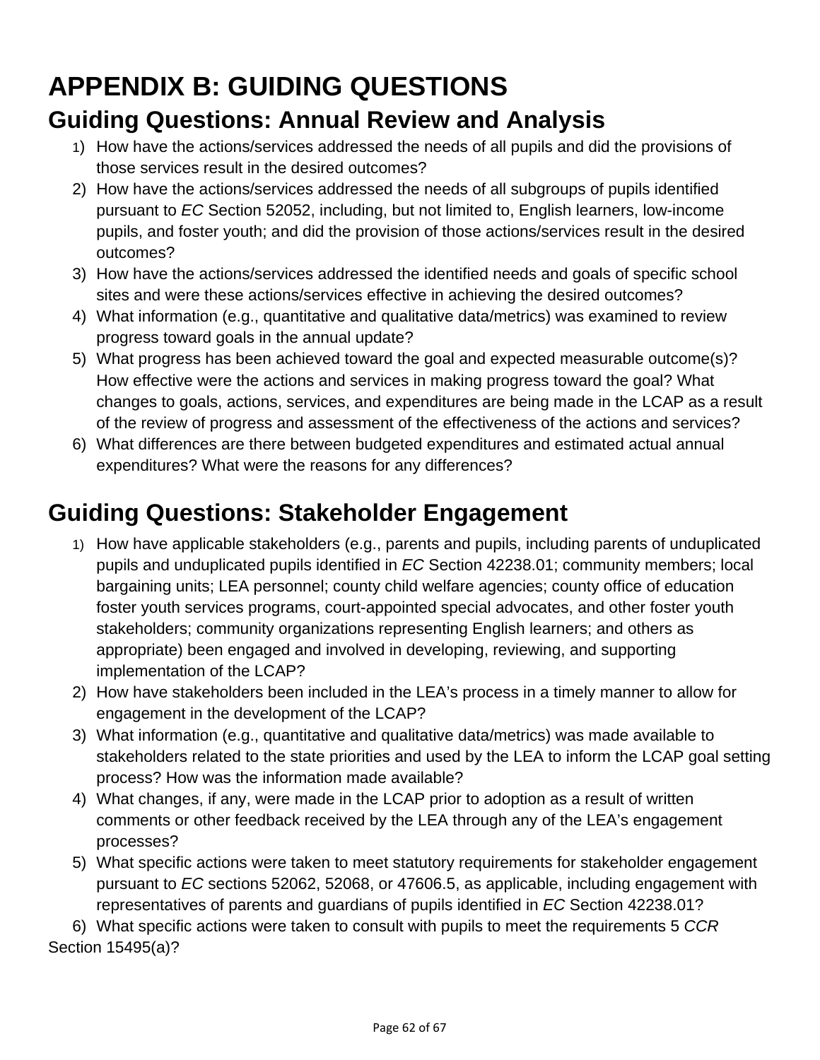# APPENDIX B: GUIDING QUESTIONS

## Guiding Questions: Annual Review and Analysis

1) How have the actions/services addressed the needs of all pupils and did the provisions of those services result in the desired outcomes?
2) How have the actions/services addressed the needs of all subgroups of pupils identified pursuant to *EC* Section 52052, including, but not limited to, English learners, low-income pupils, and foster youth; and did the provision of those actions/services result in the desired outcomes?
3) How have the actions/services addressed the identified needs and goals of specific school sites and were these actions/services effective in achieving the desired outcomes?
4) What information (e.g., quantitative and qualitative data/metrics) was examined to review progress toward goals in the annual update?
5) What progress has been achieved toward the goal and expected measurable outcome(s)? How effective were the actions and services in making progress toward the goal? What changes to goals, actions, services, and expenditures are being made in the LCAP as a result of the review of progress and assessment of the effectiveness of the actions and services?
6) What differences are there between budgeted expenditures and estimated actual annual expenditures? What were the reasons for any differences?

## Guiding Questions: Stakeholder Engagement

1) How have applicable stakeholders (e.g., parents and pupils, including parents of unduplicated pupils and unduplicated pupils identified in *EC* Section 42238.01; community members; local bargaining units; LEA personnel; county child welfare agencies; county office of education foster youth services programs, court-appointed special advocates, and other foster youth stakeholders; community organizations representing English learners; and others as appropriate) been engaged and involved in developing, reviewing, and supporting implementation of the LCAP?
2) How have stakeholders been included in the LEA's process in a timely manner to allow for engagement in the development of the LCAP?
3) What information (e.g., quantitative and qualitative data/metrics) was made available to stakeholders related to the state priorities and used by the LEA to inform the LCAP goal setting process? How was the information made available?
4) What changes, if any, were made in the LCAP prior to adoption as a result of written comments or other feedback received by the LEA through any of the LEA's engagement processes?
5) What specific actions were taken to meet statutory requirements for stakeholder engagement pursuant to *EC* sections 52062, 52068, or 47606.5, as applicable, including engagement with representatives of parents and guardians of pupils identified in *EC* Section 42238.01?
6) What specific actions were taken to consult with pupils to meet the requirements 5 *CCR* Section 15495(a)?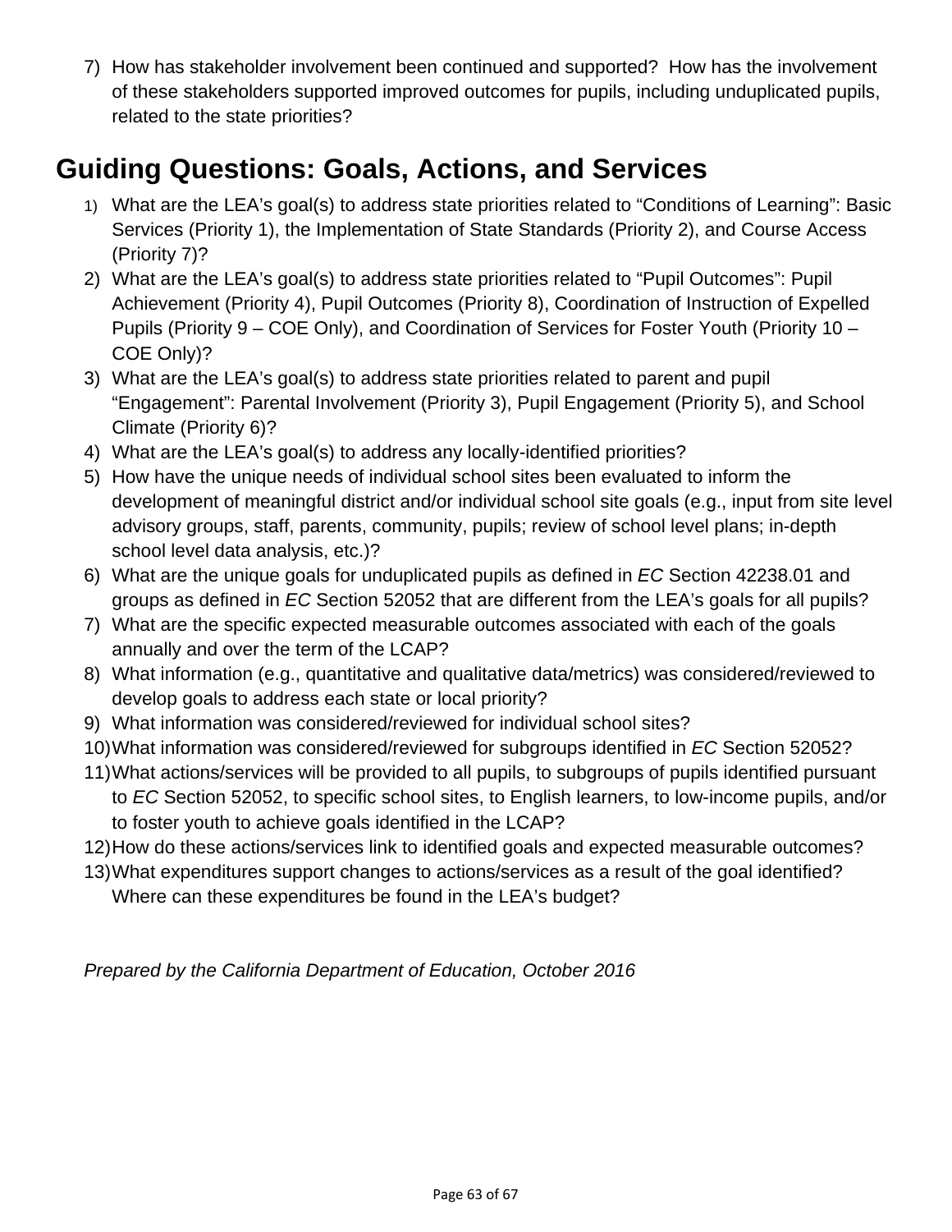7) How has stakeholder involvement been continued and supported? How has the involvement of these stakeholders supported improved outcomes for pupils, including unduplicated pupils, related to the state priorities?

## Guiding Questions: Goals, Actions, and Services

1) What are the LEA's goal(s) to address state priorities related to "Conditions of Learning": Basic Services (Priority 1), the Implementation of State Standards (Priority 2), and Course Access (Priority 7)?
2) What are the LEA's goal(s) to address state priorities related to "Pupil Outcomes": Pupil Achievement (Priority 4), Pupil Outcomes (Priority 8), Coordination of Instruction of Expelled Pupils (Priority 9 – COE Only), and Coordination of Services for Foster Youth (Priority 10 – COE Only)?
3) What are the LEA's goal(s) to address state priorities related to parent and pupil "Engagement": Parental Involvement (Priority 3), Pupil Engagement (Priority 5), and School Climate (Priority 6)?
4) What are the LEA's goal(s) to address any locally-identified priorities?
5) How have the unique needs of individual school sites been evaluated to inform the development of meaningful district and/or individual school site goals (e.g., input from site level advisory groups, staff, parents, community, pupils; review of school level plans; in-depth school level data analysis, etc.)?
6) What are the unique goals for unduplicated pupils as defined in *EC* Section 42238.01 and groups as defined in *EC* Section 52052 that are different from the LEA's goals for all pupils?
7) What are the specific expected measurable outcomes associated with each of the goals annually and over the term of the LCAP?
8) What information (e.g., quantitative and qualitative data/metrics) was considered/reviewed to develop goals to address each state or local priority?
9) What information was considered/reviewed for individual school sites?
10) What information was considered/reviewed for subgroups identified in *EC* Section 52052?
11) What actions/services will be provided to all pupils, to subgroups of pupils identified pursuant to *EC* Section 52052, to specific school sites, to English learners, to low-income pupils, and/or to foster youth to achieve goals identified in the LCAP?
12) How do these actions/services link to identified goals and expected measurable outcomes?
13) What expenditures support changes to actions/services as a result of the goal identified? Where can these expenditures be found in the LEA's budget?

*Prepared by the California Department of Education, October 2016*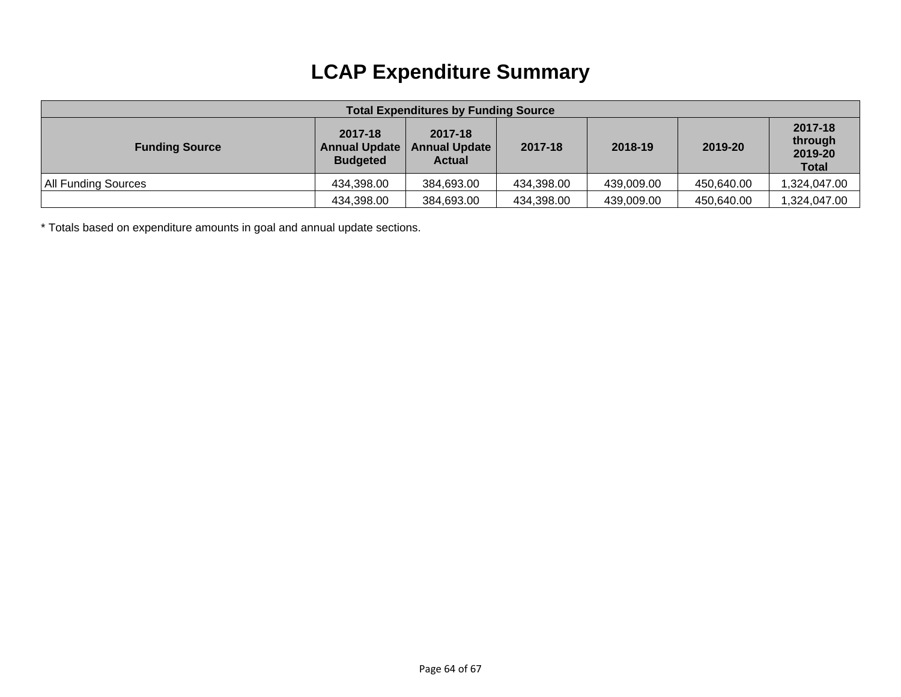# LCAP Expenditure Summary

| Total Expenditures by Funding Source | | | | | | |
|---|---|---|---|---|---|---|
| **Funding Source** | **2017-18 Annual Update Budgeted** | **2017-18 Annual Update Actual** | **2017-18** | **2018-19** | **2019-20** | **2017-18 through 2019-20 Total** |
| All Funding Sources | 434,398.00 | 384,693.00 | 434,398.00 | 439,009.00 | 450,640.00 | 1,324,047.00 |
| | 434,398.00 | 384,693.00 | 434,398.00 | 439,009.00 | 450,640.00 | 1,324,047.00 |

* Totals based on expenditure amounts in goal and annual update sections.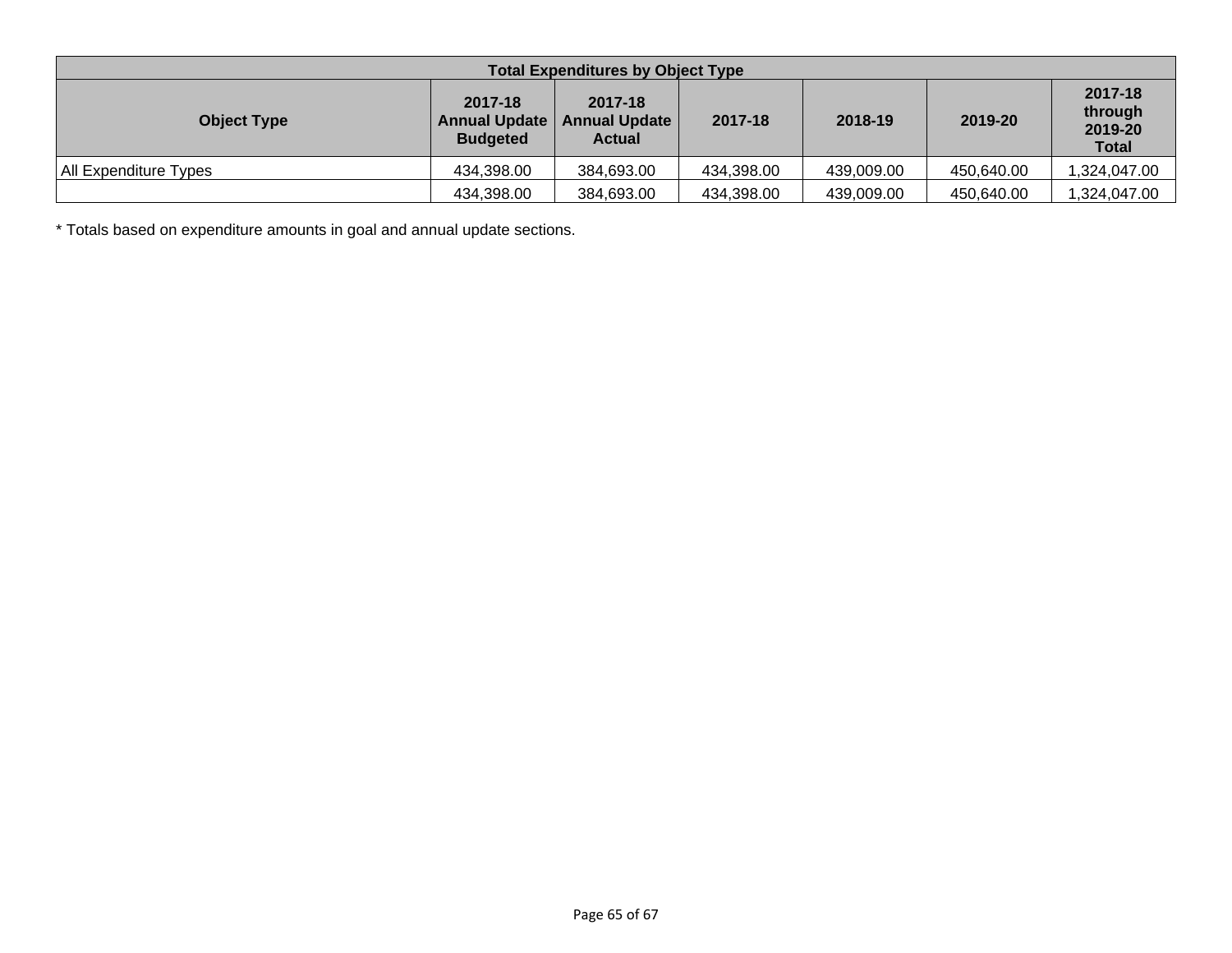| Total Expenditures by Object Type | | | | | | |
|---|---|---|---|---|---|---|
| **Object Type** | **2017-18 Annual Update Budgeted** | **2017-18 Annual Update Actual** | **2017-18** | **2018-19** | **2019-20** | **2017-18 through 2019-20 Total** |
| All Expenditure Types | 434,398.00 | 384,693.00 | 434,398.00 | 439,009.00 | 450,640.00 | 1,324,047.00 |
| | 434,398.00 | 384,693.00 | 434,398.00 | 439,009.00 | 450,640.00 | 1,324,047.00 |

* Totals based on expenditure amounts in goal and annual update sections.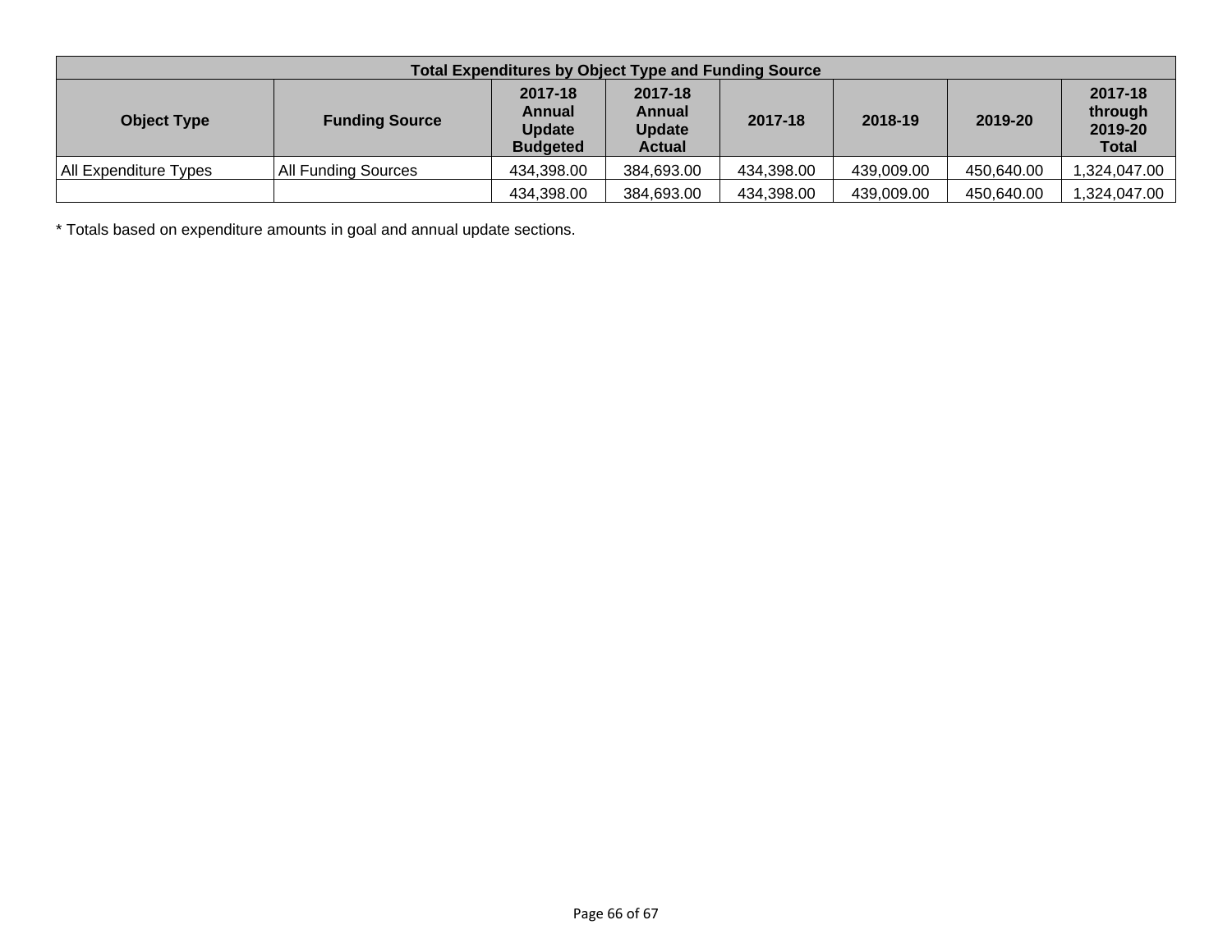| Total Expenditures by Object Type and Funding Source | | | | | | | |
|---|---|---|---|---|---|---|---|
| **Object Type** | **Funding Source** | **2017-18 Annual Update Budgeted** | **2017-18 Annual Update Actual** | **2017-18** | **2018-19** | **2019-20** | **2017-18 through 2019-20 Total** |
| All Expenditure Types | All Funding Sources | 434,398.00 | 384,693.00 | 434,398.00 | 439,009.00 | 450,640.00 | 1,324,047.00 |
| | | 434,398.00 | 384,693.00 | 434,398.00 | 439,009.00 | 450,640.00 | 1,324,047.00 |

* Totals based on expenditure amounts in goal and annual update sections.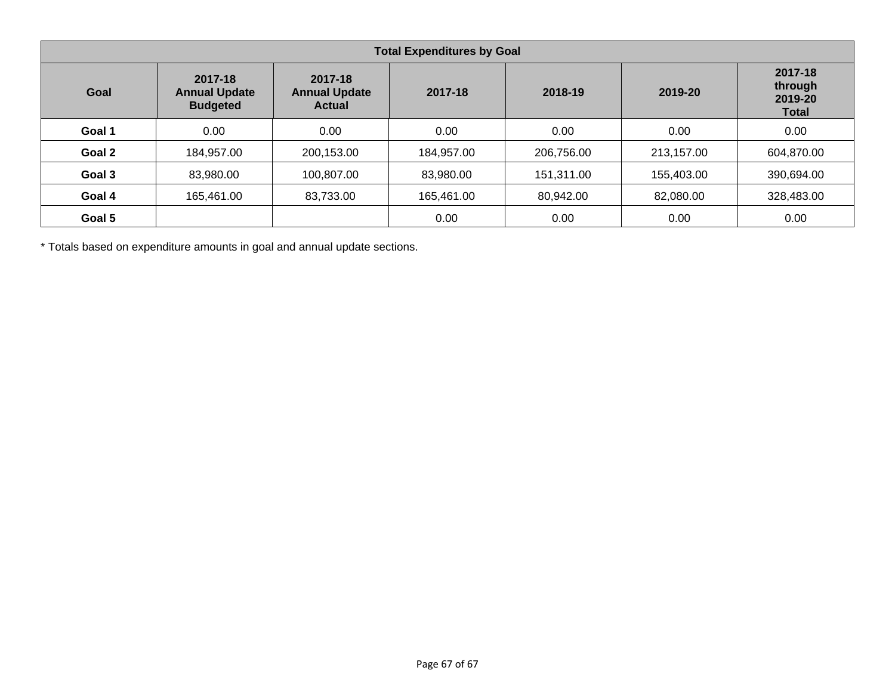| Total Expenditures by Goal | | | | | | |
|---|---|---|---|---|---|---|
| **Goal** | **2017-18 Annual Update Budgeted** | **2017-18 Annual Update Actual** | **2017-18** | **2018-19** | **2019-20** | **2017-18 through 2019-20 Total** |
| **Goal 1** | 0.00 | 0.00 | 0.00 | 0.00 | 0.00 | 0.00 |
| **Goal 2** | 184,957.00 | 200,153.00 | 184,957.00 | 206,756.00 | 213,157.00 | 604,870.00 |
| **Goal 3** | 83,980.00 | 100,807.00 | 83,980.00 | 151,311.00 | 155,403.00 | 390,694.00 |
| **Goal 4** | 165,461.00 | 83,733.00 | 165,461.00 | 80,942.00 | 82,080.00 | 328,483.00 |
| **Goal 5** | | | 0.00 | 0.00 | 0.00 | 0.00 |

* Totals based on expenditure amounts in goal and annual update sections.